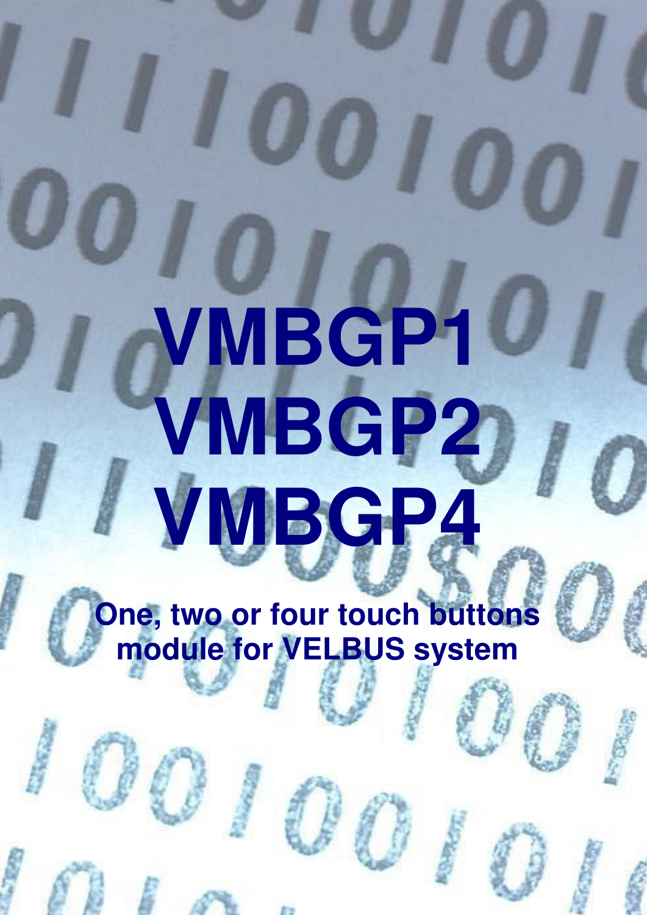# VMBGP1
# VMBGP2
# VMBGP4

**One, two or four touch buttons module for VELBUS system**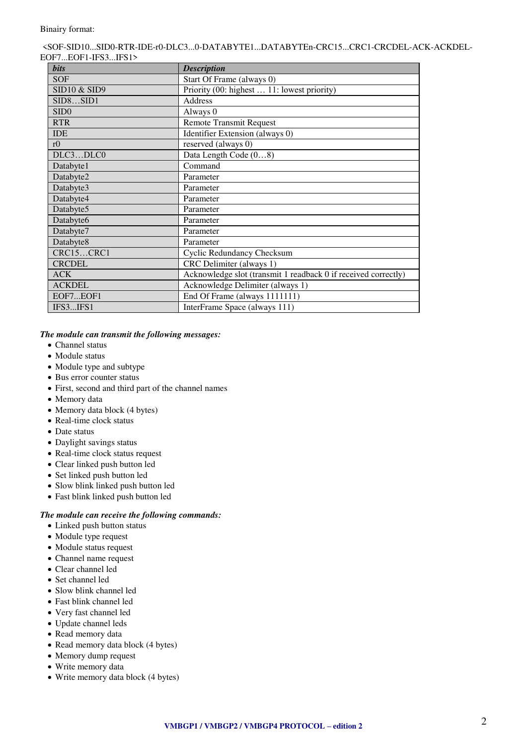Binairy format:

<SOF-SID10...SID0-RTR-IDE-r0-DLC3...0-DATABYTE1...DATABYTEn-CRC15...CRC1-CRCDEL-ACK-ACKDEL-EOF7...EOF1-IFS3...IFS1>

| ***bits*** | ***Description*** |
|---|---|
| SOF | Start Of Frame (always 0) |
| SID10 & SID9 | Priority (00: highest … 11: lowest priority) |
| SID8…SID1 | Address |
| SID0 | Always 0 |
| RTR | Remote Transmit Request |
| IDE | Identifier Extension (always 0) |
| r0 | reserved (always 0) |
| DLC3…DLC0 | Data Length Code (0…8) |
| Databyte1 | Command |
| Databyte2 | Parameter |
| Databyte3 | Parameter |
| Databyte4 | Parameter |
| Databyte5 | Parameter |
| Databyte6 | Parameter |
| Databyte7 | Parameter |
| Databyte8 | Parameter |
| CRC15…CRC1 | Cyclic Redundancy Checksum |
| CRCDEL | CRC Delimiter (always 1) |
| ACK | Acknowledge slot (transmit 1 readback 0 if received correctly) |
| ACKDEL | Acknowledge Delimiter (always 1) |
| EOF7...EOF1 | End Of Frame (always 1111111) |
| IFS3...IFS1 | InterFrame Space (always 111) |

***The module can transmit the following messages:***

- Channel status
- Module status
- Module type and subtype
- Bus error counter status
- First, second and third part of the channel names
- Memory data
- Memory data block (4 bytes)
- Real-time clock status
- Date status
- Daylight savings status
- Real-time clock status request
- Clear linked push button led
- Set linked push button led
- Slow blink linked push button led
- Fast blink linked push button led

***The module can receive the following commands:***

- Linked push button status
- Module type request
- Module status request
- Channel name request
- Clear channel led
- Set channel led
- Slow blink channel led
- Fast blink channel led
- Very fast channel led
- Update channel leds
- Read memory data
- Read memory data block (4 bytes)
- Memory dump request
- Write memory data
- Write memory data block (4 bytes)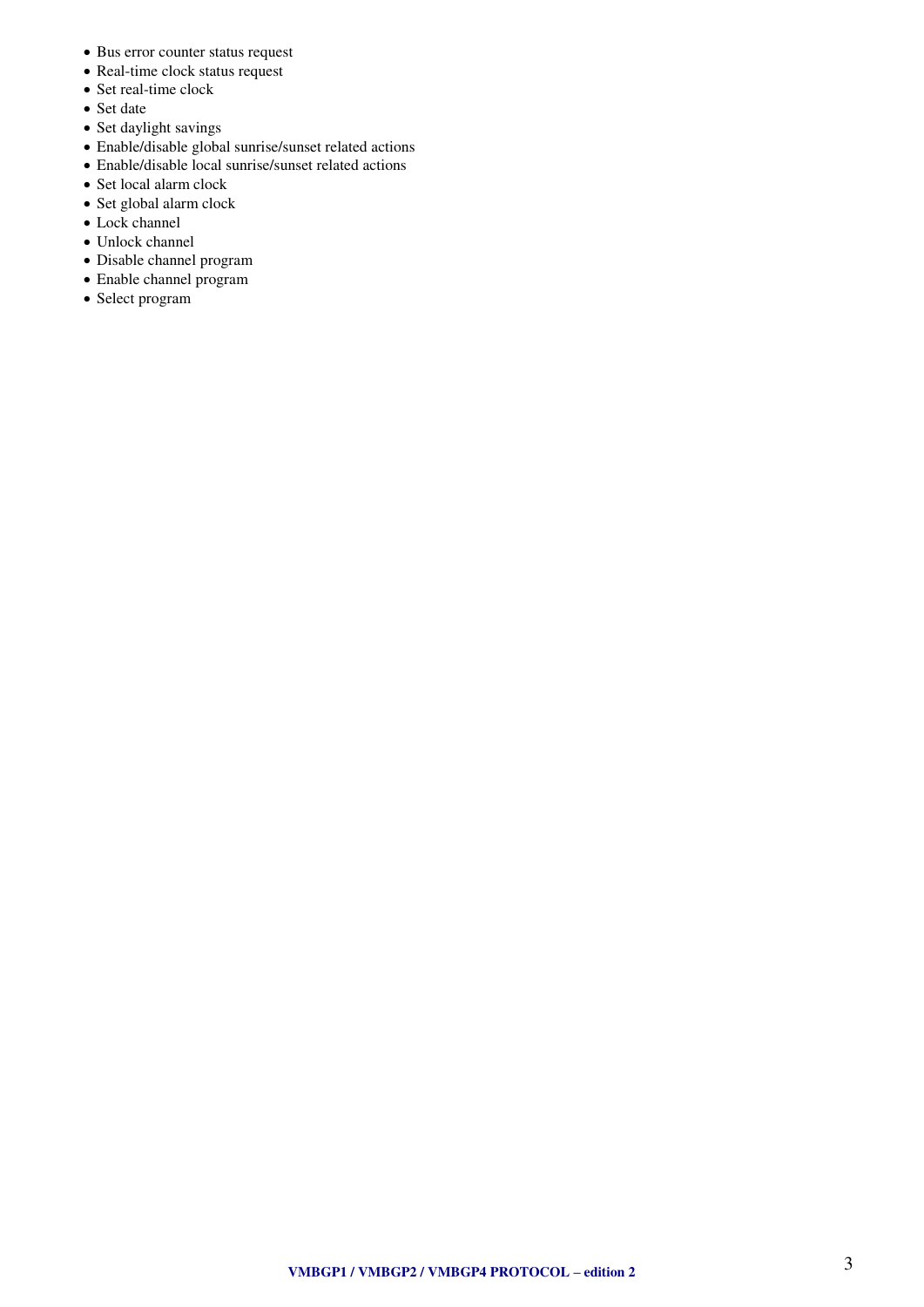- Bus error counter status request
- Real-time clock status request
- Set real-time clock
- Set date
- Set daylight savings
- Enable/disable global sunrise/sunset related actions
- Enable/disable local sunrise/sunset related actions
- Set local alarm clock
- Set global alarm clock
- Lock channel
- Unlock channel
- Disable channel program
- Enable channel program
- Select program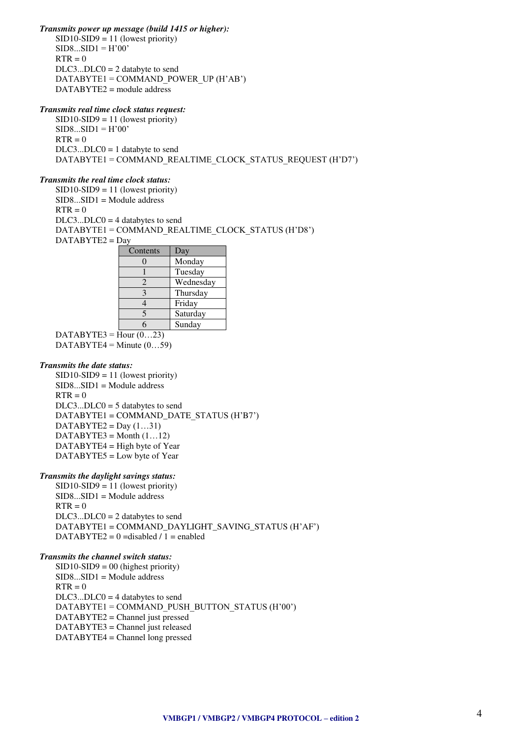***Transmits power up message (build 1415 or higher):***

SID10-SID9 = 11 (lowest priority)
SID8...SID1 = H'00'
RTR = 0
DLC3...DLC0 = 2 databyte to send
DATABYTE1 = COMMAND_POWER_UP (H'AB')
DATABYTE2 = module address

***Transmits real time clock status request:***

SID10-SID9 = 11 (lowest priority)
SID8...SID1 = H'00'
RTR = 0
DLC3...DLC0 = 1 databyte to send
DATABYTE1 = COMMAND_REALTIME_CLOCK_STATUS_REQUEST (H'D7')

***Transmits the real time clock status:***

SID10-SID9 = 11 (lowest priority)
SID8...SID1 = Module address
RTR = 0
DLC3...DLC0 = 4 databytes to send
DATABYTE1 = COMMAND_REALTIME_CLOCK_STATUS (H'D8')
DATABYTE2 = Day

| Contents | Day |
|---|---|
| 0 | Monday |
| 1 | Tuesday |
| 2 | Wednesday |
| 3 | Thursday |
| 4 | Friday |
| 5 | Saturday |
| 6 | Sunday |

DATABYTE3 = Hour (0…23)
DATABYTE4 = Minute (0…59)

***Transmits the date status:***

SID10-SID9 = 11 (lowest priority)
SID8...SID1 = Module address
RTR = 0
DLC3...DLC0 = 5 databytes to send
DATABYTE1 = COMMAND_DATE_STATUS (H'B7')
DATABYTE2 = Day (1…31)
DATABYTE3 = Month (1…12)
DATABYTE4 = High byte of Year
DATABYTE5 = Low byte of Year

***Transmits the daylight savings status:***

SID10-SID9 = 11 (lowest priority)
SID8...SID1 = Module address
RTR = 0
DLC3...DLC0 = 2 databytes to send
DATABYTE1 = COMMAND_DAYLIGHT_SAVING_STATUS (H'AF')
DATABYTE2 = 0 =disabled / 1 = enabled

***Transmits the channel switch status:***

SID10-SID9 = 00 (highest priority)
SID8...SID1 = Module address
RTR = 0
DLC3...DLC0 = 4 databytes to send
DATABYTE1 = COMMAND_PUSH_BUTTON_STATUS (H'00')
DATABYTE2 = Channel just pressed
DATABYTE3 = Channel just released
DATABYTE4 = Channel long pressed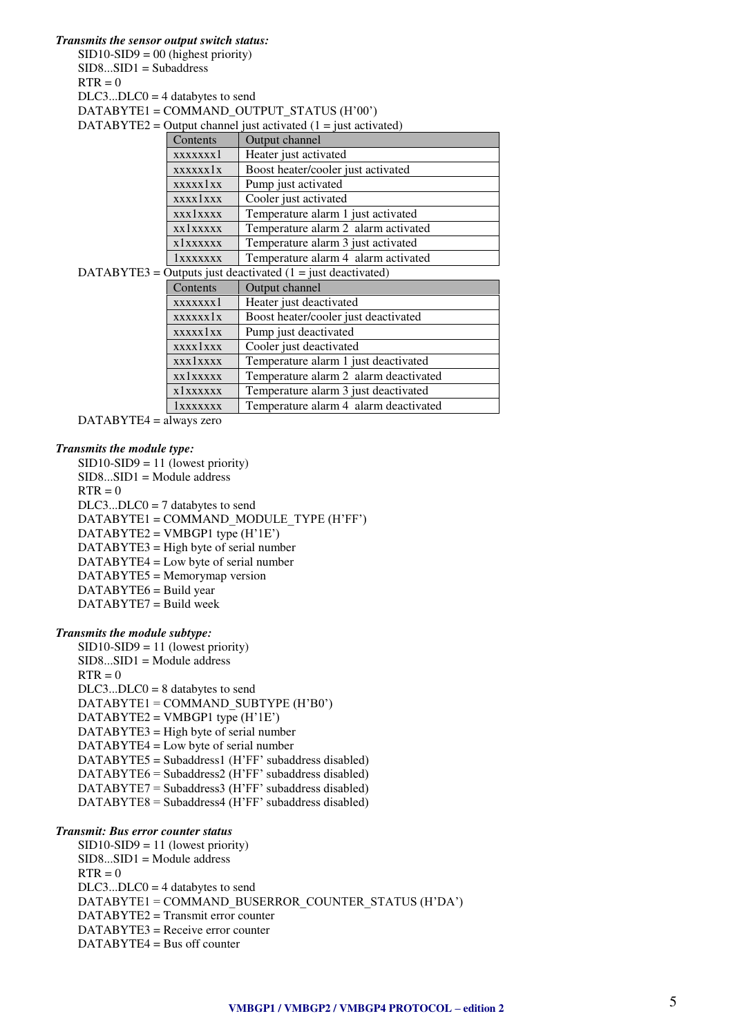***Transmits the sensor output switch status:***

SID10-SID9 = 00 (highest priority)
SID8...SID1 = Subaddress
RTR = 0
DLC3...DLC0 = 4 databytes to send
DATABYTE1 = COMMAND_OUTPUT_STATUS (H’00’)
DATABYTE2 = Output channel just activated (1 = just activated)

| Contents | Output channel |
|---|---|
| xxxxxxx1 | Heater just activated |
| xxxxxx1x | Boost heater/cooler just activated |
| xxxxx1xx | Pump just activated |
| xxxx1xxx | Cooler just activated |
| xxx1xxxx | Temperature alarm 1 just activated |
| xx1xxxxx | Temperature alarm 2 alarm activated |
| x1xxxxxx | Temperature alarm 3 just activated |
| 1xxxxxxx | Temperature alarm 4 alarm activated |

DATABYTE3 = Outputs just deactivated (1 = just deactivated)

| Contents | Output channel |
|---|---|
| xxxxxxx1 | Heater just deactivated |
| xxxxxx1x | Boost heater/cooler just deactivated |
| xxxxx1xx | Pump just deactivated |
| xxxx1xxx | Cooler just deactivated |
| xxx1xxxx | Temperature alarm 1 just deactivated |
| xx1xxxxx | Temperature alarm 2 alarm deactivated |
| x1xxxxxx | Temperature alarm 3 just deactivated |
| 1xxxxxxx | Temperature alarm 4 alarm deactivated |

DATABYTE4 = always zero

***Transmits the module type:***

SID10-SID9 = 11 (lowest priority)
SID8...SID1 = Module address
RTR = 0
DLC3...DLC0 = 7 databytes to send
DATABYTE1 = COMMAND_MODULE_TYPE (H’FF’)
DATABYTE2 = VMBGP1 type (H’1E’)
DATABYTE3 = High byte of serial number
DATABYTE4 = Low byte of serial number
DATABYTE5 = Memorymap version
DATABYTE6 = Build year
DATABYTE7 = Build week

***Transmits the module subtype:***

SID10-SID9 = 11 (lowest priority)
SID8...SID1 = Module address
RTR = 0
DLC3...DLC0 = 8 databytes to send
DATABYTE1 = COMMAND_SUBTYPE (H’B0’)
DATABYTE2 = VMBGP1 type (H’1E’)
DATABYTE3 = High byte of serial number
DATABYTE4 = Low byte of serial number
DATABYTE5 = Subaddress1 (H’FF’ subaddress disabled)
DATABYTE6 = Subaddress2 (H’FF’ subaddress disabled)
DATABYTE7 = Subaddress3 (H’FF’ subaddress disabled)
DATABYTE8 = Subaddress4 (H’FF’ subaddress disabled)

***Transmit: Bus error counter status***

SID10-SID9 = 11 (lowest priority)
SID8...SID1 = Module address
RTR = 0
DLC3...DLC0 = 4 databytes to send
DATABYTE1 = COMMAND_BUSERROR_COUNTER_STATUS (H’DA’)
DATABYTE2 = Transmit error counter
DATABYTE3 = Receive error counter
DATABYTE4 = Bus off counter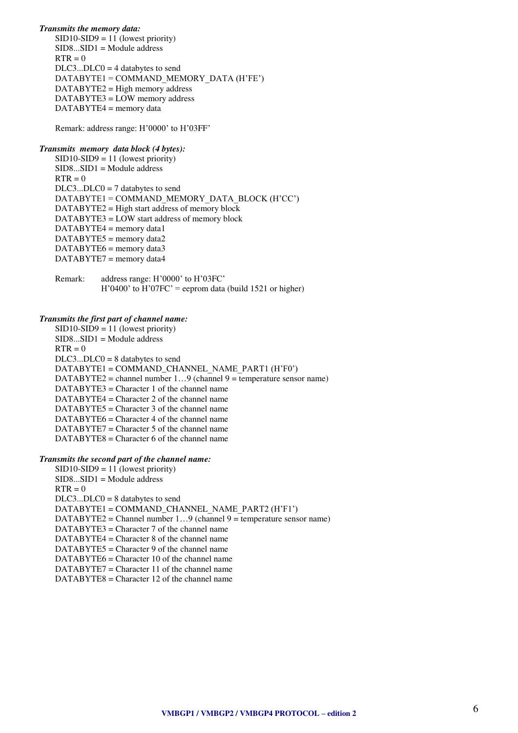***Transmits the memory data:***

SID10-SID9 = 11 (lowest priority)
SID8...SID1 = Module address
RTR = 0
DLC3...DLC0 = 4 databytes to send
DATABYTE1 = COMMAND_MEMORY_DATA (H'FE')
DATABYTE2 = High memory address
DATABYTE3 = LOW memory address
DATABYTE4 = memory data

Remark: address range: H'0000' to H'03FF'

***Transmits memory data block (4 bytes):***

SID10-SID9 = 11 (lowest priority)
SID8...SID1 = Module address
RTR = 0
DLC3...DLC0 = 7 databytes to send
DATABYTE1 = COMMAND_MEMORY_DATA_BLOCK (H'CC')
DATABYTE2 = High start address of memory block
DATABYTE3 = LOW start address of memory block
DATABYTE4 = memory data1
DATABYTE5 = memory data2
DATABYTE6 = memory data3
DATABYTE7 = memory data4

Remark: address range: H'0000' to H'03FC'
H'0400' to H'07FC' = eeprom data (build 1521 or higher)

***Transmits the first part of channel name:***

SID10-SID9 = 11 (lowest priority)
SID8...SID1 = Module address
RTR = 0
DLC3...DLC0 = 8 databytes to send
DATABYTE1 = COMMAND_CHANNEL_NAME_PART1 (H'F0')
DATABYTE2 = channel number 1…9 (channel 9 = temperature sensor name)
DATABYTE3 = Character 1 of the channel name
DATABYTE4 = Character 2 of the channel name
DATABYTE5 = Character 3 of the channel name
DATABYTE6 = Character 4 of the channel name
DATABYTE7 = Character 5 of the channel name
DATABYTE8 = Character 6 of the channel name

***Transmits the second part of the channel name:***

SID10-SID9 = 11 (lowest priority)
SID8...SID1 = Module address
RTR = 0
DLC3...DLC0 = 8 databytes to send
DATABYTE1 = COMMAND_CHANNEL_NAME_PART2 (H'F1')
DATABYTE2 = Channel number 1…9 (channel 9 = temperature sensor name)
DATABYTE3 = Character 7 of the channel name
DATABYTE4 = Character 8 of the channel name
DATABYTE5 = Character 9 of the channel name
DATABYTE6 = Character 10 of the channel name
DATABYTE7 = Character 11 of the channel name
DATABYTE8 = Character 12 of the channel name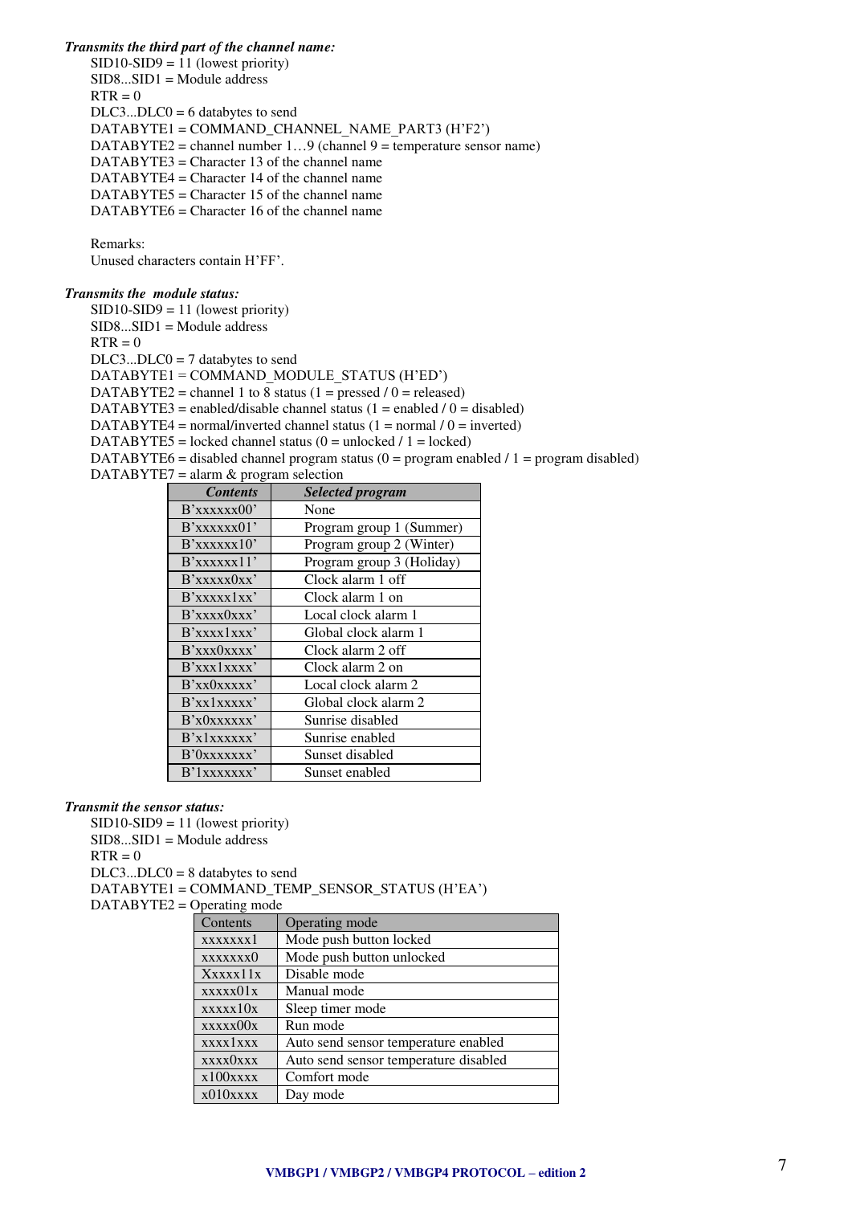***Transmits the third part of the channel name:***

SID10-SID9 = 11 (lowest priority)
SID8...SID1 = Module address
RTR = 0
DLC3...DLC0 = 6 databytes to send
DATABYTE1 = COMMAND_CHANNEL_NAME_PART3 (H'F2')
DATABYTE2 = channel number 1…9 (channel 9 = temperature sensor name)
DATABYTE3 = Character 13 of the channel name
DATABYTE4 = Character 14 of the channel name
DATABYTE5 = Character 15 of the channel name
DATABYTE6 = Character 16 of the channel name

Remarks:
Unused characters contain H'FF'.

***Transmits the module status:***

SID10-SID9 = 11 (lowest priority)
SID8...SID1 = Module address
RTR = 0
DLC3...DLC0 = 7 databytes to send
DATABYTE1 = COMMAND_MODULE_STATUS (H'ED')
DATABYTE2 = channel 1 to 8 status (1 = pressed / 0 = released)
DATABYTE3 = enabled/disable channel status (1 = enabled / 0 = disabled)
DATABYTE4 = normal/inverted channel status (1 = normal / 0 = inverted)
DATABYTE5 = locked channel status (0 = unlocked / 1 = locked)
DATABYTE6 = disabled channel program status (0 = program enabled / 1 = program disabled)
DATABYTE7 = alarm & program selection

| *Contents* | *Selected program* |
|---|---|
| B'xxxxxx00' | None |
| B'xxxxxx01' | Program group 1 (Summer) |
| B'xxxxxx10' | Program group 2 (Winter) |
| B'xxxxxx11' | Program group 3 (Holiday) |
| B'xxxxx0xx' | Clock alarm 1 off |
| B'xxxxx1xx' | Clock alarm 1 on |
| B'xxxx0xxx' | Local clock alarm 1 |
| B'xxxx1xxx' | Global clock alarm 1 |
| B'xxx0xxxx' | Clock alarm 2 off |
| B'xxx1xxxx' | Clock alarm 2 on |
| B'xx0xxxxx' | Local clock alarm 2 |
| B'xx1xxxxx' | Global clock alarm 2 |
| B'x0xxxxxx' | Sunrise disabled |
| B'x1xxxxxx' | Sunrise enabled |
| B'0xxxxxxx' | Sunset disabled |
| B'1xxxxxxx' | Sunset enabled |

***Transmit the sensor status:***

SID10-SID9 = 11 (lowest priority)
SID8...SID1 = Module address
RTR = 0
DLC3...DLC0 = 8 databytes to send
DATABYTE1 = COMMAND_TEMP_SENSOR_STATUS (H'EA')
DATABYTE2 = Operating mode

| Contents | Operating mode |
|---|---|
| xxxxxxx1 | Mode push button locked |
| xxxxxxx0 | Mode push button unlocked |
| Xxxxx11x | Disable mode |
| xxxxx01x | Manual mode |
| xxxxx10x | Sleep timer mode |
| xxxxx00x | Run mode |
| xxxx1xxx | Auto send sensor temperature enabled |
| xxxx0xxx | Auto send sensor temperature disabled |
| x100xxxx | Comfort mode |
| x010xxxx | Day mode |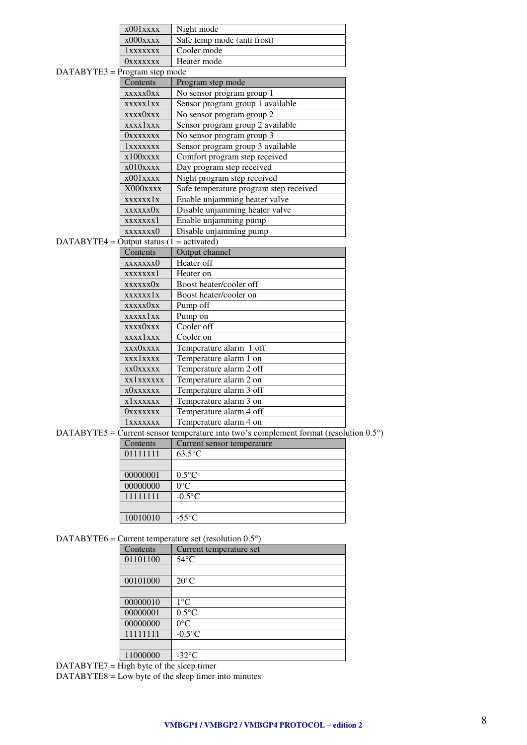| | |
|---|---|
| x001xxxx | Night mode |
| x000xxxx | Safe temp mode (anti frost) |
| 1xxxxxxx | Cooler mode |
| 0xxxxxxx | Heater mode |

DATABYTE3 = Program step mode

| Contents | Program step mode |
|---|---|
| xxxxx0xx | No sensor program group 1 |
| xxxxx1xx | Sensor program group 1 available |
| xxxx0xxx | No sensor program group 2 |
| xxxx1xxx | Sensor program group 2 available |
| 0xxxxxxx | No sensor program group 3 |
| 1xxxxxxx | Sensor program group 3 available |
| x100xxxx | Comfort program step received |
| x010xxxx | Day program step received |
| x001xxxx | Night program step received |
| X000xxxx | Safe temperature program step received |
| xxxxxx1x | Enable unjamming heater valve |
| xxxxxx0x | Disable unjamming heater valve |
| xxxxxxx1 | Enable unjamming pump |
| xxxxxxx0 | Disable unjamming pump |

DATABYTE4 = Output status (1 = activated)

| Contents | Output channel |
|---|---|
| xxxxxxx0 | Heater off |
| xxxxxxx1 | Heater on |
| xxxxxx0x | Boost heater/cooler off |
| xxxxxx1x | Boost heater/cooler on |
| xxxxx0xx | Pump off |
| xxxxx1xx | Pump on |
| xxxx0xxx | Cooler off |
| xxxx1xxx | Cooler on |
| xxx0xxxx | Temperature alarm 1 off |
| xxx1xxxx | Temperature alarm 1 on |
| xx0xxxxx | Temperature alarm 2 off |
| xx1xxxxx | Temperature alarm 2 on |
| x0xxxxxx | Temperature alarm 3 off |
| x1xxxxxx | Temperature alarm 3 on |
| 0xxxxxxx | Temperature alarm 4 off |
| 1xxxxxxx | Temperature alarm 4 on |

DATABYTE5 = Current sensor temperature into two's complement format (resolution 0.5°)

| Contents | Current sensor temperature |
|---|---|
| 01111111 | 63.5°C |
| | |
| 00000001 | 0.5°C |
| 00000000 | 0°C |
| 11111111 | -0.5°C |
| | |
| 10010010 | -55°C |

DATABYTE6 = Current temperature set (resolution 0.5°)

| Contents | Current temperature set |
|---|---|
| 01101100 | 54°C |
| | |
| 00101000 | 20°C |
| | |
| 00000010 | 1°C |
| 00000001 | 0.5°C |
| 00000000 | 0°C |
| 11111111 | -0.5°C |
| | |
| 11000000 | -32°C |

DATABYTE7 = High byte of the sleep timer

DATABYTE8 = Low byte of the sleep timer into minutes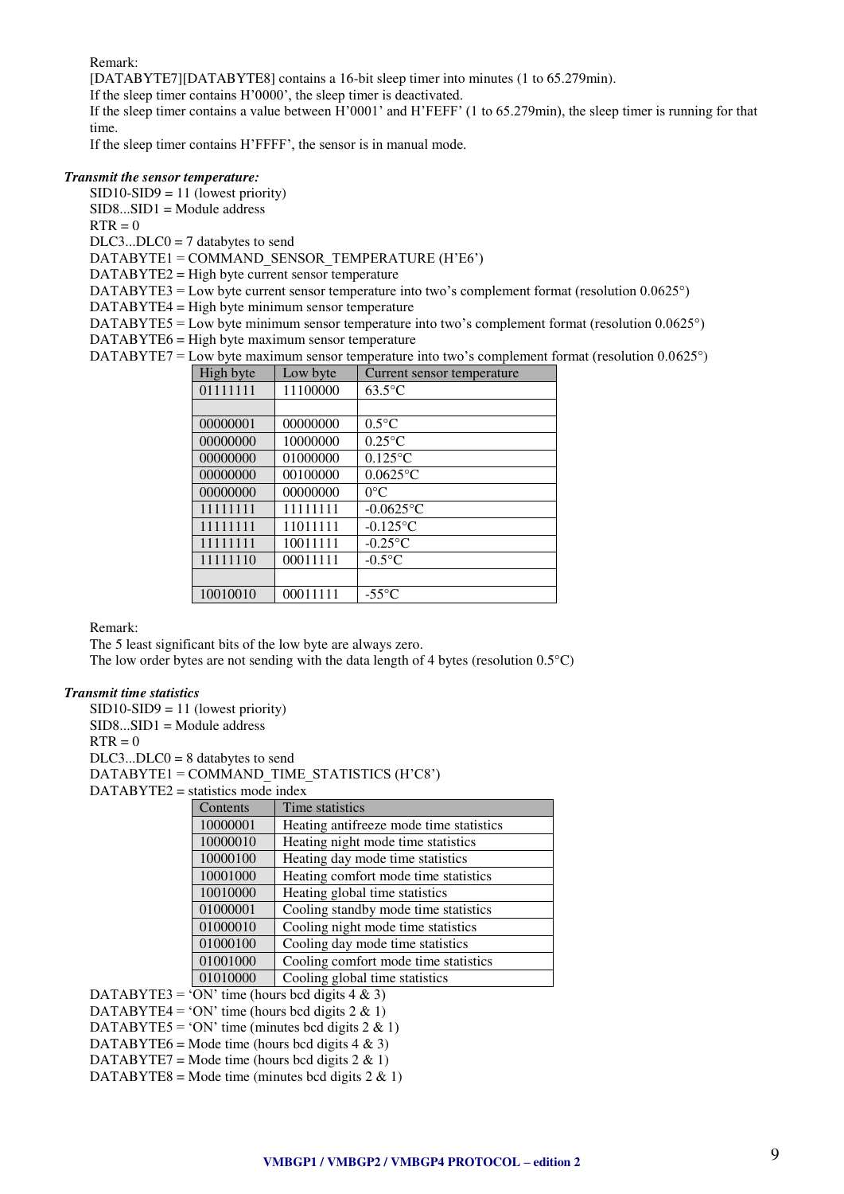Remark:
[DATABYTE7][DATABYTE8] contains a 16-bit sleep timer into minutes (1 to 65.279min).
If the sleep timer contains H'0000', the sleep timer is deactivated.
If the sleep timer contains a value between H'0001' and H'FEFF' (1 to 65.279min), the sleep timer is running for that time.
If the sleep timer contains H'FFFF', the sensor is in manual mode.

***Transmit the sensor temperature:***

SID10-SID9 = 11 (lowest priority)
SID8...SID1 = Module address
RTR = 0
DLC3...DLC0 = 7 databytes to send
DATABYTE1 = COMMAND_SENSOR_TEMPERATURE (H'E6')
DATABYTE2 = High byte current sensor temperature
DATABYTE3 = Low byte current sensor temperature into two's complement format (resolution 0.0625°)
DATABYTE4 = High byte minimum sensor temperature
DATABYTE5 = Low byte minimum sensor temperature into two's complement format (resolution 0.0625°)
DATABYTE6 = High byte maximum sensor temperature
DATABYTE7 = Low byte maximum sensor temperature into two's complement format (resolution 0.0625°)

| High byte | Low byte | Current sensor temperature |
|---|---|---|
| 01111111 | 11100000 | 63.5°C |
| | | |
| 00000001 | 00000000 | 0.5°C |
| 00000000 | 10000000 | 0.25°C |
| 00000000 | 01000000 | 0.125°C |
| 00000000 | 00100000 | 0.0625°C |
| 00000000 | 00000000 | 0°C |
| 11111111 | 11111111 | -0.0625°C |
| 11111111 | 11011111 | -0.125°C |
| 11111111 | 10011111 | -0.25°C |
| 11111110 | 00011111 | -0.5°C |
| | | |
| 10010010 | 00011111 | -55°C |

Remark:
The 5 least significant bits of the low byte are always zero.
The low order bytes are not sending with the data length of 4 bytes (resolution 0.5°C)

***Transmit time statistics***

SID10-SID9 = 11 (lowest priority)
SID8...SID1 = Module address
RTR = 0
DLC3...DLC0 = 8 databytes to send
DATABYTE1 = COMMAND_TIME_STATISTICS (H'C8')
DATABYTE2 = statistics mode index

| Contents | Time statistics |
|---|---|
| 10000001 | Heating antifreeze mode time statistics |
| 10000010 | Heating night mode time statistics |
| 10000100 | Heating day mode time statistics |
| 10001000 | Heating comfort mode time statistics |
| 10010000 | Heating global time statistics |
| 01000001 | Cooling standby mode time statistics |
| 01000010 | Cooling night mode time statistics |
| 01000100 | Cooling day mode time statistics |
| 01001000 | Cooling comfort mode time statistics |
| 01010000 | Cooling global time statistics |

DATABYTE3 = 'ON' time (hours bcd digits 4 & 3)
DATABYTE4 = 'ON' time (hours bcd digits 2 & 1)
DATABYTE5 = 'ON' time (minutes bcd digits 2 & 1)
DATABYTE6 = Mode time (hours bcd digits 4 & 3)
DATABYTE7 = Mode time (hours bcd digits 2 & 1)
DATABYTE8 = Mode time (minutes bcd digits 2 & 1)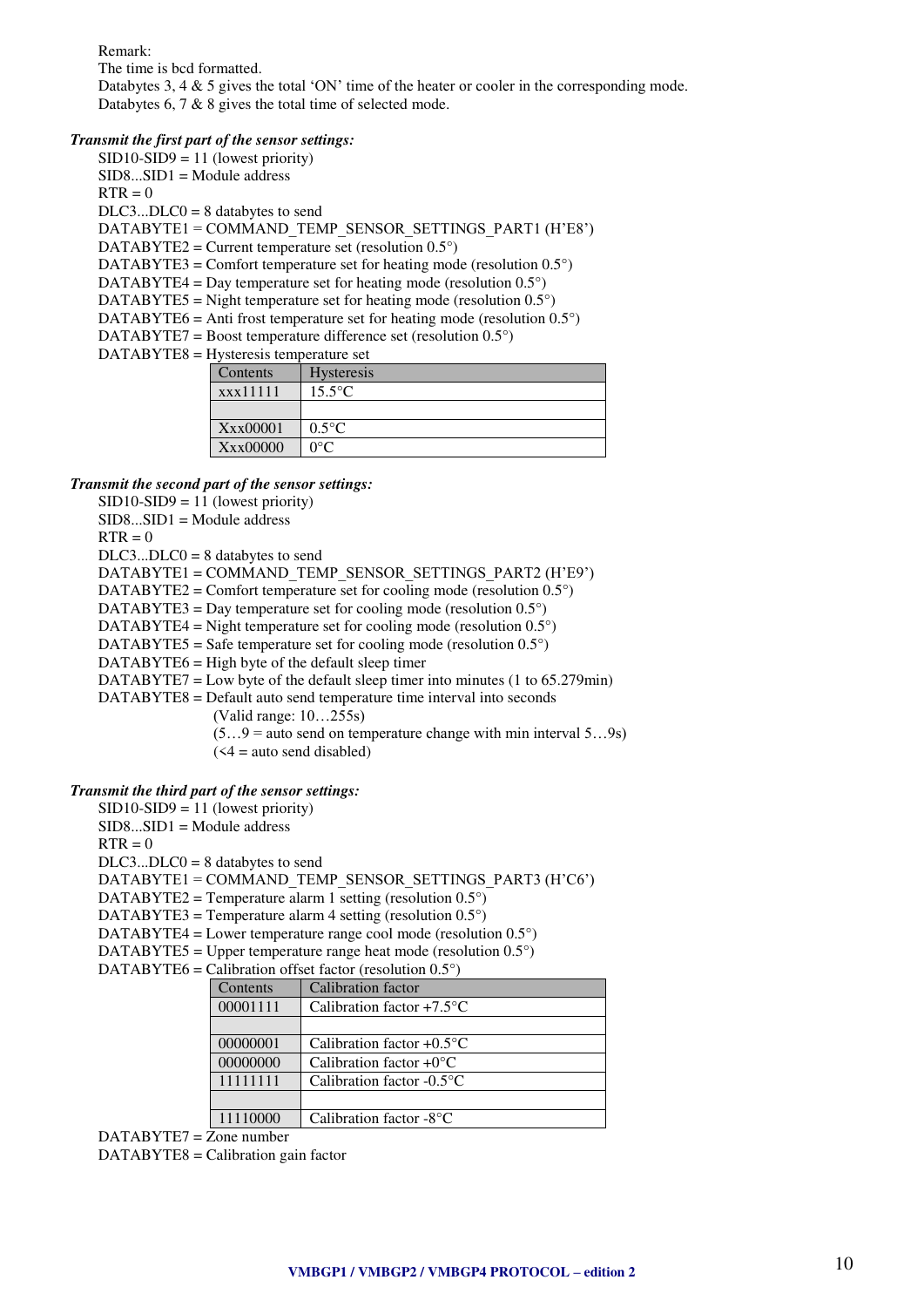Remark:

The time is bcd formatted.

Databytes 3, 4 & 5 gives the total 'ON' time of the heater or cooler in the corresponding mode.

Databytes 6, 7 & 8 gives the total time of selected mode.

***Transmit the first part of the sensor settings:***

SID10-SID9 = 11 (lowest priority)
SID8...SID1 = Module address
RTR = 0
DLC3...DLC0 = 8 databytes to send
DATABYTE1 = COMMAND_TEMP_SENSOR_SETTINGS_PART1 (H'E8')
DATABYTE2 = Current temperature set (resolution 0.5°)
DATABYTE3 = Comfort temperature set for heating mode (resolution 0.5°)
DATABYTE4 = Day temperature set for heating mode (resolution 0.5°)
DATABYTE5 = Night temperature set for heating mode (resolution 0.5°)
DATABYTE6 = Anti frost temperature set for heating mode (resolution 0.5°)
DATABYTE7 = Boost temperature difference set (resolution 0.5°)
DATABYTE8 = Hysteresis temperature set

| Contents | Hysteresis |
|---|---|
| xxx11111 | 15.5°C |
| | |
| Xxx00001 | 0.5°C |
| Xxx00000 | 0°C |

***Transmit the second part of the sensor settings:***

SID10-SID9 = 11 (lowest priority)
SID8...SID1 = Module address
RTR = 0
DLC3...DLC0 = 8 databytes to send
DATABYTE1 = COMMAND_TEMP_SENSOR_SETTINGS_PART2 (H'E9')
DATABYTE2 = Comfort temperature set for cooling mode (resolution 0.5°)
DATABYTE3 = Day temperature set for cooling mode (resolution 0.5°)
DATABYTE4 = Night temperature set for cooling mode (resolution 0.5°)
DATABYTE5 = Safe temperature set for cooling mode (resolution 0.5°)
DATABYTE6 = High byte of the default sleep timer
DATABYTE7 = Low byte of the default sleep timer into minutes (1 to 65.279min)
DATABYTE8 = Default auto send temperature time interval into seconds
(Valid range: 10…255s)
(5…9 = auto send on temperature change with min interval 5…9s)
(<4 = auto send disabled)

***Transmit the third part of the sensor settings:***

SID10-SID9 = 11 (lowest priority)
SID8...SID1 = Module address
RTR = 0
DLC3...DLC0 = 8 databytes to send
DATABYTE1 = COMMAND_TEMP_SENSOR_SETTINGS_PART3 (H'C6')
DATABYTE2 = Temperature alarm 1 setting (resolution 0.5°)
DATABYTE3 = Temperature alarm 4 setting (resolution 0.5°)
DATABYTE4 = Lower temperature range cool mode (resolution 0.5°)
DATABYTE5 = Upper temperature range heat mode (resolution 0.5°)
DATABYTE6 = Calibration offset factor (resolution 0.5°)

| Contents | Calibration factor |
|---|---|
| 00001111 | Calibration factor +7.5°C |
| | |
| 00000001 | Calibration factor +0.5°C |
| 00000000 | Calibration factor +0°C |
| 11111111 | Calibration factor -0.5°C |
| | |
| 11110000 | Calibration factor -8°C |

DATABYTE7 = Zone number
DATABYTE8 = Calibration gain factor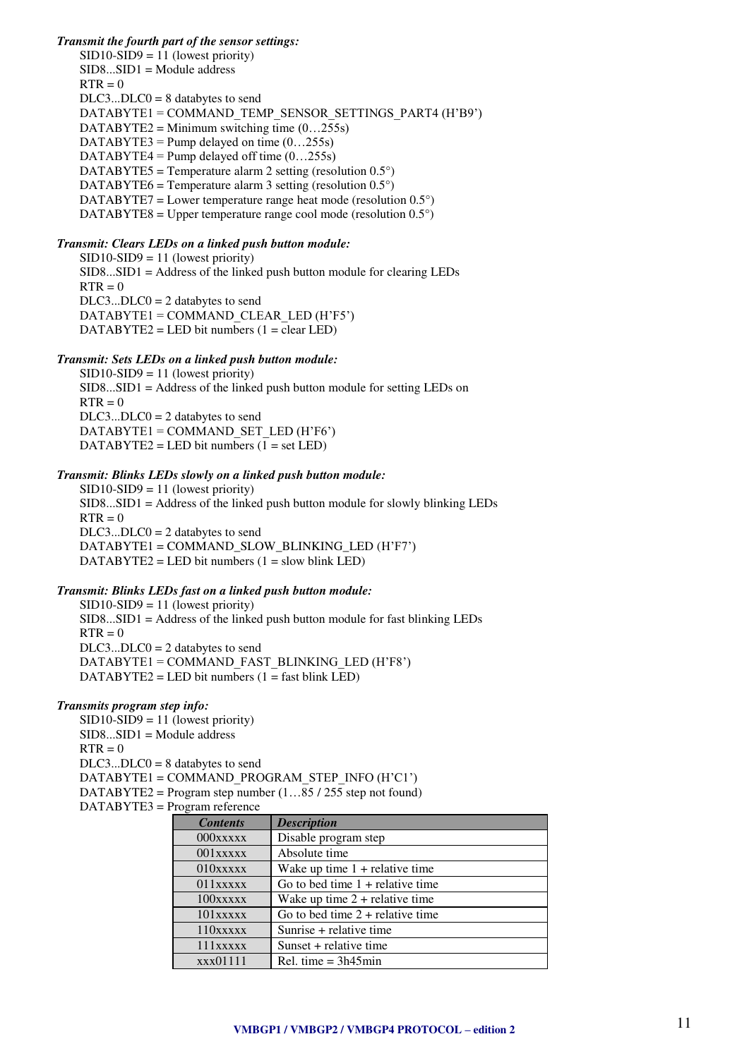***Transmit the fourth part of the sensor settings:***

SID10-SID9 = 11 (lowest priority)
SID8...SID1 = Module address
RTR = 0
DLC3...DLC0 = 8 databytes to send
DATABYTE1 = COMMAND_TEMP_SENSOR_SETTINGS_PART4 (H'B9')
DATABYTE2 = Minimum switching time (0…255s)
DATABYTE3 = Pump delayed on time (0…255s)
DATABYTE4 = Pump delayed off time (0…255s)
DATABYTE5 = Temperature alarm 2 setting (resolution 0.5°)
DATABYTE6 = Temperature alarm 3 setting (resolution 0.5°)
DATABYTE7 = Lower temperature range heat mode (resolution 0.5°)
DATABYTE8 = Upper temperature range cool mode (resolution 0.5°)

***Transmit: Clears LEDs on a linked push button module:***

SID10-SID9 = 11 (lowest priority)
SID8...SID1 = Address of the linked push button module for clearing LEDs
RTR = 0
DLC3...DLC0 = 2 databytes to send
DATABYTE1 = COMMAND_CLEAR_LED (H'F5')
DATABYTE2 = LED bit numbers (1 = clear LED)

***Transmit: Sets LEDs on a linked push button module:***

SID10-SID9 = 11 (lowest priority)
SID8...SID1 = Address of the linked push button module for setting LEDs on
RTR = 0
DLC3...DLC0 = 2 databytes to send
DATABYTE1 = COMMAND_SET_LED (H'F6')
DATABYTE2 = LED bit numbers (1 = set LED)

***Transmit: Blinks LEDs slowly on a linked push button module:***

SID10-SID9 = 11 (lowest priority)
SID8...SID1 = Address of the linked push button module for slowly blinking LEDs
RTR = 0
DLC3...DLC0 = 2 databytes to send
DATABYTE1 = COMMAND_SLOW_BLINKING_LED (H'F7')
DATABYTE2 = LED bit numbers (1 = slow blink LED)

***Transmit: Blinks LEDs fast on a linked push button module:***

SID10-SID9 = 11 (lowest priority)
SID8...SID1 = Address of the linked push button module for fast blinking LEDs
RTR = 0
DLC3...DLC0 = 2 databytes to send
DATABYTE1 = COMMAND_FAST_BLINKING_LED (H'F8')
DATABYTE2 = LED bit numbers (1 = fast blink LED)

***Transmits program step info:***

SID10-SID9 = 11 (lowest priority)
SID8...SID1 = Module address
RTR = 0
DLC3...DLC0 = 8 databytes to send
DATABYTE1 = COMMAND_PROGRAM_STEP_INFO (H'C1')
DATABYTE2 = Program step number (1…85 / 255 step not found)
DATABYTE3 = Program reference

| *Contents* | *Description* |
|---|---|
| 000xxxxx | Disable program step |
| 001xxxxx | Absolute time |
| 010xxxxx | Wake up time 1 + relative time |
| 011xxxxx | Go to bed time 1 + relative time |
| 100xxxxx | Wake up time 2 + relative time |
| 101xxxxx | Go to bed time 2 + relative time |
| 110xxxxx | Sunrise + relative time |
| 111xxxxx | Sunset + relative time |
| xxx01111 | Rel. time = 3h45min |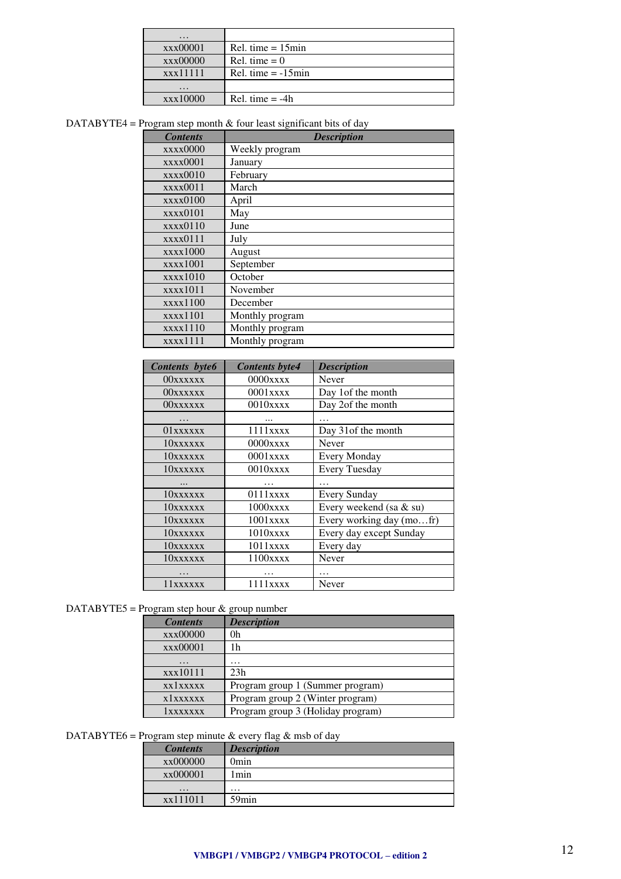| … | |
|---|---|
| xxx00001 | Rel. time = 15min |
| xxx00000 | Rel. time = 0 |
| xxx11111 | Rel. time = -15min |
| … | |
| xxx10000 | Rel. time = -4h |

DATABYTE4 = Program step month & four least significant bits of day

| *Contents* | *Description* |
|---|---|
| xxxx0000 | Weekly program |
| xxxx0001 | January |
| xxxx0010 | February |
| xxxx0011 | March |
| xxxx0100 | April |
| xxxx0101 | May |
| xxxx0110 | June |
| xxxx0111 | July |
| xxxx1000 | August |
| xxxx1001 | September |
| xxxx1010 | October |
| xxxx1011 | November |
| xxxx1100 | December |
| xxxx1101 | Monthly program |
| xxxx1110 | Monthly program |
| xxxx1111 | Monthly program |

| *Contents byte6* | *Contents byte4* | *Description* |
|---|---|---|
| 00xxxxxx | 0000xxxx | Never |
| 00xxxxxx | 0001xxxx | Day 1of the month |
| 00xxxxxx | 0010xxxx | Day 2of the month |
| … | ... | … |
| 01xxxxxx | 1111xxxx | Day 31of the month |
| 10xxxxxx | 0000xxxx | Never |
| 10xxxxxx | 0001xxxx | Every Monday |
| 10xxxxxx | 0010xxxx | Every Tuesday |
| ... | … | … |
| 10xxxxxx | 0111xxxx | Every Sunday |
| 10xxxxxx | 1000xxxx | Every weekend (sa & su) |
| 10xxxxxx | 1001xxxx | Every working day (mo…fr) |
| 10xxxxxx | 1010xxxx | Every day except Sunday |
| 10xxxxxx | 1011xxxx | Every day |
| 10xxxxxx | 1100xxxx | Never |
| … | … | … |
| 11xxxxxx | 1111xxxx | Never |

DATABYTE5 = Program step hour & group number

| *Contents* | *Description* |
|---|---|
| xxx00000 | 0h |
| xxx00001 | 1h |
| … | … |
| xxx10111 | 23h |
| xx1xxxxx | Program group 1 (Summer program) |
| x1xxxxxx | Program group 2 (Winter program) |
| 1xxxxxxx | Program group 3 (Holiday program) |

DATABYTE6 = Program step minute & every flag & msb of day

| *Contents* | *Description* |
|---|---|
| xx000000 | 0min |
| xx000001 | 1min |
| … | … |
| xx111011 | 59min |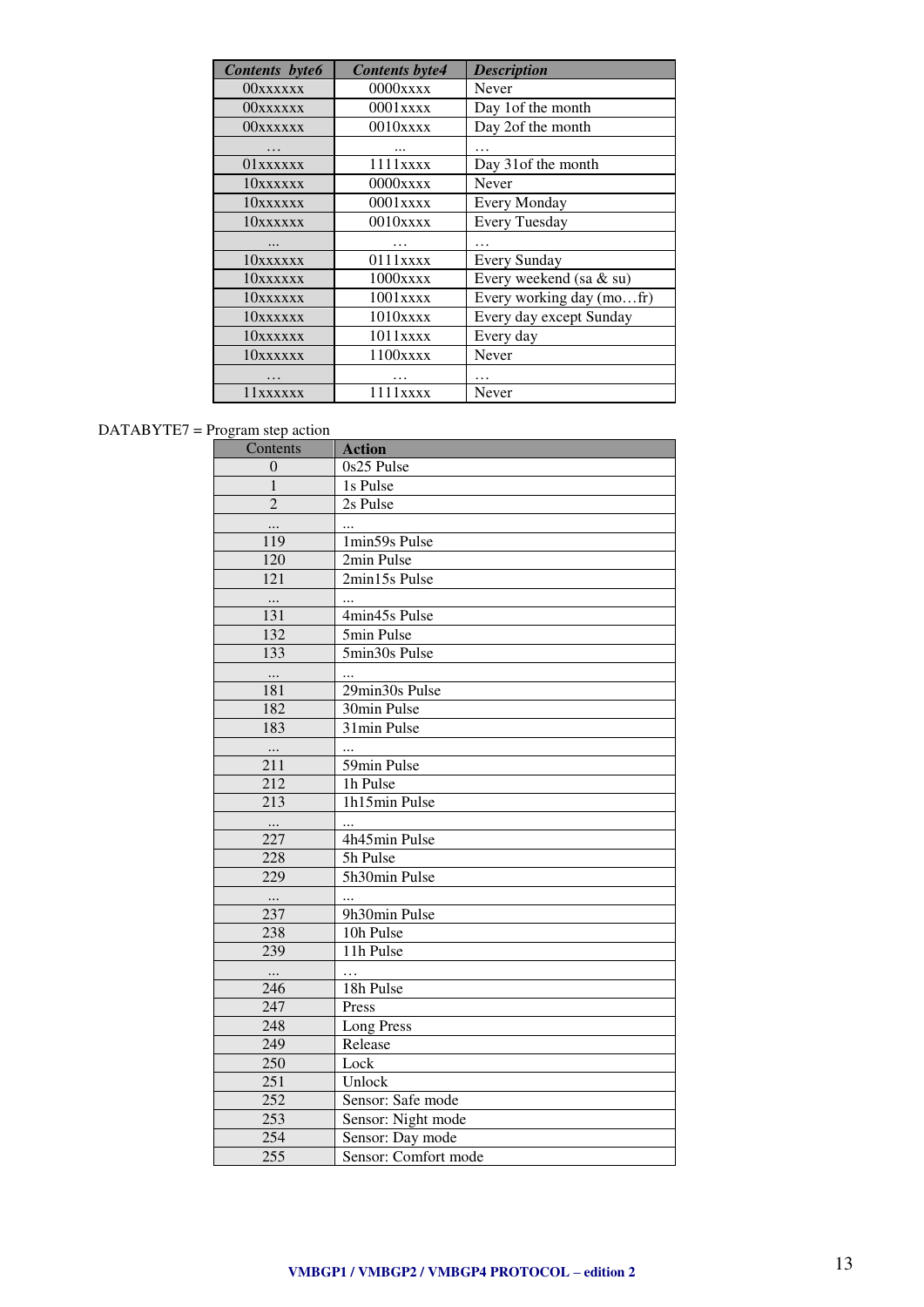| *Contents byte6* | *Contents byte4* | *Description* |
|---|---|---|
| 00xxxxxx | 0000xxxx | Never |
| 00xxxxxx | 0001xxxx | Day 1of the month |
| 00xxxxxx | 0010xxxx | Day 2of the month |
| … | ... | … |
| 01xxxxxx | 1111xxxx | Day 31of the month |
| 10xxxxxx | 0000xxxx | Never |
| 10xxxxxx | 0001xxxx | Every Monday |
| 10xxxxxx | 0010xxxx | Every Tuesday |
| ... | … | … |
| 10xxxxxx | 0111xxxx | Every Sunday |
| 10xxxxxx | 1000xxxx | Every weekend (sa & su) |
| 10xxxxxx | 1001xxxx | Every working day (mo…fr) |
| 10xxxxxx | 1010xxxx | Every day except Sunday |
| 10xxxxxx | 1011xxxx | Every day |
| 10xxxxxx | 1100xxxx | Never |
| … | … | … |
| 11xxxxxx | 1111xxxx | Never |

DATABYTE7 = Program step action

| Contents | **Action** |
|---|---|
| 0 | 0s25 Pulse |
| 1 | 1s Pulse |
| 2 | 2s Pulse |
| ... | ... |
| 119 | 1min59s Pulse |
| 120 | 2min Pulse |
| 121 | 2min15s Pulse |
| ... | ... |
| 131 | 4min45s Pulse |
| 132 | 5min Pulse |
| 133 | 5min30s Pulse |
| ... | ... |
| 181 | 29min30s Pulse |
| 182 | 30min Pulse |
| 183 | 31min Pulse |
| ... | ... |
| 211 | 59min Pulse |
| 212 | 1h Pulse |
| 213 | 1h15min Pulse |
| ... | ... |
| 227 | 4h45min Pulse |
| 228 | 5h Pulse |
| 229 | 5h30min Pulse |
| ... | ... |
| 237 | 9h30min Pulse |
| 238 | 10h Pulse |
| 239 | 11h Pulse |
| ... | … |
| 246 | 18h Pulse |
| 247 | Press |
| 248 | Long Press |
| 249 | Release |
| 250 | Lock |
| 251 | Unlock |
| 252 | Sensor: Safe mode |
| 253 | Sensor: Night mode |
| 254 | Sensor: Day mode |
| 255 | Sensor: Comfort mode |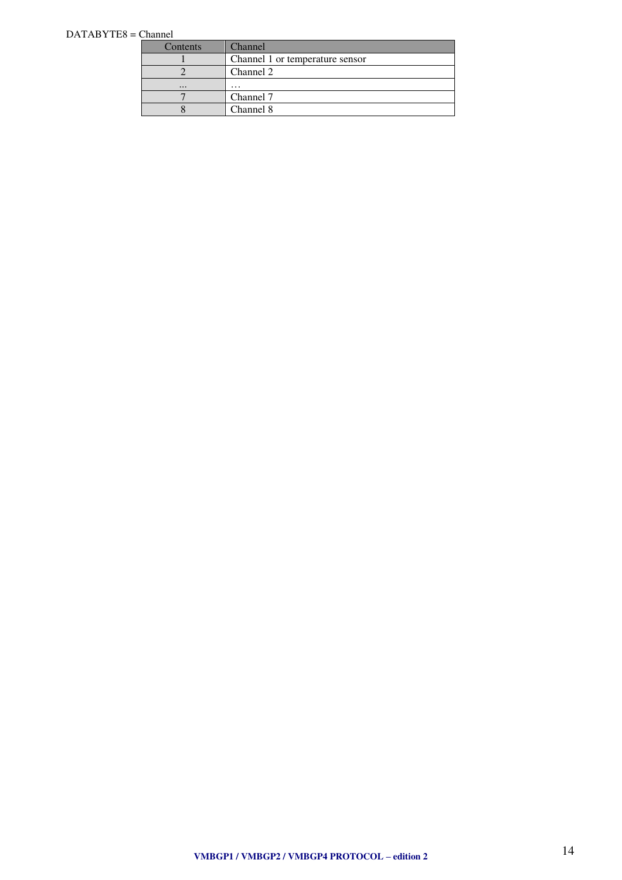DATABYTE8 = Channel

| Contents | Channel |
|---|---|
| 1 | Channel 1 or temperature sensor |
| 2 | Channel 2 |
| ... | … |
| 7 | Channel 7 |
| 8 | Channel 8 |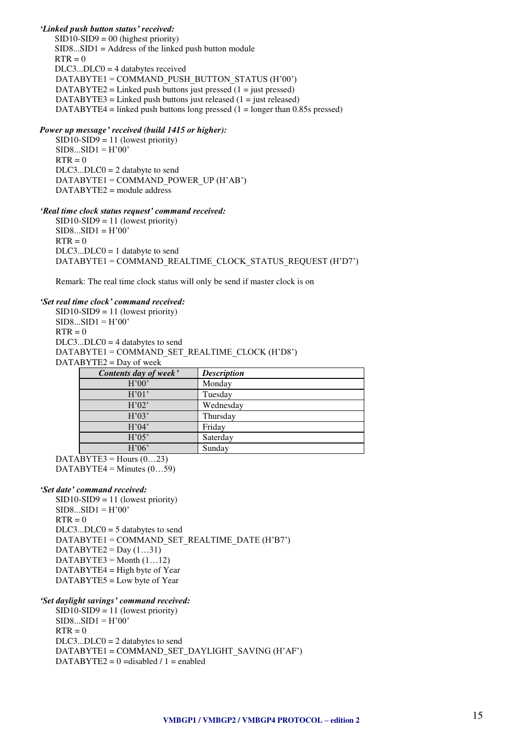***'Linked push button status' received:***

SID10-SID9 = 00 (highest priority)
SID8...SID1 = Address of the linked push button module
RTR = 0
DLC3...DLC0 = 4 databytes received
DATABYTE1 = COMMAND_PUSH_BUTTON_STATUS (H'00')
DATABYTE2 = Linked push buttons just pressed (1 = just pressed)
DATABYTE3 = Linked push buttons just released (1 = just released)
DATABYTE4 = linked push buttons long pressed (1 = longer than 0.85s pressed)

***Power up message' received (build 1415 or higher):***

SID10-SID9 = 11 (lowest priority)
SID8...SID1 = H'00'
RTR = 0
DLC3...DLC0 = 2 databyte to send
DATABYTE1 = COMMAND_POWER_UP (H'AB')
DATABYTE2 = module address

***'Real time clock status request' command received:***

SID10-SID9 = 11 (lowest priority)
SID8...SID1 = H'00'
RTR = 0
DLC3...DLC0 = 1 databyte to send
DATABYTE1 = COMMAND_REALTIME_CLOCK_STATUS_REQUEST (H'D7')

Remark: The real time clock status will only be send if master clock is on

***'Set real time clock' command received:***

SID10-SID9 = 11 (lowest priority)
SID8...SID1 = H'00'
RTR = 0
DLC3...DLC0 = 4 databytes to send
DATABYTE1 = COMMAND_SET_REALTIME_CLOCK (H'D8')
DATABYTE2 = Day of week

| *Contents day of week'* | *Description* |
|---|---|
| H'00' | Monday |
| H'01' | Tuesday |
| H'02' | Wednesday |
| H'03' | Thursday |
| H'04' | Friday |
| H'05' | Saterday |
| H'06' | Sunday |

DATABYTE3 = Hours (0…23)
DATABYTE4 = Minutes (0…59)

***'Set date' command received:***

SID10-SID9 = 11 (lowest priority)
SID8...SID1 = H'00'
RTR = 0
DLC3...DLC0 = 5 databytes to send
DATABYTE1 = COMMAND_SET_REALTIME_DATE (H'B7')
DATABYTE2 = Day (1…31)
DATABYTE3 = Month (1…12)
DATABYTE4 = High byte of Year
DATABYTE5 = Low byte of Year

***'Set daylight savings' command received:***

SID10-SID9 = 11 (lowest priority)
SID8...SID1 = H'00'
RTR = 0
DLC3...DLC0 = 2 databytes to send
DATABYTE1 = COMMAND_SET_DAYLIGHT_SAVING (H'AF')
DATABYTE2 = 0 =disabled / 1 = enabled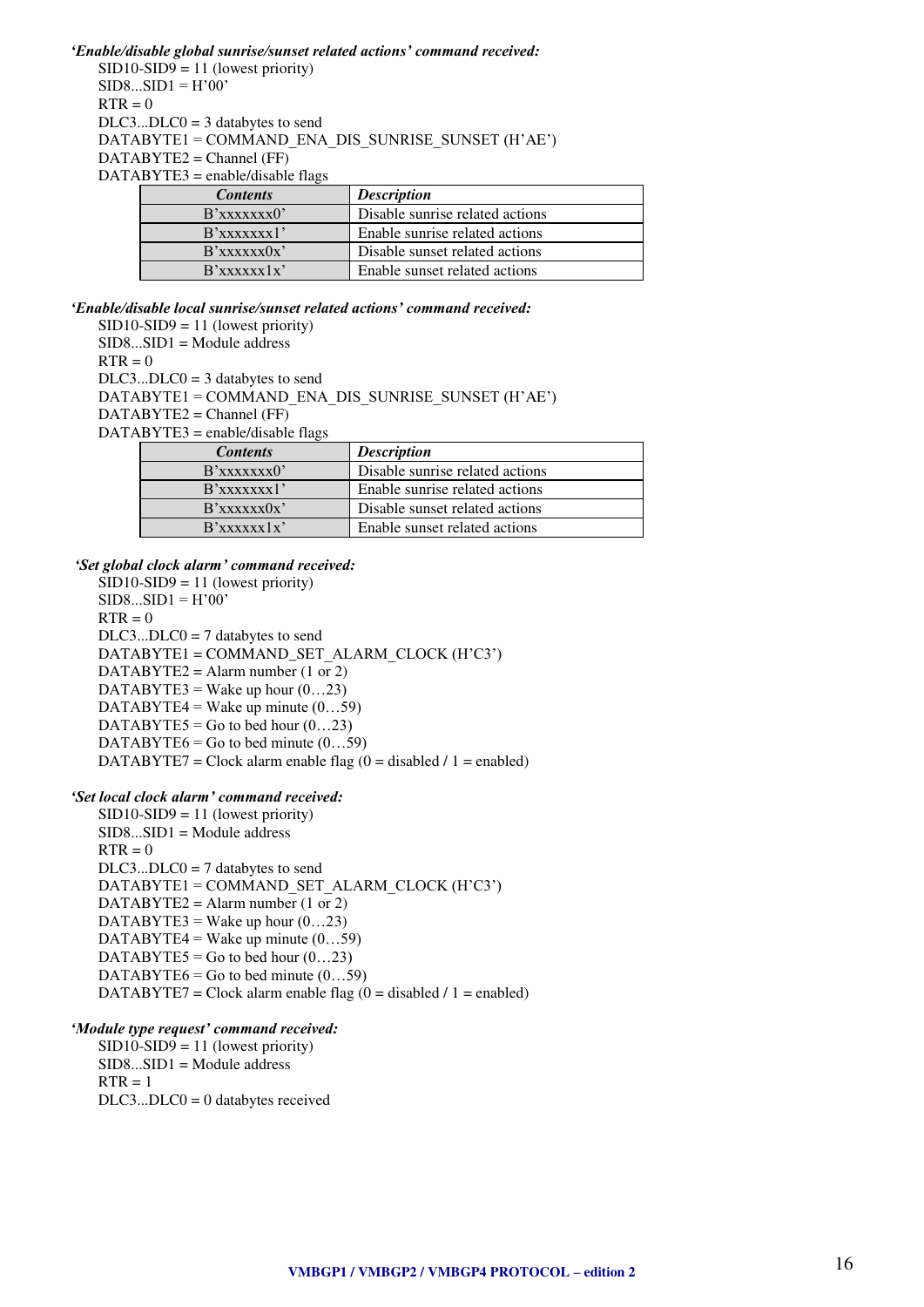***'Enable/disable global sunrise/sunset related actions' command received:***

SID10-SID9 = 11 (lowest priority)
SID8...SID1 = H'00'
RTR = 0
DLC3...DLC0 = 3 databytes to send
DATABYTE1 = COMMAND_ENA_DIS_SUNRISE_SUNSET (H'AE')
DATABYTE2 = Channel (FF)
DATABYTE3 = enable/disable flags

| ***Contents*** | ***Description*** |
|---|---|
| B'xxxxxxx0' | Disable sunrise related actions |
| B'xxxxxxx1' | Enable sunrise related actions |
| B'xxxxxx0x' | Disable sunset related actions |
| B'xxxxxx1x' | Enable sunset related actions |

***'Enable/disable local sunrise/sunset related actions' command received:***

SID10-SID9 = 11 (lowest priority)
SID8...SID1 = Module address
RTR = 0
DLC3...DLC0 = 3 databytes to send
DATABYTE1 = COMMAND_ENA_DIS_SUNRISE_SUNSET (H'AE')
DATABYTE2 = Channel (FF)
DATABYTE3 = enable/disable flags

| ***Contents*** | ***Description*** |
|---|---|
| B'xxxxxxx0' | Disable sunrise related actions |
| B'xxxxxxx1' | Enable sunrise related actions |
| B'xxxxxx0x' | Disable sunset related actions |
| B'xxxxxx1x' | Enable sunset related actions |

***'Set global clock alarm' command received:***

SID10-SID9 = 11 (lowest priority)
SID8...SID1 = H'00'
RTR = 0
DLC3...DLC0 = 7 databytes to send
DATABYTE1 = COMMAND_SET_ALARM_CLOCK (H'C3')
DATABYTE2 = Alarm number (1 or 2)
DATABYTE3 = Wake up hour (0…23)
DATABYTE4 = Wake up minute (0…59)
DATABYTE5 = Go to bed hour (0…23)
DATABYTE6 = Go to bed minute (0…59)
DATABYTE7 = Clock alarm enable flag (0 = disabled / 1 = enabled)

***'Set local clock alarm' command received:***

SID10-SID9 = 11 (lowest priority)
SID8...SID1 = Module address
RTR = 0
DLC3...DLC0 = 7 databytes to send
DATABYTE1 = COMMAND_SET_ALARM_CLOCK (H'C3')
DATABYTE2 = Alarm number (1 or 2)
DATABYTE3 = Wake up hour (0…23)
DATABYTE4 = Wake up minute (0…59)
DATABYTE5 = Go to bed hour (0…23)
DATABYTE6 = Go to bed minute (0…59)
DATABYTE7 = Clock alarm enable flag (0 = disabled / 1 = enabled)

***'Module type request' command received:***

SID10-SID9 = 11 (lowest priority)
SID8...SID1 = Module address
RTR = 1
DLC3...DLC0 = 0 databytes received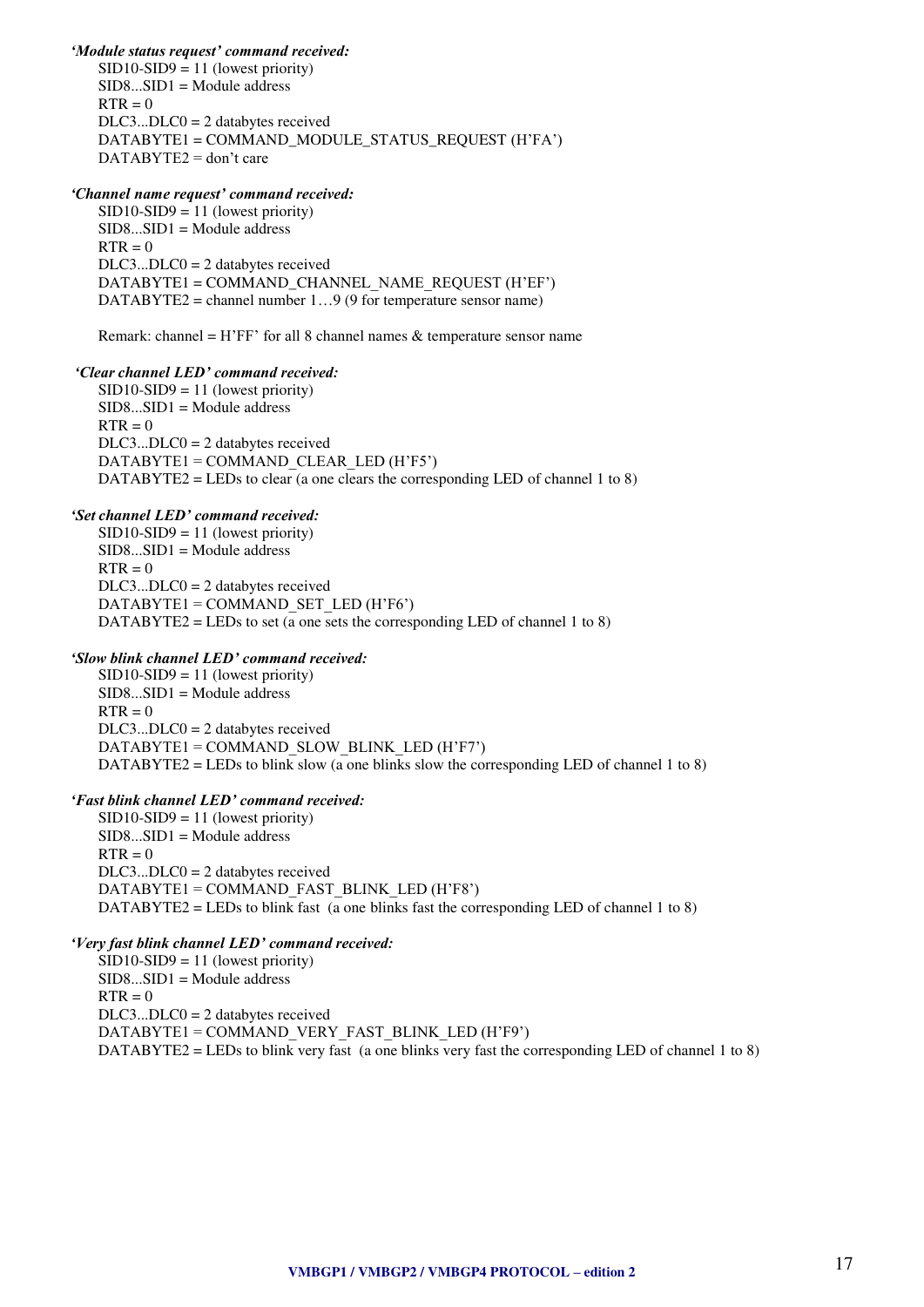***'Module status request' command received:***

SID10-SID9 = 11 (lowest priority)
SID8...SID1 = Module address
RTR = 0
DLC3...DLC0 = 2 databytes received
DATABYTE1 = COMMAND_MODULE_STATUS_REQUEST (H'FA')
DATABYTE2 = don't care

***'Channel name request' command received:***

SID10-SID9 = 11 (lowest priority)
SID8...SID1 = Module address
RTR = 0
DLC3...DLC0 = 2 databytes received
DATABYTE1 = COMMAND_CHANNEL_NAME_REQUEST (H'EF')
DATABYTE2 = channel number 1…9 (9 for temperature sensor name)

Remark: channel = H'FF' for all 8 channel names & temperature sensor name

***'Clear channel LED' command received:***

SID10-SID9 = 11 (lowest priority)
SID8...SID1 = Module address
RTR = 0
DLC3...DLC0 = 2 databytes received
DATABYTE1 = COMMAND_CLEAR_LED (H'F5')
DATABYTE2 = LEDs to clear (a one clears the corresponding LED of channel 1 to 8)

***'Set channel LED' command received:***

SID10-SID9 = 11 (lowest priority)
SID8...SID1 = Module address
RTR = 0
DLC3...DLC0 = 2 databytes received
DATABYTE1 = COMMAND_SET_LED (H'F6')
DATABYTE2 = LEDs to set (a one sets the corresponding LED of channel 1 to 8)

***'Slow blink channel LED' command received:***

SID10-SID9 = 11 (lowest priority)
SID8...SID1 = Module address
RTR = 0
DLC3...DLC0 = 2 databytes received
DATABYTE1 = COMMAND_SLOW_BLINK_LED (H'F7')
DATABYTE2 = LEDs to blink slow (a one blinks slow the corresponding LED of channel 1 to 8)

***'Fast blink channel LED' command received:***

SID10-SID9 = 11 (lowest priority)
SID8...SID1 = Module address
RTR = 0
DLC3...DLC0 = 2 databytes received
DATABYTE1 = COMMAND_FAST_BLINK_LED (H'F8')
DATABYTE2 = LEDs to blink fast (a one blinks fast the corresponding LED of channel 1 to 8)

***'Very fast blink channel LED' command received:***

SID10-SID9 = 11 (lowest priority)
SID8...SID1 = Module address
RTR = 0
DLC3...DLC0 = 2 databytes received
DATABYTE1 = COMMAND_VERY_FAST_BLINK_LED (H'F9')
DATABYTE2 = LEDs to blink very fast (a one blinks very fast the corresponding LED of channel 1 to 8)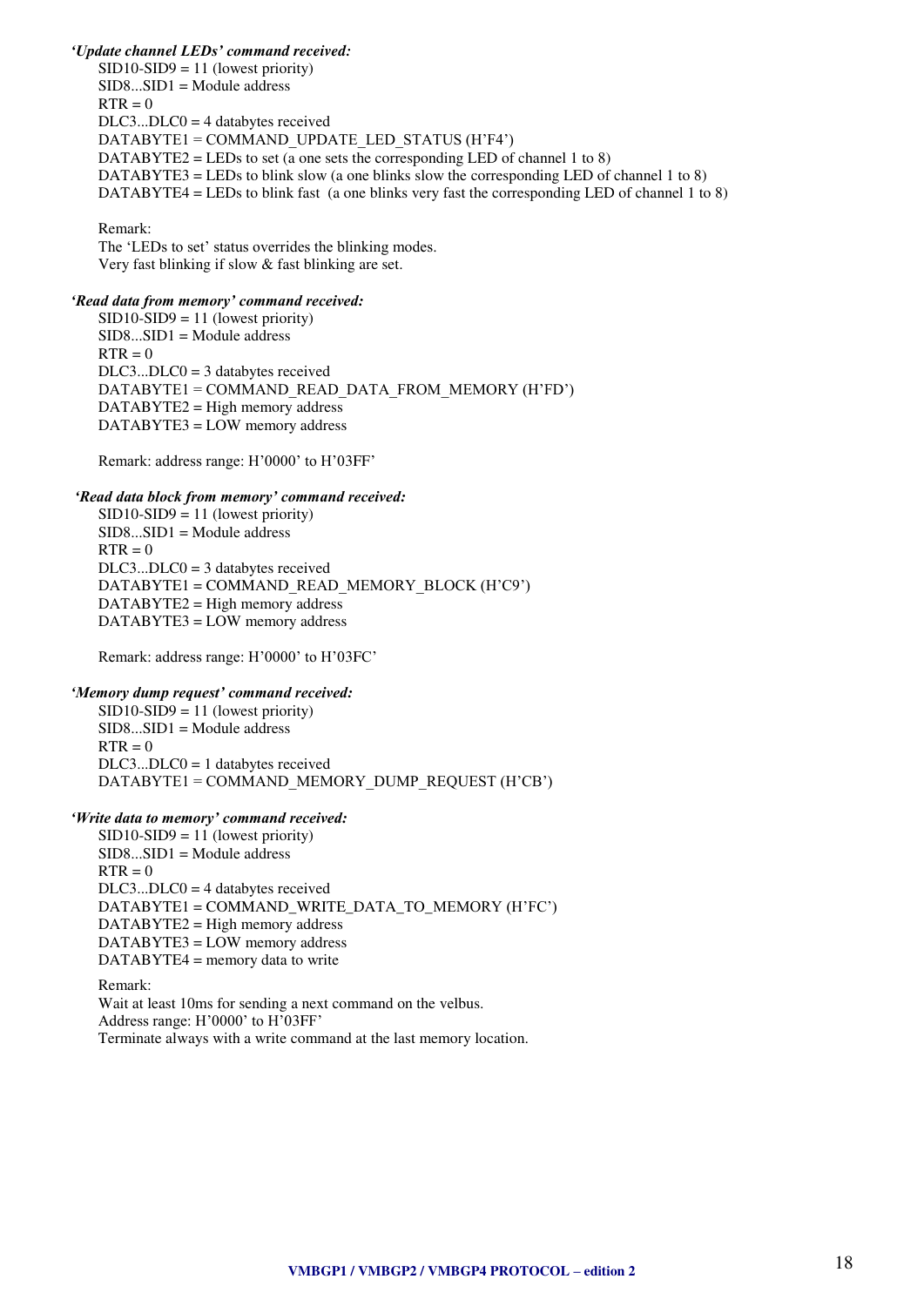***'Update channel LEDs' command received:***

SID10-SID9 = 11 (lowest priority)
SID8...SID1 = Module address
RTR = 0
DLC3...DLC0 = 4 databytes received
DATABYTE1 = COMMAND_UPDATE_LED_STATUS (H'F4')
DATABYTE2 = LEDs to set (a one sets the corresponding LED of channel 1 to 8)
DATABYTE3 = LEDs to blink slow (a one blinks slow the corresponding LED of channel 1 to 8)
DATABYTE4 = LEDs to blink fast (a one blinks very fast the corresponding LED of channel 1 to 8)

Remark:
The 'LEDs to set' status overrides the blinking modes.
Very fast blinking if slow & fast blinking are set.

***'Read data from memory' command received:***

SID10-SID9 = 11 (lowest priority)
SID8...SID1 = Module address
RTR = 0
DLC3...DLC0 = 3 databytes received
DATABYTE1 = COMMAND_READ_DATA_FROM_MEMORY (H'FD')
DATABYTE2 = High memory address
DATABYTE3 = LOW memory address

Remark: address range: H'0000' to H'03FF'

***'Read data block from memory' command received:***

SID10-SID9 = 11 (lowest priority)
SID8...SID1 = Module address
RTR = 0
DLC3...DLC0 = 3 databytes received
DATABYTE1 = COMMAND_READ_MEMORY_BLOCK (H'C9')
DATABYTE2 = High memory address
DATABYTE3 = LOW memory address

Remark: address range: H'0000' to H'03FC'

***'Memory dump request' command received:***

SID10-SID9 = 11 (lowest priority)
SID8...SID1 = Module address
RTR = 0
DLC3...DLC0 = 1 databytes received
DATABYTE1 = COMMAND_MEMORY_DUMP_REQUEST (H'CB')

***'Write data to memory' command received:***

SID10-SID9 = 11 (lowest priority)
SID8...SID1 = Module address
RTR = 0
DLC3...DLC0 = 4 databytes received
DATABYTE1 = COMMAND_WRITE_DATA_TO_MEMORY (H'FC')
DATABYTE2 = High memory address
DATABYTE3 = LOW memory address
DATABYTE4 = memory data to write

Remark:
Wait at least 10ms for sending a next command on the velbus.
Address range: H'0000' to H'03FF'
Terminate always with a write command at the last memory location.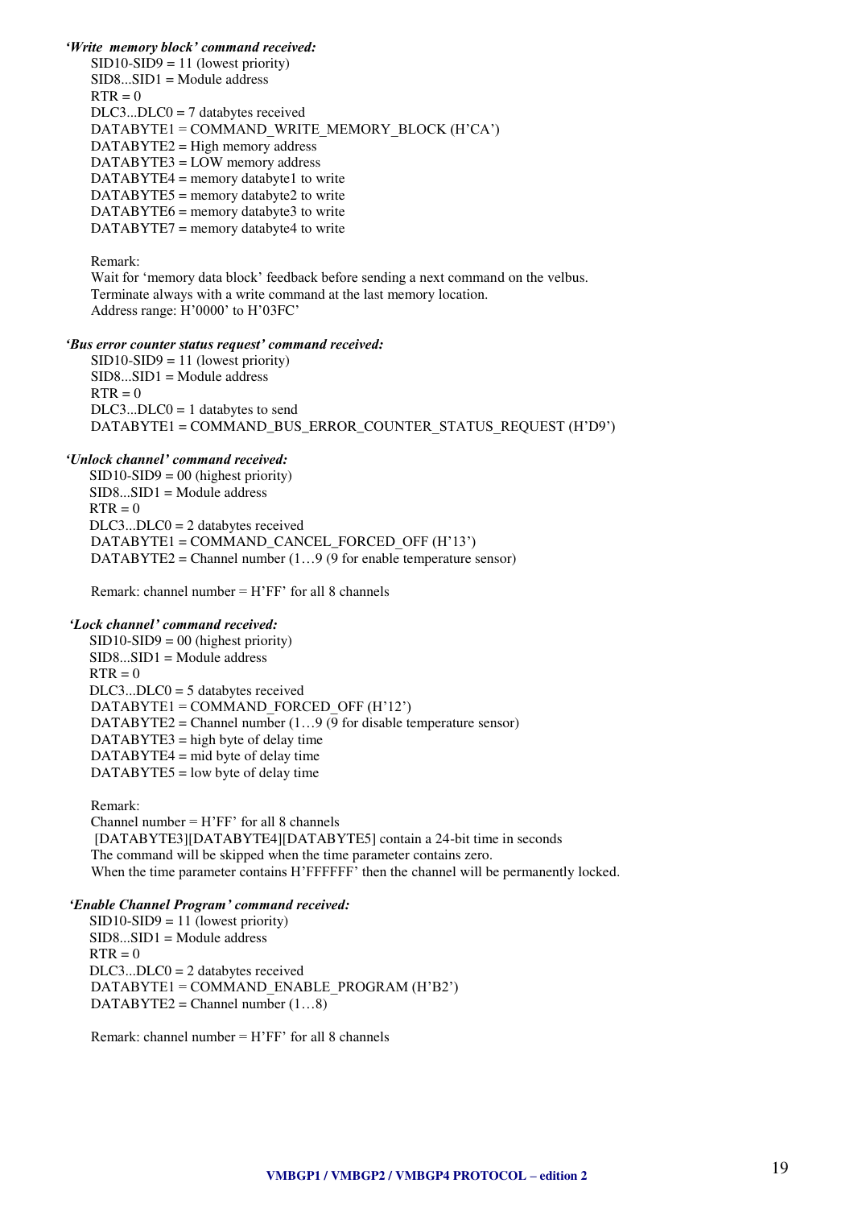***'Write memory block' command received:***

SID10-SID9 = 11 (lowest priority)
SID8...SID1 = Module address
RTR = 0
DLC3...DLC0 = 7 databytes received
DATABYTE1 = COMMAND_WRITE_MEMORY_BLOCK (H'CA')
DATABYTE2 = High memory address
DATABYTE3 = LOW memory address
DATABYTE4 = memory databyte1 to write
DATABYTE5 = memory databyte2 to write
DATABYTE6 = memory databyte3 to write
DATABYTE7 = memory databyte4 to write

Remark:
Wait for 'memory data block' feedback before sending a next command on the velbus.
Terminate always with a write command at the last memory location.
Address range: H'0000' to H'03FC'

***'Bus error counter status request' command received:***

SID10-SID9 = 11 (lowest priority)
SID8...SID1 = Module address
RTR = 0
DLC3...DLC0 = 1 databytes to send
DATABYTE1 = COMMAND_BUS_ERROR_COUNTER_STATUS_REQUEST (H'D9')

***'Unlock channel' command received:***

SID10-SID9 = 00 (highest priority)
SID8...SID1 = Module address
RTR = 0
DLC3...DLC0 = 2 databytes received
DATABYTE1 = COMMAND_CANCEL_FORCED_OFF (H'13')
DATABYTE2 = Channel number (1…9 (9 for enable temperature sensor)

Remark: channel number = H'FF' for all 8 channels

***'Lock channel' command received:***

SID10-SID9 = 00 (highest priority)
SID8...SID1 = Module address
RTR = 0
DLC3...DLC0 = 5 databytes received
DATABYTE1 = COMMAND_FORCED_OFF (H'12')
DATABYTE2 = Channel number (1…9 (9 for disable temperature sensor)
DATABYTE3 = high byte of delay time
DATABYTE4 = mid byte of delay time
DATABYTE5 = low byte of delay time

Remark:
Channel number = H'FF' for all 8 channels
[DATABYTE3][DATABYTE4][DATABYTE5] contain a 24-bit time in seconds
The command will be skipped when the time parameter contains zero.
When the time parameter contains H'FFFFFF' then the channel will be permanently locked.

***'Enable Channel Program' command received:***

SID10-SID9 = 11 (lowest priority)
SID8...SID1 = Module address
RTR = 0
DLC3...DLC0 = 2 databytes received
DATABYTE1 = COMMAND_ENABLE_PROGRAM (H'B2')
DATABYTE2 = Channel number (1…8)

Remark: channel number = H'FF' for all 8 channels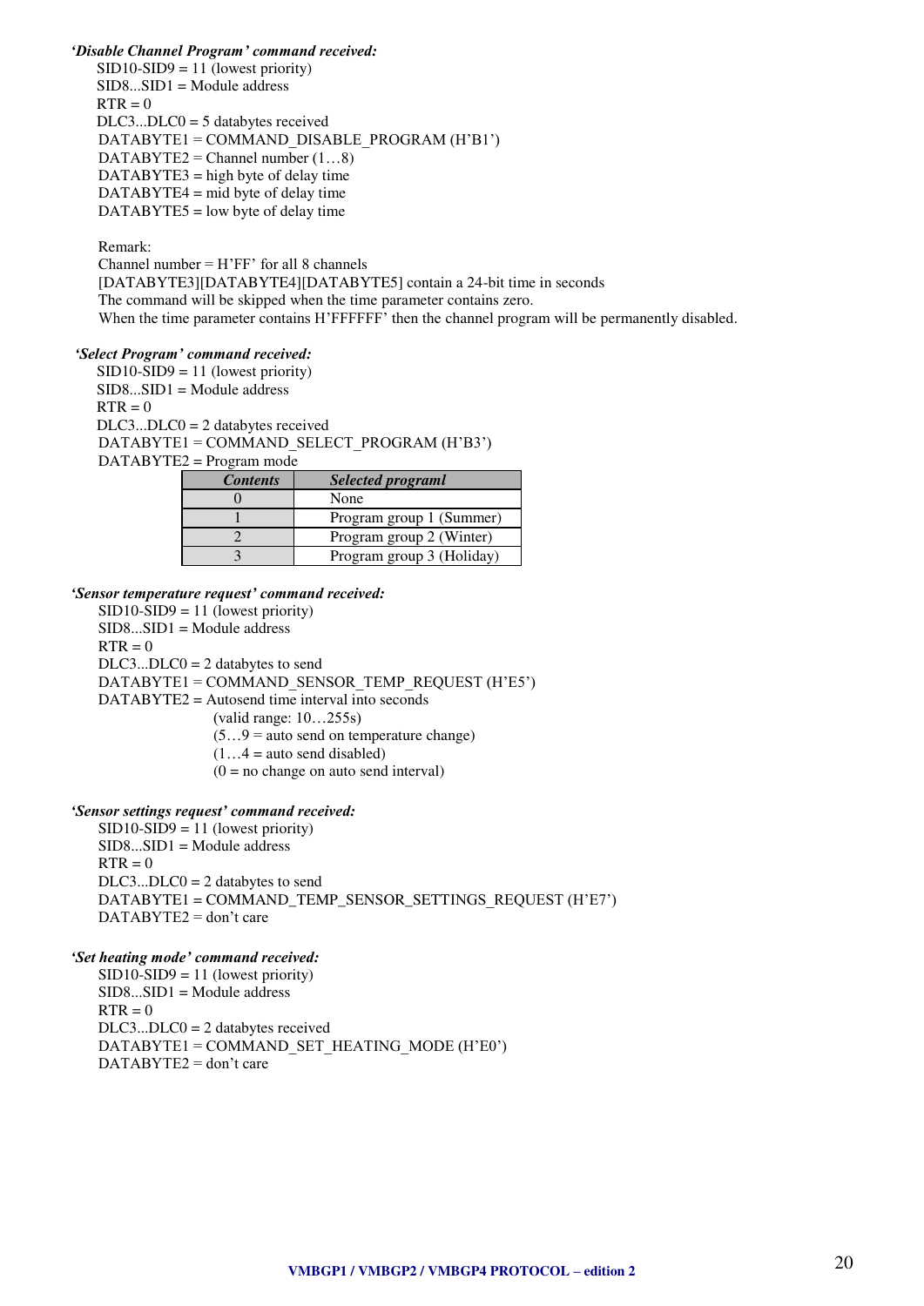***'Disable Channel Program' command received:***

SID10-SID9 = 11 (lowest priority)
SID8...SID1 = Module address
RTR = 0
DLC3...DLC0 = 5 databytes received
DATABYTE1 = COMMAND_DISABLE_PROGRAM (H'B1')
DATABYTE2 = Channel number (1…8)
DATABYTE3 = high byte of delay time
DATABYTE4 = mid byte of delay time
DATABYTE5 = low byte of delay time

Remark:
Channel number = H'FF' for all 8 channels
[DATABYTE3][DATABYTE4][DATABYTE5] contain a 24-bit time in seconds
The command will be skipped when the time parameter contains zero.
When the time parameter contains H'FFFFFF' then the channel program will be permanently disabled.

***'Select Program' command received:***

SID10-SID9 = 11 (lowest priority)
SID8...SID1 = Module address
RTR = 0
DLC3...DLC0 = 2 databytes received
DATABYTE1 = COMMAND_SELECT_PROGRAM (H'B3')
DATABYTE2 = Program mode

| *Contents* | *Selected programl* |
|---|---|
| 0 | None |
| 1 | Program group 1 (Summer) |
| 2 | Program group 2 (Winter) |
| 3 | Program group 3 (Holiday) |

***'Sensor temperature request' command received:***

SID10-SID9 = 11 (lowest priority)
SID8...SID1 = Module address
RTR = 0
DLC3...DLC0 = 2 databytes to send
DATABYTE1 = COMMAND_SENSOR_TEMP_REQUEST (H'E5')
DATABYTE2 = Autosend time interval into seconds
(valid range: 10…255s)
(5…9 = auto send on temperature change)
(1…4 = auto send disabled)
(0 = no change on auto send interval)

***'Sensor settings request' command received:***

SID10-SID9 = 11 (lowest priority)
SID8...SID1 = Module address
RTR = 0
DLC3...DLC0 = 2 databytes to send
DATABYTE1 = COMMAND_TEMP_SENSOR_SETTINGS_REQUEST (H'E7')
DATABYTE2 = don't care

***'Set heating mode' command received:***

SID10-SID9 = 11 (lowest priority)
SID8...SID1 = Module address
RTR = 0
DLC3...DLC0 = 2 databytes received
DATABYTE1 = COMMAND_SET_HEATING_MODE (H'E0')
DATABYTE2 = don't care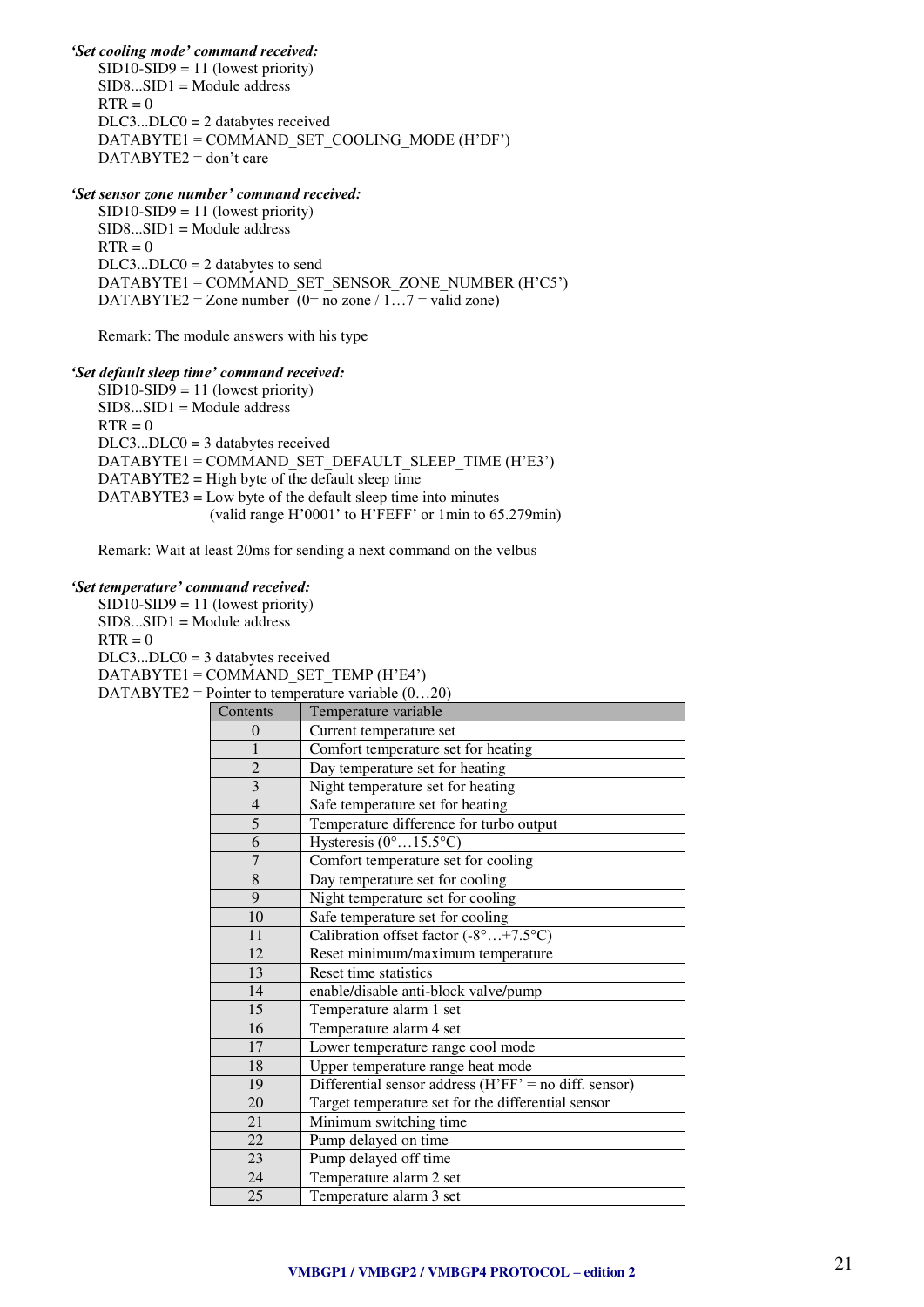***'Set cooling mode' command received:***

SID10-SID9 = 11 (lowest priority)
SID8...SID1 = Module address
RTR = 0
DLC3...DLC0 = 2 databytes received
DATABYTE1 = COMMAND_SET_COOLING_MODE (H'DF')
DATABYTE2 = don't care

***'Set sensor zone number' command received:***

SID10-SID9 = 11 (lowest priority)
SID8...SID1 = Module address
RTR = 0
DLC3...DLC0 = 2 databytes to send
DATABYTE1 = COMMAND_SET_SENSOR_ZONE_NUMBER (H'C5')
DATABYTE2 = Zone number (0= no zone / 1…7 = valid zone)

Remark: The module answers with his type

***'Set default sleep time' command received:***

SID10-SID9 = 11 (lowest priority)
SID8...SID1 = Module address
RTR = 0
DLC3...DLC0 = 3 databytes received
DATABYTE1 = COMMAND_SET_DEFAULT_SLEEP_TIME (H'E3')
DATABYTE2 = High byte of the default sleep time
DATABYTE3 = Low byte of the default sleep time into minutes
(valid range H'0001' to H'FEFF' or 1min to 65.279min)

Remark: Wait at least 20ms for sending a next command on the velbus

***'Set temperature' command received:***

SID10-SID9 = 11 (lowest priority)
SID8...SID1 = Module address
RTR = 0
DLC3...DLC0 = 3 databytes received
DATABYTE1 = COMMAND_SET_TEMP (H'E4')
DATABYTE2 = Pointer to temperature variable (0…20)

| Contents | Temperature variable |
|---|---|
| 0 | Current temperature set |
| 1 | Comfort temperature set for heating |
| 2 | Day temperature set for heating |
| 3 | Night temperature set for heating |
| 4 | Safe temperature set for heating |
| 5 | Temperature difference for turbo output |
| 6 | Hysteresis (0°…15.5°C) |
| 7 | Comfort temperature set for cooling |
| 8 | Day temperature set for cooling |
| 9 | Night temperature set for cooling |
| 10 | Safe temperature set for cooling |
| 11 | Calibration offset factor (-8°…+7.5°C) |
| 12 | Reset minimum/maximum temperature |
| 13 | Reset time statistics |
| 14 | enable/disable anti-block valve/pump |
| 15 | Temperature alarm 1 set |
| 16 | Temperature alarm 4 set |
| 17 | Lower temperature range cool mode |
| 18 | Upper temperature range heat mode |
| 19 | Differential sensor address (H'FF' = no diff. sensor) |
| 20 | Target temperature set for the differential sensor |
| 21 | Minimum switching time |
| 22 | Pump delayed on time |
| 23 | Pump delayed off time |
| 24 | Temperature alarm 2 set |
| 25 | Temperature alarm 3 set |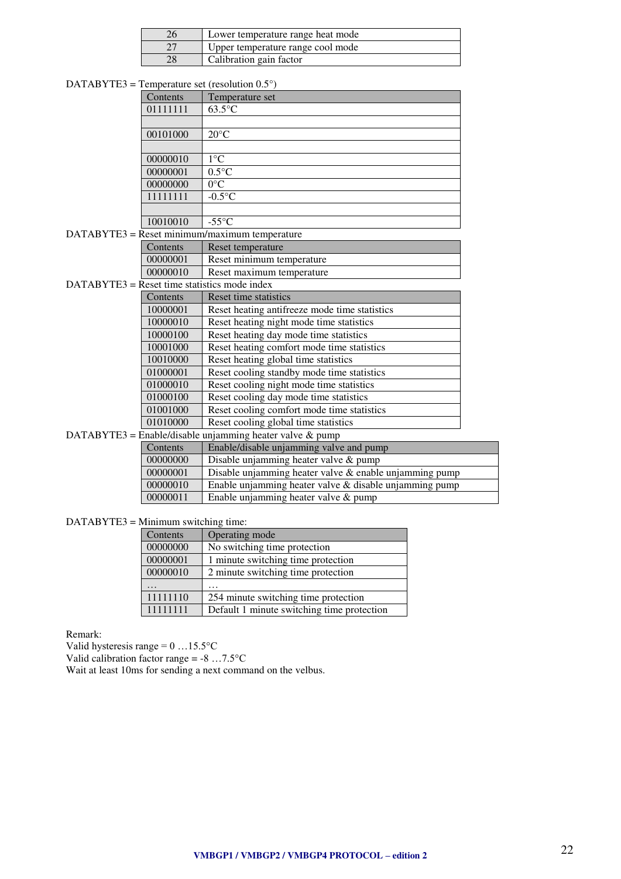| | |
|---|---|
| 26 | Lower temperature range heat mode |
| 27 | Upper temperature range cool mode |
| 28 | Calibration gain factor |

DATABYTE3 = Temperature set (resolution 0.5°)

| Contents | Temperature set |
|---|---|
| 01111111 | 63.5°C |
| | |
| 00101000 | 20°C |
| | |
| 00000010 | 1°C |
| 00000001 | 0.5°C |
| 00000000 | 0°C |
| 11111111 | -0.5°C |
| | |
| 10010010 | -55°C |

DATABYTE3 = Reset minimum/maximum temperature

| Contents | Reset temperature |
|---|---|
| 00000001 | Reset minimum temperature |
| 00000010 | Reset maximum temperature |

DATABYTE3 = Reset time statistics mode index

| Contents | Reset time statistics |
|---|---|
| 10000001 | Reset heating antifreeze mode time statistics |
| 10000010 | Reset heating night mode time statistics |
| 10000100 | Reset heating day mode time statistics |
| 10001000 | Reset heating comfort mode time statistics |
| 10010000 | Reset heating global time statistics |
| 01000001 | Reset cooling standby mode time statistics |
| 01000010 | Reset cooling night mode time statistics |
| 01000100 | Reset cooling day mode time statistics |
| 01001000 | Reset cooling comfort mode time statistics |
| 01010000 | Reset cooling global time statistics |

DATABYTE3 = Enable/disable unjamming heater valve & pump

| Contents | Enable/disable unjamming valve and pump |
|---|---|
| 00000000 | Disable unjamming heater valve & pump |
| 00000001 | Disable unjamming heater valve & enable unjamming pump |
| 00000010 | Enable unjamming heater valve & disable unjamming pump |
| 00000011 | Enable unjamming heater valve & pump |

DATABYTE3 = Minimum switching time:

| Contents | Operating mode |
|---|---|
| 00000000 | No switching time protection |
| 00000001 | 1 minute switching time protection |
| 00000010 | 2 minute switching time protection |
| … | … |
| 11111110 | 254 minute switching time protection |
| 11111111 | Default 1 minute switching time protection |

Remark:
Valid hysteresis range = 0 …15.5°C
Valid calibration factor range = -8 …7.5°C
Wait at least 10ms for sending a next command on the velbus.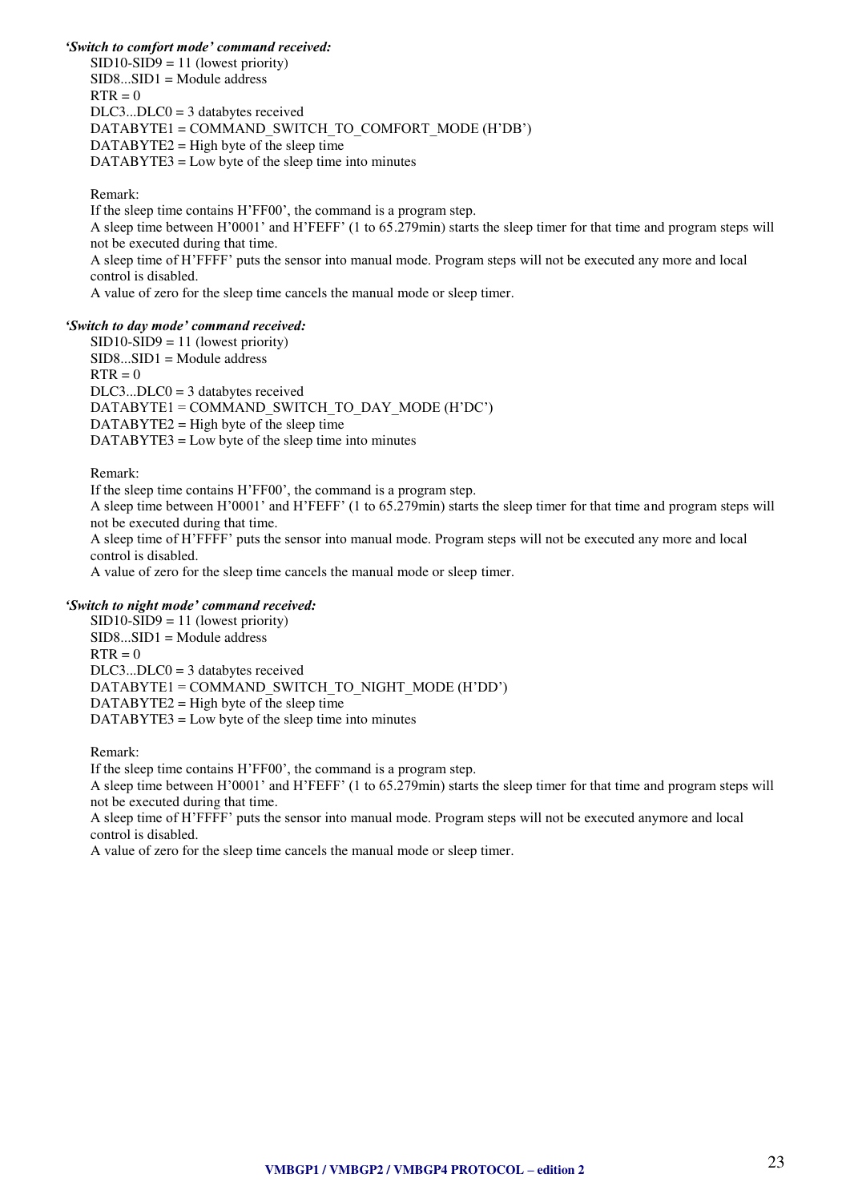***'Switch to comfort mode' command received:***

SID10-SID9 = 11 (lowest priority)
SID8...SID1 = Module address
RTR = 0
DLC3...DLC0 = 3 databytes received
DATABYTE1 = COMMAND_SWITCH_TO_COMFORT_MODE (H'DB')
DATABYTE2 = High byte of the sleep time
DATABYTE3 = Low byte of the sleep time into minutes

Remark:
If the sleep time contains H'FF00', the command is a program step.
A sleep time between H'0001' and H'FEFF' (1 to 65.279min) starts the sleep timer for that time and program steps will not be executed during that time.
A sleep time of H'FFFF' puts the sensor into manual mode. Program steps will not be executed any more and local control is disabled.
A value of zero for the sleep time cancels the manual mode or sleep timer.

***'Switch to day mode' command received:***

SID10-SID9 = 11 (lowest priority)
SID8...SID1 = Module address
RTR = 0
DLC3...DLC0 = 3 databytes received
DATABYTE1 = COMMAND_SWITCH_TO_DAY_MODE (H'DC')
DATABYTE2 = High byte of the sleep time
DATABYTE3 = Low byte of the sleep time into minutes

Remark:
If the sleep time contains H'FF00', the command is a program step.
A sleep time between H'0001' and H'FEFF' (1 to 65.279min) starts the sleep timer for that time and program steps will not be executed during that time.
A sleep time of H'FFFF' puts the sensor into manual mode. Program steps will not be executed any more and local control is disabled.
A value of zero for the sleep time cancels the manual mode or sleep timer.

***'Switch to night mode' command received:***

SID10-SID9 = 11 (lowest priority)
SID8...SID1 = Module address
RTR = 0
DLC3...DLC0 = 3 databytes received
DATABYTE1 = COMMAND_SWITCH_TO_NIGHT_MODE (H'DD')
DATABYTE2 = High byte of the sleep time
DATABYTE3 = Low byte of the sleep time into minutes

Remark:
If the sleep time contains H'FF00', the command is a program step.
A sleep time between H'0001' and H'FEFF' (1 to 65.279min) starts the sleep timer for that time and program steps will not be executed during that time.
A sleep time of H'FFFF' puts the sensor into manual mode. Program steps will not be executed anymore and local control is disabled.
A value of zero for the sleep time cancels the manual mode or sleep timer.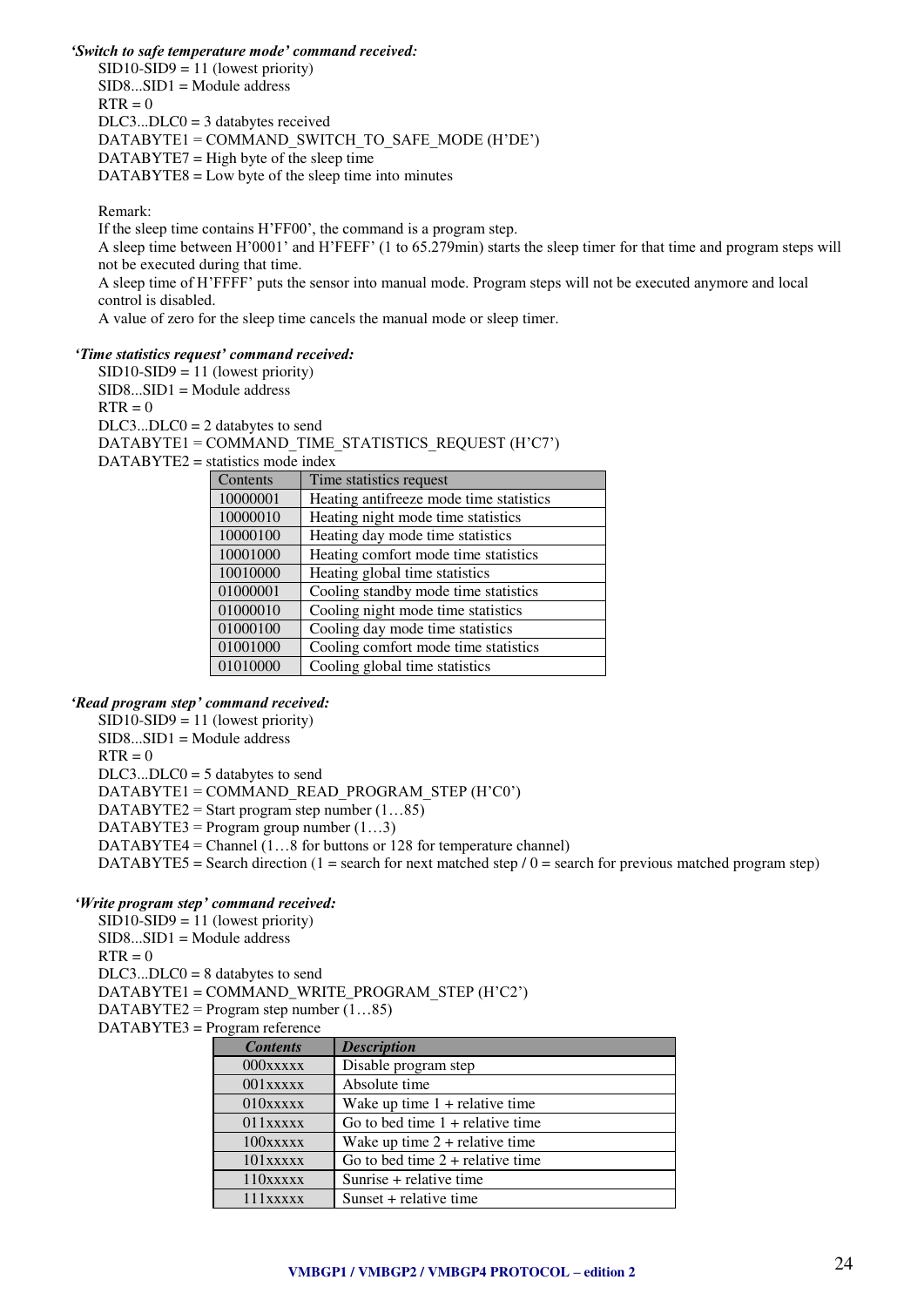***'Switch to safe temperature mode' command received:***

SID10-SID9 = 11 (lowest priority)
SID8...SID1 = Module address
RTR = 0
DLC3...DLC0 = 3 databytes received
DATABYTE1 = COMMAND_SWITCH_TO_SAFE_MODE (H'DE')
DATABYTE7 = High byte of the sleep time
DATABYTE8 = Low byte of the sleep time into minutes

Remark:
If the sleep time contains H'FF00', the command is a program step.
A sleep time between H'0001' and H'FEFF' (1 to 65.279min) starts the sleep timer for that time and program steps will not be executed during that time.
A sleep time of H'FFFF' puts the sensor into manual mode. Program steps will not be executed anymore and local control is disabled.
A value of zero for the sleep time cancels the manual mode or sleep timer.

***'Time statistics request' command received:***

SID10-SID9 = 11 (lowest priority)
SID8...SID1 = Module address
RTR = 0
DLC3...DLC0 = 2 databytes to send
DATABYTE1 = COMMAND_TIME_STATISTICS_REQUEST (H'C7')
DATABYTE2 = statistics mode index

| Contents | Time statistics request |
|---|---|
| 10000001 | Heating antifreeze mode time statistics |
| 10000010 | Heating night mode time statistics |
| 10000100 | Heating day mode time statistics |
| 10001000 | Heating comfort mode time statistics |
| 10010000 | Heating global time statistics |
| 01000001 | Cooling standby mode time statistics |
| 01000010 | Cooling night mode time statistics |
| 01000100 | Cooling day mode time statistics |
| 01001000 | Cooling comfort mode time statistics |
| 01010000 | Cooling global time statistics |

***'Read program step' command received:***

SID10-SID9 = 11 (lowest priority)
SID8...SID1 = Module address
RTR = 0
DLC3...DLC0 = 5 databytes to send
DATABYTE1 = COMMAND_READ_PROGRAM_STEP (H'C0')
DATABYTE2 = Start program step number (1…85)
DATABYTE3 = Program group number (1…3)
DATABYTE4 = Channel (1…8 for buttons or 128 for temperature channel)
DATABYTE5 = Search direction (1 = search for next matched step / 0 = search for previous matched program step)

***'Write program step' command received:***

SID10-SID9 = 11 (lowest priority)
SID8...SID1 = Module address
RTR = 0
DLC3...DLC0 = 8 databytes to send
DATABYTE1 = COMMAND_WRITE_PROGRAM_STEP (H'C2')
DATABYTE2 = Program step number (1…85)
DATABYTE3 = Program reference

| ***Contents*** | ***Description*** |
|---|---|
| 000xxxxx | Disable program step |
| 001xxxxx | Absolute time |
| 010xxxxx | Wake up time 1 + relative time |
| 011xxxxx | Go to bed time 1 + relative time |
| 100xxxxx | Wake up time 2 + relative time |
| 101xxxxx | Go to bed time 2 + relative time |
| 110xxxxx | Sunrise + relative time |
| 111xxxxx | Sunset + relative time |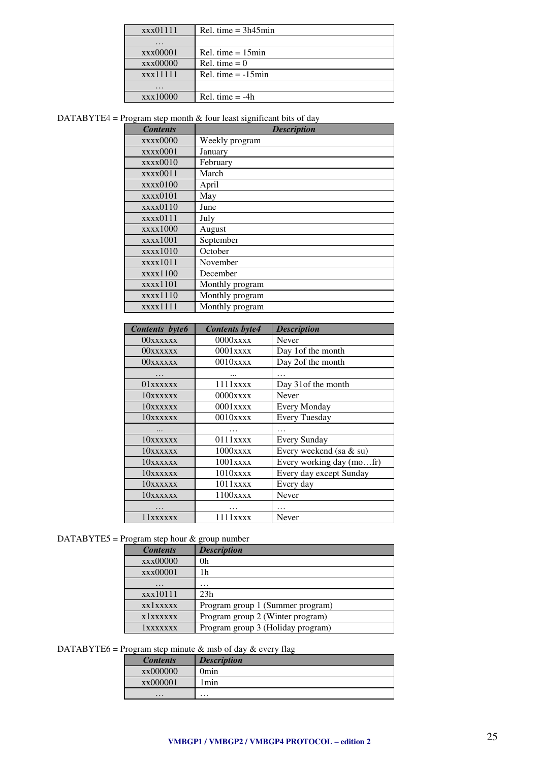| | |
|---|---|
| xxx01111 | Rel. time = 3h45min |
| … | |
| xxx00001 | Rel. time = 15min |
| xxx00000 | Rel. time = 0 |
| xxx11111 | Rel. time = -15min |
| … | |
| xxx10000 | Rel. time = -4h |

DATABYTE4 = Program step month & four least significant bits of day

| *Contents* | *Description* |
|---|---|
| xxxx0000 | Weekly program |
| xxxx0001 | January |
| xxxx0010 | February |
| xxxx0011 | March |
| xxxx0100 | April |
| xxxx0101 | May |
| xxxx0110 | June |
| xxxx0111 | July |
| xxxx1000 | August |
| xxxx1001 | September |
| xxxx1010 | October |
| xxxx1011 | November |
| xxxx1100 | December |
| xxxx1101 | Monthly program |
| xxxx1110 | Monthly program |
| xxxx1111 | Monthly program |

| *Contents byte6* | *Contents byte4* | *Description* |
|---|---|---|
| 00xxxxxx | 0000xxxx | Never |
| 00xxxxxx | 0001xxxx | Day 1of the month |
| 00xxxxxx | 0010xxxx | Day 2of the month |
| … | ... | … |
| 01xxxxxx | 1111xxxx | Day 31of the month |
| 10xxxxxx | 0000xxxx | Never |
| 10xxxxxx | 0001xxxx | Every Monday |
| 10xxxxxx | 0010xxxx | Every Tuesday |
| ... | … | … |
| 10xxxxxx | 0111xxxx | Every Sunday |
| 10xxxxxx | 1000xxxx | Every weekend (sa & su) |
| 10xxxxxx | 1001xxxx | Every working day (mo…fr) |
| 10xxxxxx | 1010xxxx | Every day except Sunday |
| 10xxxxxx | 1011xxxx | Every day |
| 10xxxxxx | 1100xxxx | Never |
| … | … | … |
| 11xxxxxx | 1111xxxx | Never |

DATABYTE5 = Program step hour & group number

| *Contents* | *Description* |
|---|---|
| xxx00000 | 0h |
| xxx00001 | 1h |
| … | … |
| xxx10111 | 23h |
| xx1xxxxx | Program group 1 (Summer program) |
| x1xxxxxx | Program group 2 (Winter program) |
| 1xxxxxxx | Program group 3 (Holiday program) |

DATABYTE6 = Program step minute & msb of day & every flag

| *Contents* | *Description* |
|---|---|
| xx000000 | 0min |
| xx000001 | 1min |
| … | … |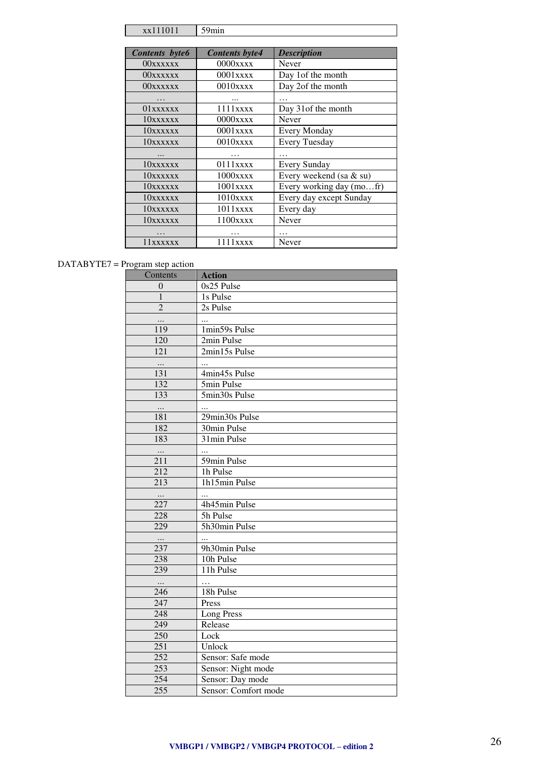| xx111011 | 59min |
|---|---|

| *Contents byte6* | *Contents byte4* | *Description* |
|---|---|---|
| 00xxxxxx | 0000xxxx | Never |
| 00xxxxxx | 0001xxxx | Day 1of the month |
| 00xxxxxx | 0010xxxx | Day 2of the month |
| … | ... | … |
| 01xxxxxx | 1111xxxx | Day 31of the month |
| 10xxxxxx | 0000xxxx | Never |
| 10xxxxxx | 0001xxxx | Every Monday |
| 10xxxxxx | 0010xxxx | Every Tuesday |
| ... | … | … |
| 10xxxxxx | 0111xxxx | Every Sunday |
| 10xxxxxx | 1000xxxx | Every weekend (sa & su) |
| 10xxxxxx | 1001xxxx | Every working day (mo…fr) |
| 10xxxxxx | 1010xxxx | Every day except Sunday |
| 10xxxxxx | 1011xxxx | Every day |
| 10xxxxxx | 1100xxxx | Never |
| … | … | … |
| 11xxxxxx | 1111xxxx | Never |

DATABYTE7 = Program step action

| Contents | Action |
|---|---|
| 0 | 0s25 Pulse |
| 1 | 1s Pulse |
| 2 | 2s Pulse |
| ... | ... |
| 119 | 1min59s Pulse |
| 120 | 2min Pulse |
| 121 | 2min15s Pulse |
| ... | ... |
| 131 | 4min45s Pulse |
| 132 | 5min Pulse |
| 133 | 5min30s Pulse |
| ... | ... |
| 181 | 29min30s Pulse |
| 182 | 30min Pulse |
| 183 | 31min Pulse |
| ... | ... |
| 211 | 59min Pulse |
| 212 | 1h Pulse |
| 213 | 1h15min Pulse |
| ... | ... |
| 227 | 4h45min Pulse |
| 228 | 5h Pulse |
| 229 | 5h30min Pulse |
| ... | ... |
| 237 | 9h30min Pulse |
| 238 | 10h Pulse |
| 239 | 11h Pulse |
| ... | … |
| 246 | 18h Pulse |
| 247 | Press |
| 248 | Long Press |
| 249 | Release |
| 250 | Lock |
| 251 | Unlock |
| 252 | Sensor: Safe mode |
| 253 | Sensor: Night mode |
| 254 | Sensor: Day mode |
| 255 | Sensor: Comfort mode |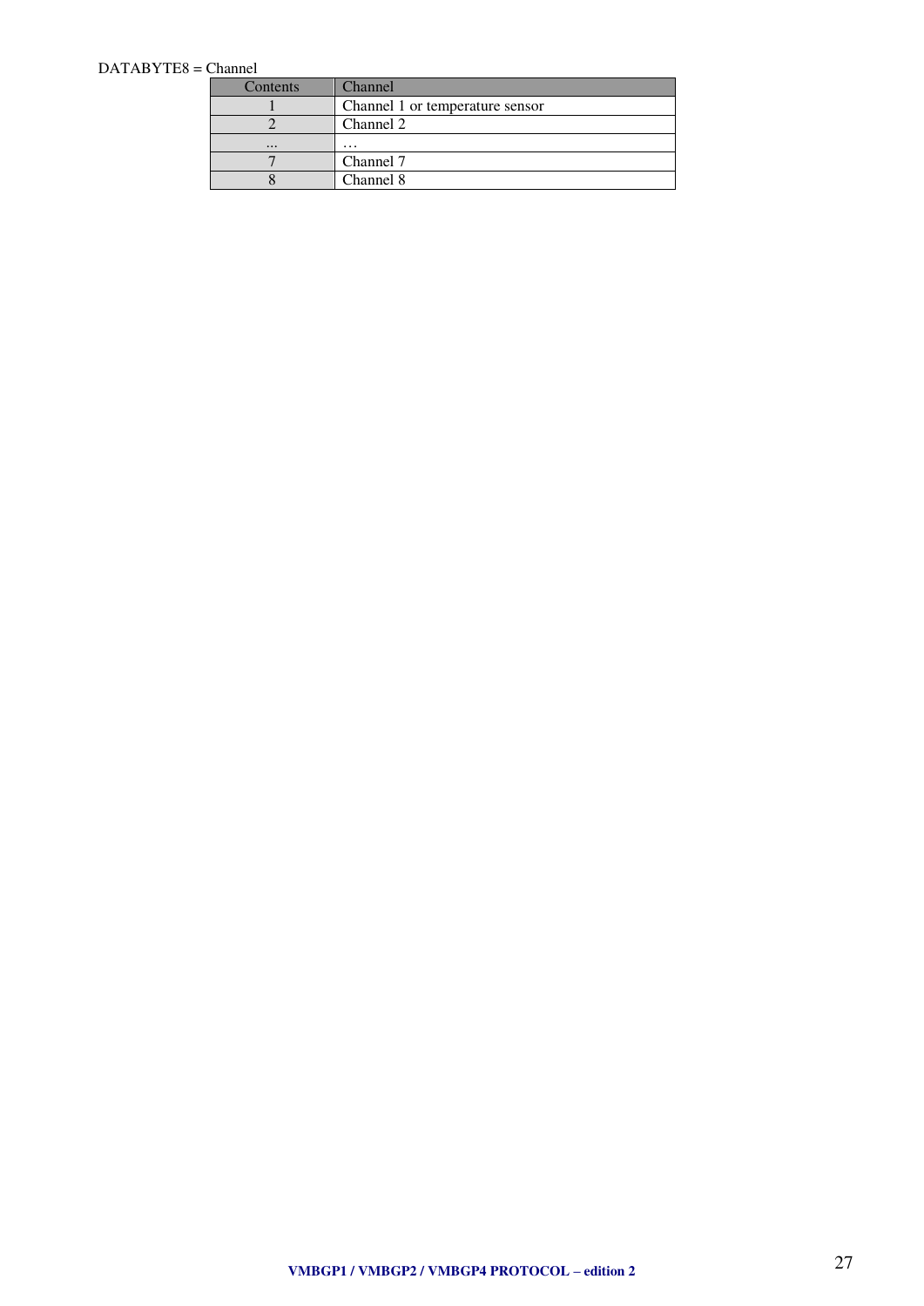DATABYTE8 = Channel

| Contents | Channel |
|---|---|
| 1 | Channel 1 or temperature sensor |
| 2 | Channel 2 |
| ... | … |
| 7 | Channel 7 |
| 8 | Channel 8 |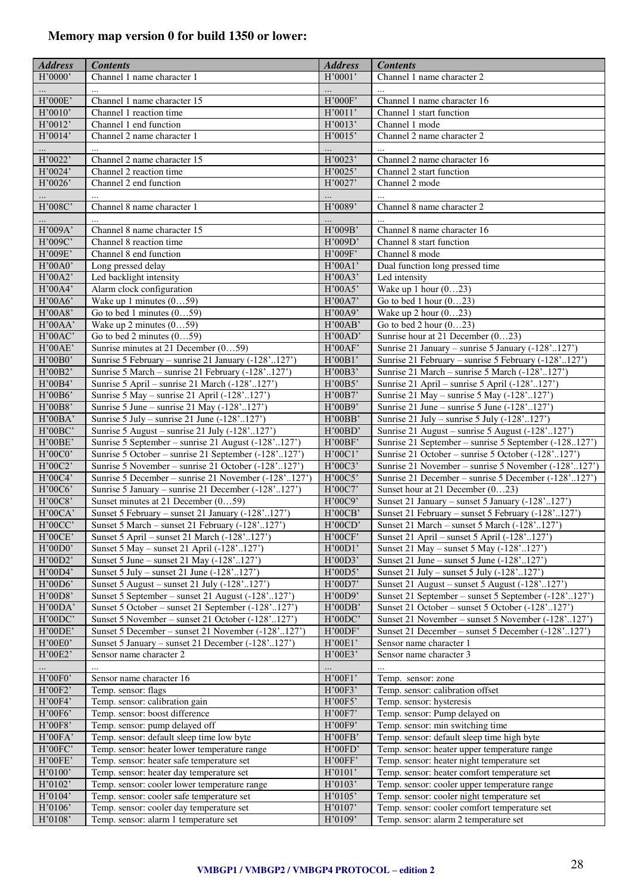**Memory map version 0 for build 1350 or lower:**

| *Address* | *Contents* | *Address* | *Contents* |
|---|---|---|---|
| H'0000' | Channel 1 name character 1 | H'0001' | Channel 1 name character 2 |
| … | … | … | … |
| H'000E' | Channel 1 name character 15 | H'000F' | Channel 1 name character 16 |
| H'0010' | Channel 1 reaction time | H'0011' | Channel 1 start function |
| H'0012' | Channel 1 end function | H'0013' | Channel 1 mode |
| H'0014' | Channel 2 name character 1 | H'0015' | Channel 2 name character 2 |
| … | … | … | … |
| H'0022' | Channel 2 name character 15 | H'0023' | Channel 2 name character 16 |
| H'0024' | Channel 2 reaction time | H'0025' | Channel 2 start function |
| H'0026' | Channel 2 end function | H'0027' | Channel 2 mode |
| … | … | … | … |
| H'008C' | Channel 8 name character 1 | H'0089' | Channel 8 name character 2 |
| … | … | … | … |
| H'009A' | Channel 8 name character 15 | H'009B' | Channel 8 name character 16 |
| H'009C' | Channel 8 reaction time | H'009D' | Channel 8 start function |
| H'009E' | Channel 8 end function | H'009F' | Channel 8 mode |
| H'00A0' | Long pressed delay | H'00A1' | Dual function long pressed time |
| H'00A2' | Led backlight intensity | H'00A3' | Led intensity |
| H'00A4' | Alarm clock configuration | H'00A5' | Wake up 1 hour (0…23) |
| H'00A6' | Wake up 1 minutes (0…59) | H'00A7' | Go to bed 1 hour (0…23) |
| H'00A8' | Go to bed 1 minutes (0…59) | H'00A9' | Wake up 2 hour (0…23) |
| H'00AA' | Wake up 2 minutes (0…59) | H'00AB' | Go to bed 2 hour (0…23) |
| H'00AC' | Go to bed 2 minutes (0…59) | H'00AD' | Sunrise hour at 21 December (0…23) |
| H'00AE' | Sunrise minutes at 21 December (0…59) | H'00AF' | Sunrise 21 January – sunrise 5 January (-128'..127') |
| H'00B0' | Sunrise 5 February – sunrise 21 January (-128'..127') | H'00B1' | Sunrise 21 February – sunrise 5 February (-128'..127') |
| H'00B2' | Sunrise 5 March – sunrise 21 February (-128'..127') | H'00B3' | Sunrise 21 March – sunrise 5 March (-128'..127') |
| H'00B4' | Sunrise 5 April – sunrise 21 March (-128'..127') | H'00B5' | Sunrise 21 April – sunrise 5 April (-128'..127') |
| H'00B6' | Sunrise 5 May – sunrise 21 April (-128'..127') | H'00B7' | Sunrise 21 May – sunrise 5 May (-128'..127') |
| H'00B8' | Sunrise 5 June – sunrise 21 May (-128'..127') | H'00B9' | Sunrise 21 June – sunrise 5 June (-128'..127') |
| H'00BA' | Sunrise 5 July – sunrise 21 June (-128'..127') | H'00BB' | Sunrise 21 July – sunrise 5 July (-128'..127') |
| H'00BC' | Sunrise 5 August – sunrise 21 July (-128'..127') | H'00BD' | Sunrise 21 August – sunrise 5 August (-128'..127') |
| H'00BE' | Sunrise 5 September – sunrise 21 August (-128'..127') | H'00BF' | Sunrise 21 September – sunrise 5 September (-128..127') |
| H'00C0' | Sunrise 5 October – sunrise 21 September (-128'..127') | H'00C1' | Sunrise 21 October – sunrise 5 October (-128'..127') |
| H'00C2' | Sunrise 5 November – sunrise 21 October (-128'..127') | H'00C3' | Sunrise 21 November – sunrise 5 November (-128'..127') |
| H'00C4' | Sunrise 5 December – sunrise 21 November (-128'..127') | H'00C5' | Sunrise 21 December – sunrise 5 December (-128'..127') |
| H'00C6' | Sunrise 5 January – sunrise 21 December (-128'..127') | H'00C7' | Sunset hour at 21 December (0…23) |
| H'00C8' | Sunset minutes at 21 December (0…59) | H'00C9' | Sunset 21 January – sunset 5 January (-128'..127') |
| H'00CA' | Sunset 5 February – sunset 21 January (-128'..127') | H'00CB' | Sunset 21 February – sunset 5 February (-128'..127') |
| H'00CC' | Sunset 5 March – sunset 21 February (-128'..127') | H'00CD' | Sunset 21 March – sunset 5 March (-128'..127') |
| H'00CE' | Sunset 5 April – sunset 21 March (-128'..127') | H'00CF' | Sunset 21 April – sunset 5 April (-128'..127') |
| H'00D0' | Sunset 5 May – sunset 21 April (-128'..127') | H'00D1' | Sunset 21 May – sunset 5 May (-128'..127') |
| H'00D2' | Sunset 5 June – sunset 21 May (-128'..127') | H'00D3' | Sunset 21 June – sunset 5 June (-128'..127') |
| H'00D4' | Sunset 5 July – sunset 21 June (-128'..127') | H'00D5' | Sunset 21 July – sunset 5 July (-128'..127') |
| H'00D6' | Sunset 5 August – sunset 21 July (-128'..127') | H'00D7' | Sunset 21 August – sunset 5 August (-128'..127') |
| H'00D8' | Sunset 5 September – sunset 21 August (-128'..127') | H'00D9' | Sunset 21 September – sunset 5 September (-128'..127') |
| H'00DA' | Sunset 5 October – sunset 21 September (-128'..127') | H'00DB' | Sunset 21 October – sunset 5 October (-128'..127') |
| H'00DC' | Sunset 5 November – sunset 21 October (-128'..127') | H'00DD' | Sunset 21 November – sunset 5 November (-128'..127') |
| H'00DE' | Sunset 5 December – sunset 21 November (-128'..127') | H'00DF' | Sunset 21 December – sunset 5 December (-128'..127') |
| H'00E0' | Sunset 5 January – sunset 21 December (-128'..127') | H'00E1' | Sensor name character 1 |
| H'00E2' | Sensor name character 2 | H'00E3' | Sensor name character 3 |
| … | … | … | … |
| H'00F0' | Sensor name character 16 | H'00F1' | Temp. sensor: zone |
| H'00F2' | Temp. sensor: flags | H'00F3' | Temp. sensor: calibration offset |
| H'00F4' | Temp. sensor: calibration gain | H'00F5' | Temp. sensor: hysteresis |
| H'00F6' | Temp. sensor: boost difference | H'00F7' | Temp. sensor: Pump delayed on |
| H'00F8' | Temp. sensor: pump delayed off | H'00F9' | Temp. sensor: min switching time |
| H'00FA' | Temp. sensor: default sleep time low byte | H'00FB' | Temp. sensor: default sleep time high byte |
| H'00FC' | Temp. sensor: heater lower temperature range | H'00FD' | Temp. sensor: heater upper temperature range |
| H'00FE' | Temp. sensor: heater safe temperature set | H'00FF' | Temp. sensor: heater night temperature set |
| H'0100' | Temp. sensor: heater day temperature set | H'0101' | Temp. sensor: heater comfort temperature set |
| H'0102' | Temp. sensor: cooler lower temperature range | H'0103' | Temp. sensor: cooler upper temperature range |
| H'0104' | Temp. sensor: cooler safe temperature set | H'0105' | Temp. sensor: cooler night temperature set |
| H'0106' | Temp. sensor: cooler day temperature set | H'0107' | Temp. sensor: cooler comfort temperature set |
| H'0108' | Temp. sensor: alarm 1 temperature set | H'0109' | Temp. sensor: alarm 2 temperature set |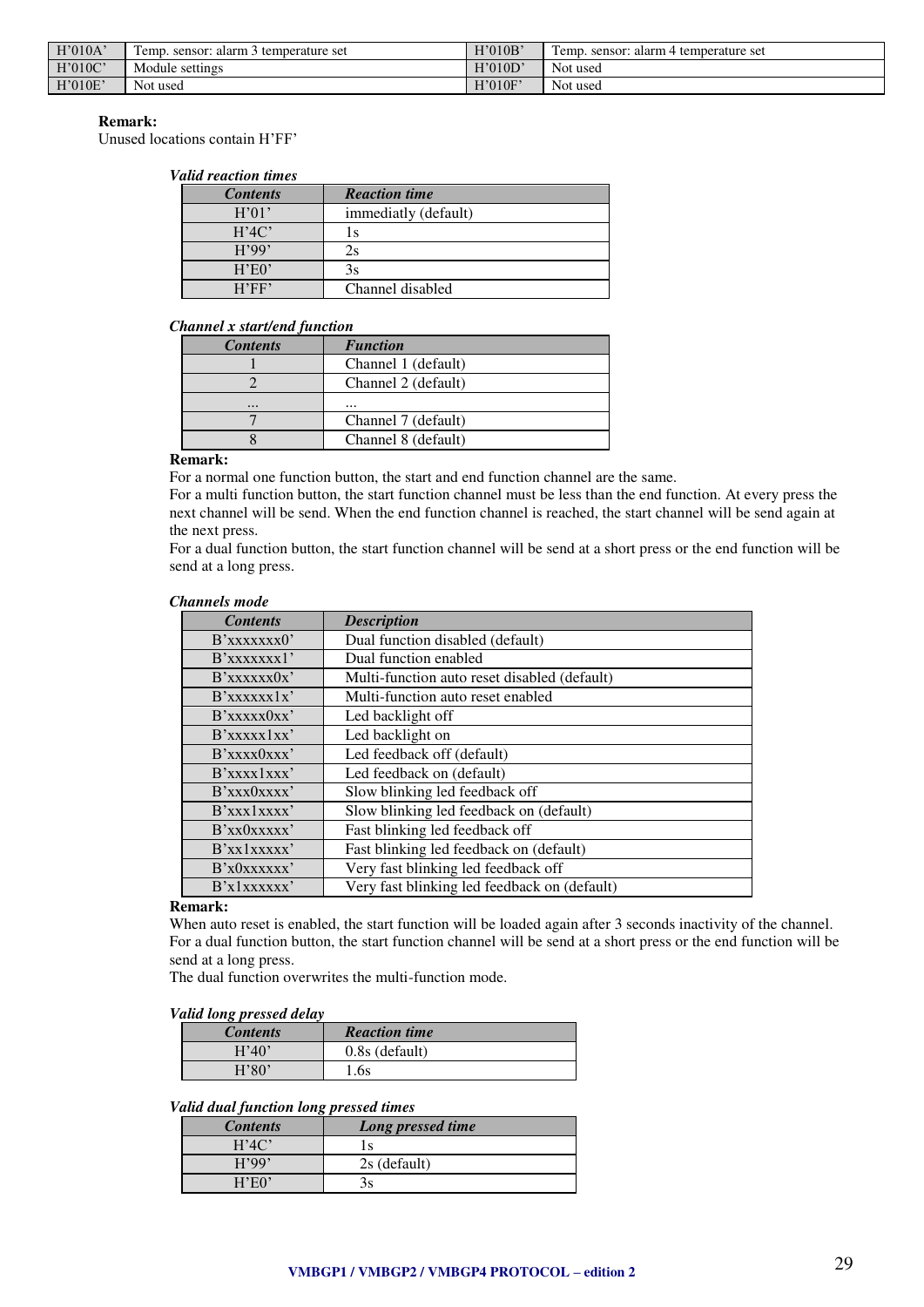| H'010A' | Temp. sensor: alarm 3 temperature set | H'010B' | Temp. sensor: alarm 4 temperature set |
|---|---|---|---|
| H'010C' | Module settings | H'010D' | Not used |
| H'010E' | Not used | H'010F' | Not used |

**Remark:**
Unused locations contain H'FF'

***Valid reaction times***

| *Contents* | *Reaction time* |
|---|---|
| H'01' | immediatly (default) |
| H'4C' | 1s |
| H'99' | 2s |
| H'E0' | 3s |
| H'FF' | Channel disabled |

***Channel x start/end function***

| *Contents* | *Function* |
|---|---|
| 1 | Channel 1 (default) |
| 2 | Channel 2 (default) |
| ... | ... |
| 7 | Channel 7 (default) |
| 8 | Channel 8 (default) |

**Remark:**
For a normal one function button, the start and end function channel are the same.
For a multi function button, the start function channel must be less than the end function. At every press the next channel will be send. When the end function channel is reached, the start channel will be send again at the next press.
For a dual function button, the start function channel will be send at a short press or the end function will be send at a long press.

***Channels mode***

| *Contents* | *Description* |
|---|---|
| B'xxxxxxx0' | Dual function disabled (default) |
| B'xxxxxxx1' | Dual function enabled |
| B'xxxxxx0x' | Multi-function auto reset disabled (default) |
| B'xxxxxx1x' | Multi-function auto reset enabled |
| B'xxxxx0xx' | Led backlight off |
| B'xxxxx1xx' | Led backlight on |
| B'xxxx0xxx' | Led feedback off (default) |
| B'xxxx1xxx' | Led feedback on (default) |
| B'xxx0xxxx' | Slow blinking led feedback off |
| B'xxx1xxxx' | Slow blinking led feedback on (default) |
| B'xx0xxxxx' | Fast blinking led feedback off |
| B'xx1xxxxx' | Fast blinking led feedback on (default) |
| B'x0xxxxxx' | Very fast blinking led feedback off |
| B'x1xxxxxx' | Very fast blinking led feedback on (default) |

**Remark:**
When auto reset is enabled, the start function will be loaded again after 3 seconds inactivity of the channel.
For a dual function button, the start function channel will be send at a short press or the end function will be send at a long press.
The dual function overwrites the multi-function mode.

***Valid long pressed delay***

| *Contents* | *Reaction time* |
|---|---|
| H'40' | 0.8s (default) |
| H'80' | 1.6s |

***Valid dual function long pressed times***

| *Contents* | *Long pressed time* |
|---|---|
| H'4C' | 1s |
| H'99' | 2s (default) |
| H'E0' | 3s |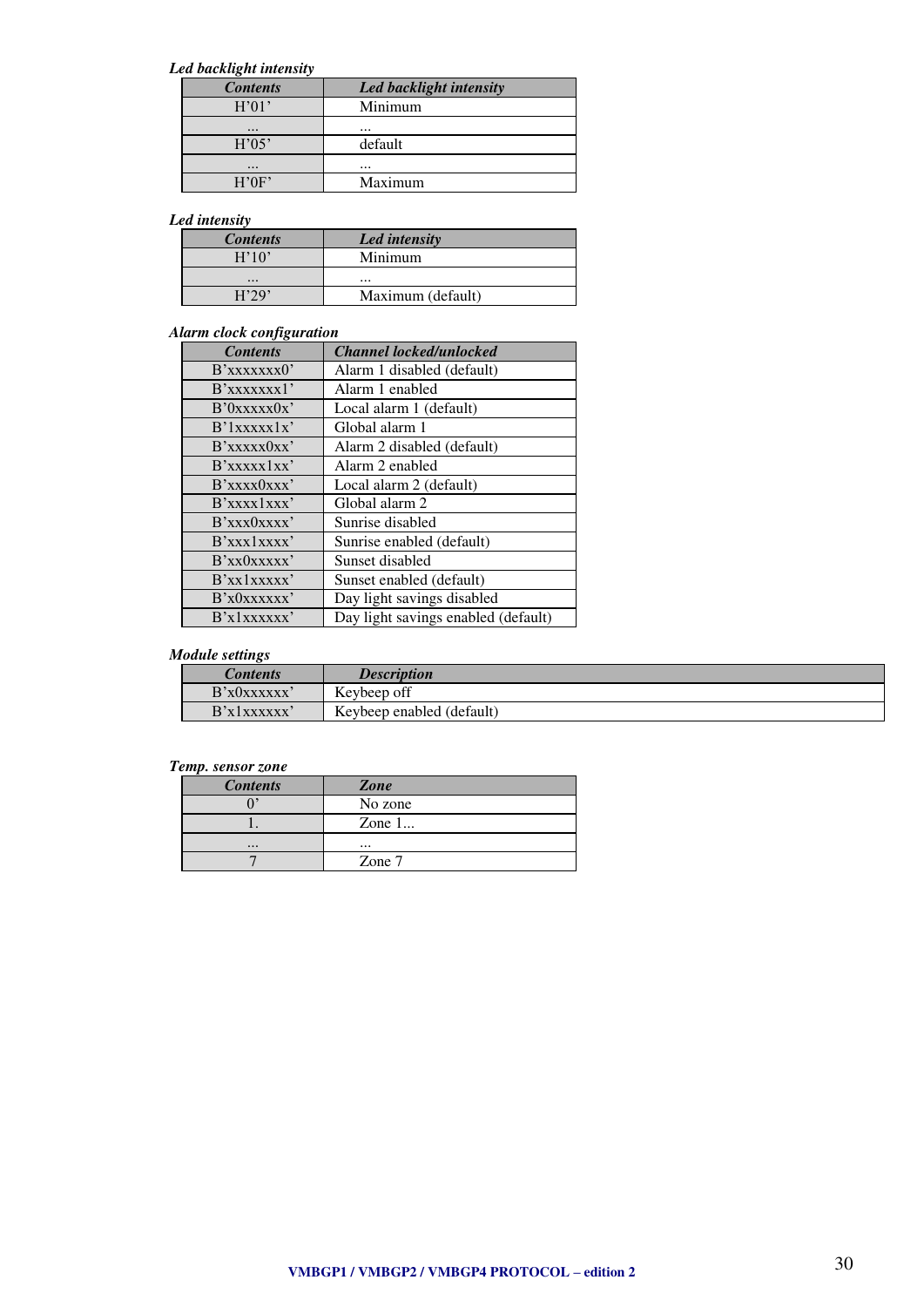***Led backlight intensity***

| ***Contents*** | ***Led backlight intensity*** |
|---|---|
| H'01' | Minimum |
| ... | ... |
| H'05' | default |
| ... | ... |
| H'0F' | Maximum |

***Led intensity***

| ***Contents*** | ***Led intensity*** |
|---|---|
| H'10' | Minimum |
| ... | ... |
| H'29' | Maximum (default) |

***Alarm clock configuration***

| ***Contents*** | ***Channel locked/unlocked*** |
|---|---|
| B'xxxxxxx0' | Alarm 1 disabled (default) |
| B'xxxxxxx1' | Alarm 1 enabled |
| B'0xxxxx0x' | Local alarm 1 (default) |
| B'1xxxxx1x' | Global alarm 1 |
| B'xxxxx0xx' | Alarm 2 disabled (default) |
| B'xxxxx1xx' | Alarm 2 enabled |
| B'xxxx0xxx' | Local alarm 2 (default) |
| B'xxxx1xxx' | Global alarm 2 |
| B'xxx0xxxx' | Sunrise disabled |
| B'xxx1xxxx' | Sunrise enabled (default) |
| B'xx0xxxxx' | Sunset disabled |
| B'xx1xxxxx' | Sunset enabled (default) |
| B'x0xxxxxx' | Day light savings disabled |
| B'x1xxxxxx' | Day light savings enabled (default) |

***Module settings***

| ***Contents*** | ***Description*** |
|---|---|
| B'x0xxxxxx' | Keybeep off |
| B'x1xxxxxx' | Keybeep enabled (default) |

***Temp. sensor zone***

| ***Contents*** | ***Zone*** |
|---|---|
| 0' | No zone |
| 1. | Zone 1... |
| ... | ... |
| 7 | Zone 7 |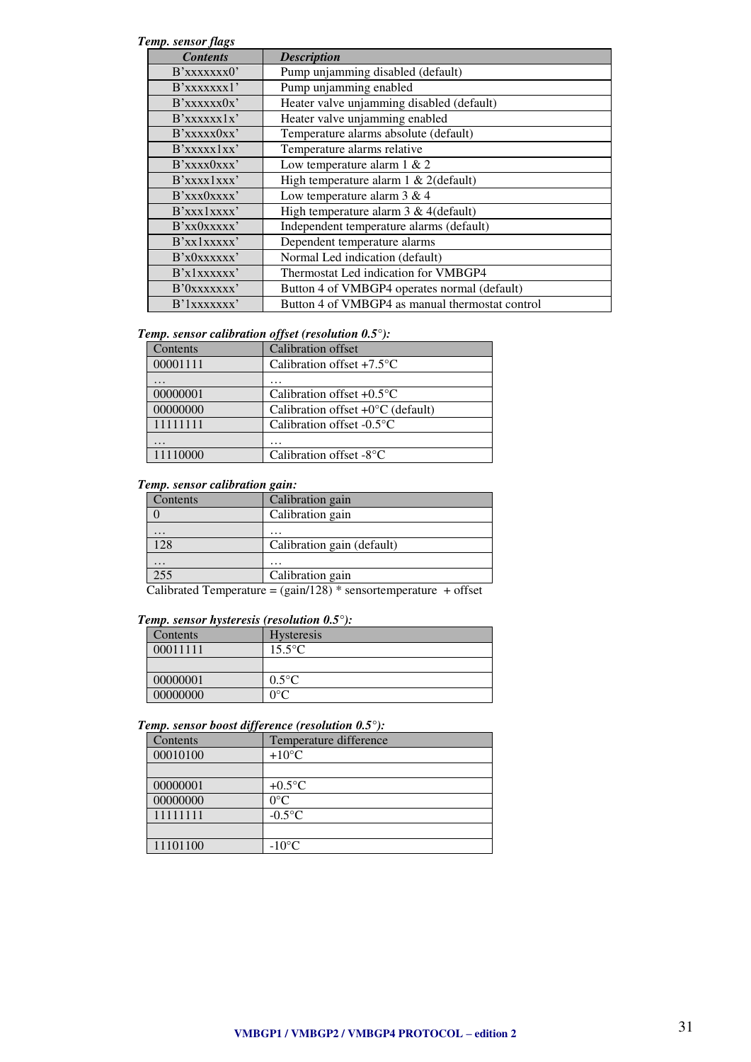***Temp. sensor flags***

| ***Contents*** | ***Description*** |
|---|---|
| B'xxxxxxx0' | Pump unjamming disabled (default) |
| B'xxxxxxx1' | Pump unjamming enabled |
| B'xxxxxx0x' | Heater valve unjamming disabled (default) |
| B'xxxxxx1x' | Heater valve unjamming enabled |
| B'xxxxx0xx' | Temperature alarms absolute (default) |
| B'xxxxx1xx' | Temperature alarms relative |
| B'xxxx0xxx' | Low temperature alarm 1 & 2 |
| B'xxxx1xxx' | High temperature alarm 1 & 2(default) |
| B'xxx0xxxx' | Low temperature alarm 3 & 4 |
| B'xxx1xxxx' | High temperature alarm 3 & 4(default) |
| B'xx0xxxxx' | Independent temperature alarms (default) |
| B'xx1xxxxx' | Dependent temperature alarms |
| B'x0xxxxxx' | Normal Led indication (default) |
| B'x1xxxxxx' | Thermostat Led indication for VMBGP4 |
| B'0xxxxxxx' | Button 4 of VMBGP4 operates normal (default) |
| B'1xxxxxxx' | Button 4 of VMBGP4 as manual thermostat control |

***Temp. sensor calibration offset (resolution 0.5°):***

| Contents | Calibration offset |
|---|---|
| 00001111 | Calibration offset +7.5°C |
| … | … |
| 00000001 | Calibration offset +0.5°C |
| 00000000 | Calibration offset +0°C (default) |
| 11111111 | Calibration offset -0.5°C |
| … | … |
| 11110000 | Calibration offset -8°C |

***Temp. sensor calibration gain:***

| Contents | Calibration gain |
|---|---|
| 0 | Calibration gain |
| … | … |
| 128 | Calibration gain (default) |
| … | … |
| 255 | Calibration gain |

Calibrated Temperature = (gain/128) * sensortemperature + offset

***Temp. sensor hysteresis (resolution 0.5°):***

| Contents | Hysteresis |
|---|---|
| 00011111 | 15.5°C |
| | |
| 00000001 | 0.5°C |
| 00000000 | 0°C |

***Temp. sensor boost difference (resolution 0.5°):***

| Contents | Temperature difference |
|---|---|
| 00010100 | +10°C |
| | |
| 00000001 | +0.5°C |
| 00000000 | 0°C |
| 11111111 | -0.5°C |
| | |
| 11101100 | -10°C |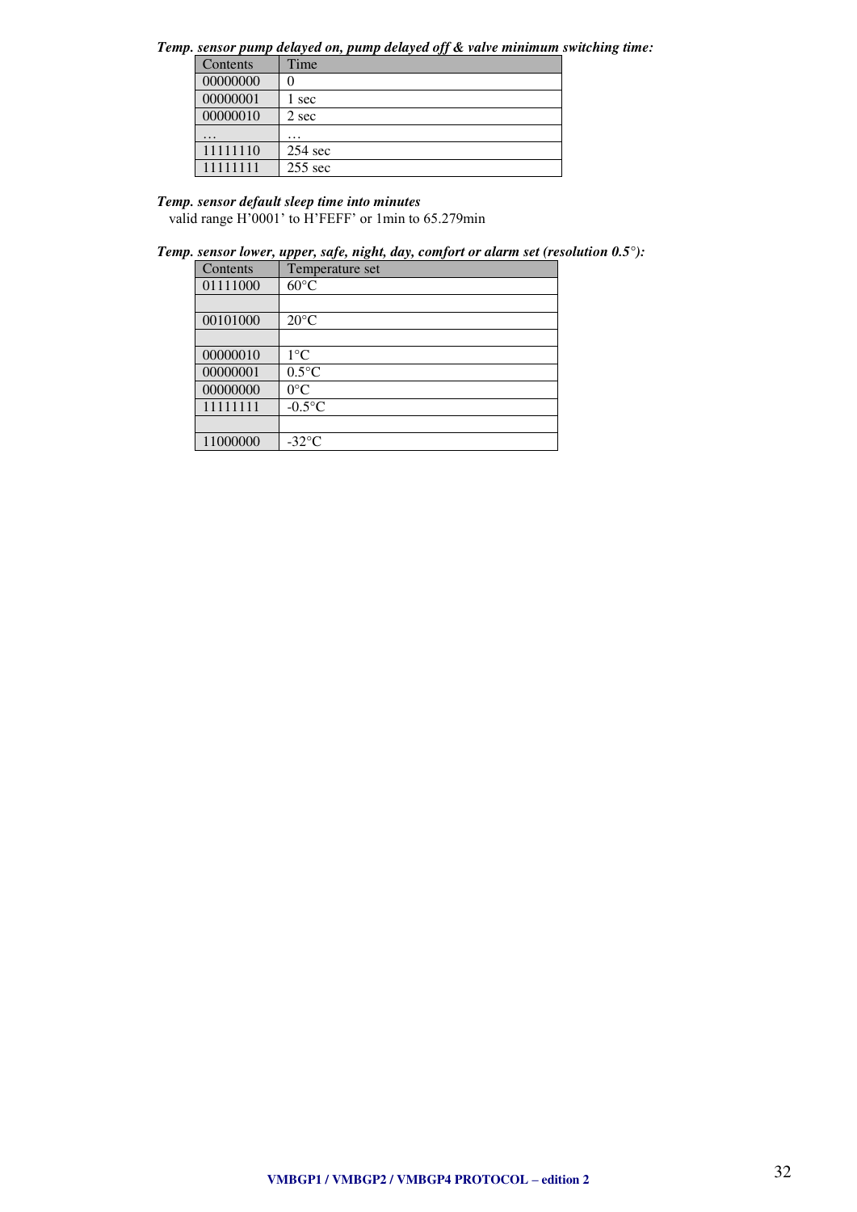***Temp. sensor pump delayed on, pump delayed off & valve minimum switching time:***

| Contents | Time |
|---|---|
| 00000000 | 0 |
| 00000001 | 1 sec |
| 00000010 | 2 sec |
| … | … |
| 11111110 | 254 sec |
| 11111111 | 255 sec |

***Temp. sensor default sleep time into minutes***

valid range H'0001' to H'FEFF' or 1min to 65.279min

***Temp. sensor lower, upper, safe, night, day, comfort or alarm set (resolution 0.5°):***

| Contents | Temperature set |
|---|---|
| 01111000 | 60°C |
| | |
| 00101000 | 20°C |
| | |
| 00000010 | 1°C |
| 00000001 | 0.5°C |
| 00000000 | 0°C |
| 11111111 | -0.5°C |
| | |
| 11000000 | -32°C |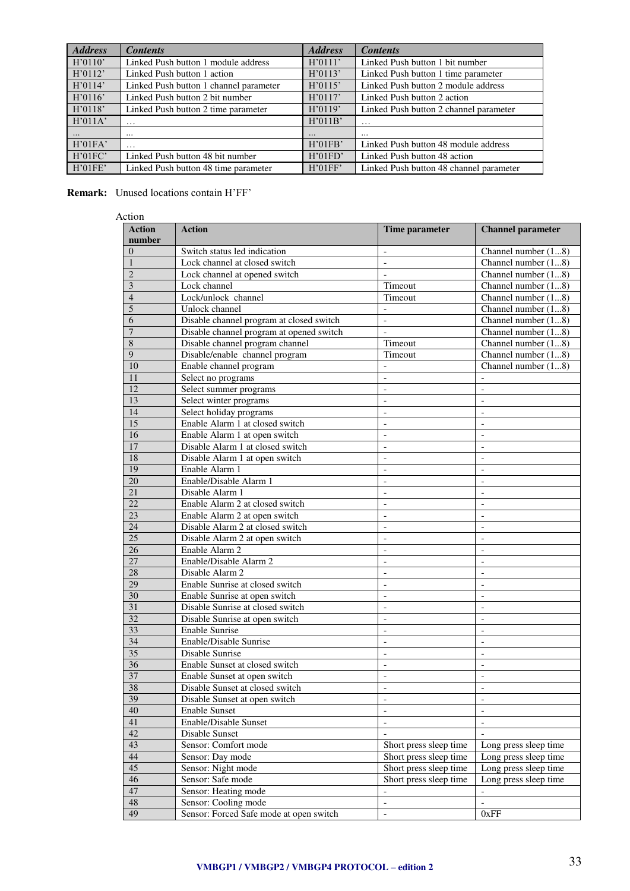| *Address* | *Contents* | *Address* | *Contents* |
|---|---|---|---|
| H'0110' | Linked Push button 1 module address | H'0111' | Linked Push button 1 bit number |
| H'0112' | Linked Push button 1 action | H'0113' | Linked Push button 1 time parameter |
| H'0114' | Linked Push button 1 channel parameter | H'0115' | Linked Push button 2 module address |
| H'0116' | Linked Push button 2 bit number | H'0117' | Linked Push button 2 action |
| H'0118' | Linked Push button 2 time parameter | H'0119' | Linked Push button 2 channel parameter |
| H'011A' | … | H'011B' | … |
| … | … | … | … |
| H'01FA' | … | H'01FB' | Linked Push button 48 module address |
| H'01FC' | Linked Push button 48 bit number | H'01FD' | Linked Push button 48 action |
| H'01FE' | Linked Push button 48 time parameter | H'01FF' | Linked Push button 48 channel parameter |

**Remark:** Unused locations contain H'FF'

Action

| Action number | Action | Time parameter | Channel parameter |
|---|---|---|---|
| 0 | Switch status led indication | - | Channel number (1...8) |
| 1 | Lock channel at closed switch | - | Channel number (1...8) |
| 2 | Lock channel at opened switch | - | Channel number (1...8) |
| 3 | Lock channel | Timeout | Channel number (1...8) |
| 4 | Lock/unlock channel | Timeout | Channel number (1...8) |
| 5 | Unlock channel | - | Channel number (1...8) |
| 6 | Disable channel program at closed switch | - | Channel number (1...8) |
| 7 | Disable channel program at opened switch | - | Channel number (1...8) |
| 8 | Disable channel program channel | Timeout | Channel number (1...8) |
| 9 | Disable/enable channel program | Timeout | Channel number (1...8) |
| 10 | Enable channel program | - | Channel number (1...8) |
| 11 | Select no programs | - | - |
| 12 | Select summer programs | - | - |
| 13 | Select winter programs | - | - |
| 14 | Select holiday programs | - | - |
| 15 | Enable Alarm 1 at closed switch | - | - |
| 16 | Enable Alarm 1 at open switch | - | - |
| 17 | Disable Alarm 1 at closed switch | - | - |
| 18 | Disable Alarm 1 at open switch | - | - |
| 19 | Enable Alarm 1 | - | - |
| 20 | Enable/Disable Alarm 1 | - | - |
| 21 | Disable Alarm 1 | - | - |
| 22 | Enable Alarm 2 at closed switch | - | - |
| 23 | Enable Alarm 2 at open switch | - | - |
| 24 | Disable Alarm 2 at closed switch | - | - |
| 25 | Disable Alarm 2 at open switch | - | - |
| 26 | Enable Alarm 2 | - | - |
| 27 | Enable/Disable Alarm 2 | - | - |
| 28 | Disable Alarm 2 | - | - |
| 29 | Enable Sunrise at closed switch | - | - |
| 30 | Enable Sunrise at open switch | - | - |
| 31 | Disable Sunrise at closed switch | - | - |
| 32 | Disable Sunrise at open switch | - | - |
| 33 | Enable Sunrise | - | - |
| 34 | Enable/Disable Sunrise | - | - |
| 35 | Disable Sunrise | - | - |
| 36 | Enable Sunset at closed switch | - | - |
| 37 | Enable Sunset at open switch | - | - |
| 38 | Disable Sunset at closed switch | - | - |
| 39 | Disable Sunset at open switch | - | - |
| 40 | Enable Sunset | - | - |
| 41 | Enable/Disable Sunset | - | - |
| 42 | Disable Sunset | - | - |
| 43 | Sensor: Comfort mode | Short press sleep time | Long press sleep time |
| 44 | Sensor: Day mode | Short press sleep time | Long press sleep time |
| 45 | Sensor: Night mode | Short press sleep time | Long press sleep time |
| 46 | Sensor: Safe mode | Short press sleep time | Long press sleep time |
| 47 | Sensor: Heating mode | - | - |
| 48 | Sensor: Cooling mode | - | - |
| 49 | Sensor: Forced Safe mode at open switch | - | 0xFF |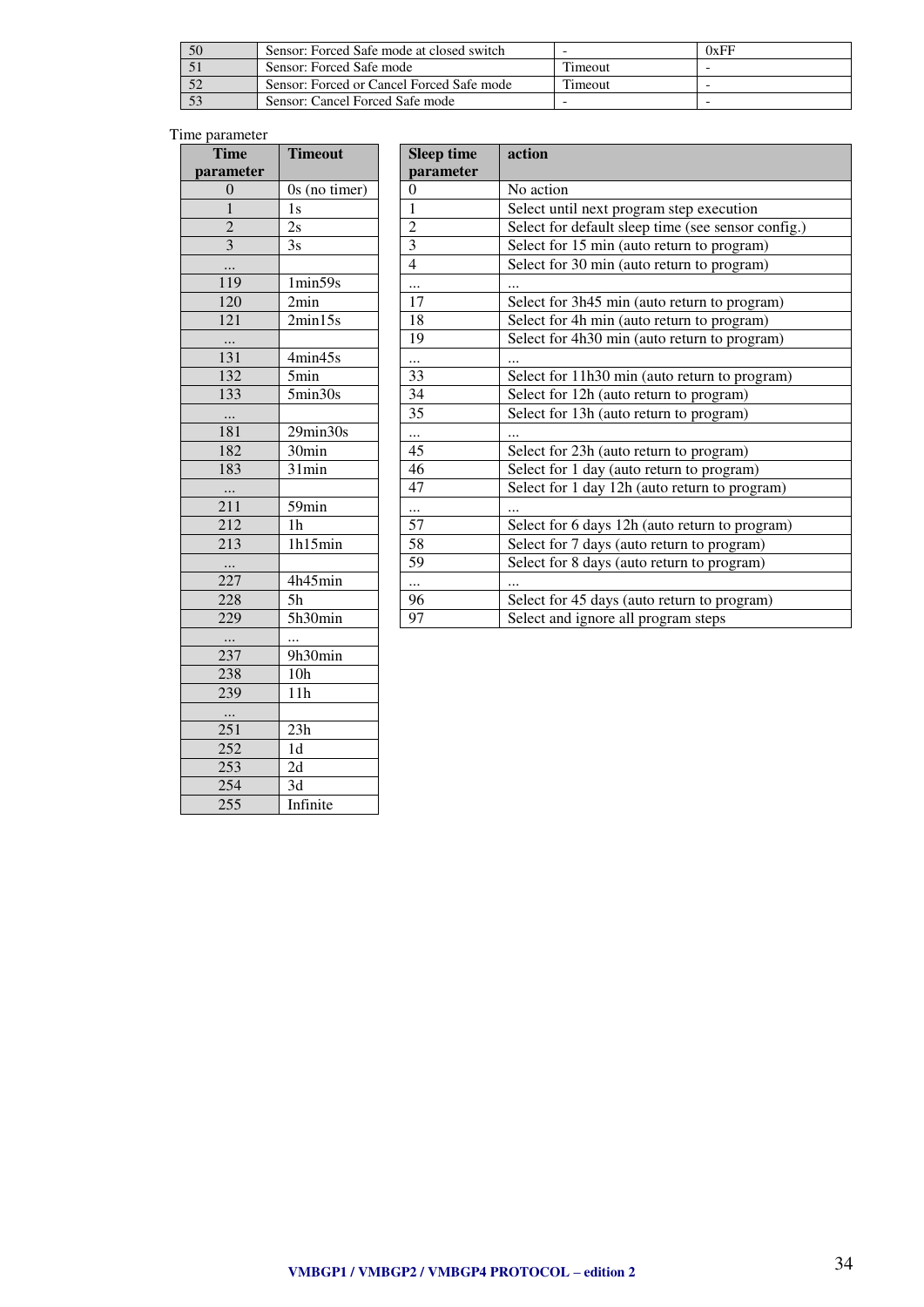| 50 | Sensor: Forced Safe mode at closed switch | - | 0xFF |
|---|---|---|---|
| 51 | Sensor: Forced Safe mode | Timeout | - |
| 52 | Sensor: Forced or Cancel Forced Safe mode | Timeout | - |
| 53 | Sensor: Cancel Forced Safe mode | - | - |

Time parameter

| Time parameter | Timeout |
|---|---|
| 0 | 0s (no timer) |
| 1 | 1s |
| 2 | 2s |
| 3 | 3s |
| ... | |
| 119 | 1min59s |
| 120 | 2min |
| 121 | 2min15s |
| ... | |
| 131 | 4min45s |
| 132 | 5min |
| 133 | 5min30s |
| ... | |
| 181 | 29min30s |
| 182 | 30min |
| 183 | 31min |
| ... | |
| 211 | 59min |
| 212 | 1h |
| 213 | 1h15min |
| ... | |
| 227 | 4h45min |
| 228 | 5h |
| 229 | 5h30min |
| ... | ... |
| 237 | 9h30min |
| 238 | 10h |
| 239 | 11h |
| ... | |
| 251 | 23h |
| 252 | 1d |
| 253 | 2d |
| 254 | 3d |
| 255 | Infinite |

| Sleep time parameter | action |
|---|---|
| 0 | No action |
| 1 | Select until next program step execution |
| 2 | Select for default sleep time (see sensor config.) |
| 3 | Select for 15 min (auto return to program) |
| 4 | Select for 30 min (auto return to program) |
| ... | ... |
| 17 | Select for 3h45 min (auto return to program) |
| 18 | Select for 4h min (auto return to program) |
| 19 | Select for 4h30 min (auto return to program) |
| ... | ... |
| 33 | Select for 11h30 min (auto return to program) |
| 34 | Select for 12h (auto return to program) |
| 35 | Select for 13h (auto return to program) |
| ... | ... |
| 45 | Select for 23h (auto return to program) |
| 46 | Select for 1 day (auto return to program) |
| 47 | Select for 1 day 12h (auto return to program) |
| ... | ... |
| 57 | Select for 6 days 12h (auto return to program) |
| 58 | Select for 7 days (auto return to program) |
| 59 | Select for 8 days (auto return to program) |
| ... | ... |
| 96 | Select for 45 days (auto return to program) |
| 97 | Select and ignore all program steps |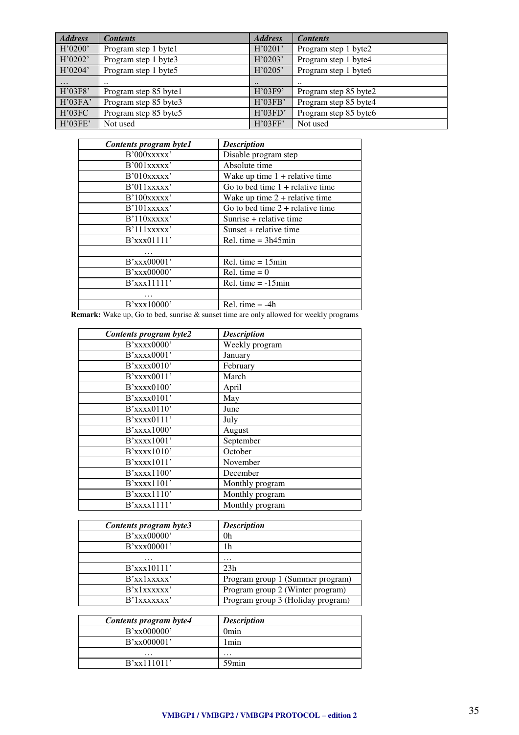| *Address* | *Contents* | *Address* | *Contents* |
|---|---|---|---|
| H'0200' | Program step 1 byte1 | H'0201' | Program step 1 byte2 |
| H'0202' | Program step 1 byte3 | H'0203' | Program step 1 byte4 |
| H'0204' | Program step 1 byte5 | H'0205' | Program step 1 byte6 |
| … | .. | .. | .. |
| H'03F8' | Program step 85 byte1 | H'03F9' | Program step 85 byte2 |
| H'03FA' | Program step 85 byte3 | H'03FB' | Program step 85 byte4 |
| H'03FC | Program step 85 byte5 | H'03FD' | Program step 85 byte6 |
| H'03FE' | Not used | H'03FF' | Not used |

| *Contents program byte1* | *Description* |
|---|---|
| B'000xxxxx' | Disable program step |
| B'001xxxxx' | Absolute time |
| B'010xxxxx' | Wake up time 1 + relative time |
| B'011xxxxx' | Go to bed time 1 + relative time |
| B'100xxxxx' | Wake up time 2 + relative time |
| B'101xxxxx' | Go to bed time 2 + relative time |
| B'110xxxxx' | Sunrise + relative time |
| B'111xxxxx' | Sunset + relative time |
| B'xxx01111' | Rel. time = 3h45min |
| … | |
| B'xxx00001' | Rel. time = 15min |
| B'xxx00000' | Rel. time = 0 |
| B'xxx11111' | Rel. time = -15min |
| … | |
| B'xxx10000' | Rel. time = -4h |

**Remark:** Wake up, Go to bed, sunrise & sunset time are only allowed for weekly programs

| *Contents program byte2* | *Description* |
|---|---|
| B'xxxx0000' | Weekly program |
| B'xxxx0001' | January |
| B'xxxx0010' | February |
| B'xxxx0011' | March |
| B'xxxx0100' | April |
| B'xxxx0101' | May |
| B'xxxx0110' | June |
| B'xxxx0111' | July |
| B'xxxx1000' | August |
| B'xxxx1001' | September |
| B'xxxx1010' | October |
| B'xxxx1011' | November |
| B'xxxx1100' | December |
| B'xxxx1101' | Monthly program |
| B'xxxx1110' | Monthly program |
| B'xxxx1111' | Monthly program |

| *Contents program byte3* | *Description* |
|---|---|
| B'xxx00000' | 0h |
| B'xxx00001' | 1h |
| … | … |
| B'xxx10111' | 23h |
| B'xx1xxxxx' | Program group 1 (Summer program) |
| B'x1xxxxxx' | Program group 2 (Winter program) |
| B'1xxxxxxx' | Program group 3 (Holiday program) |

| *Contents program byte4* | *Description* |
|---|---|
| B'xx000000' | 0min |
| B'xx000001' | 1min |
| … | … |
| B'xx111011' | 59min |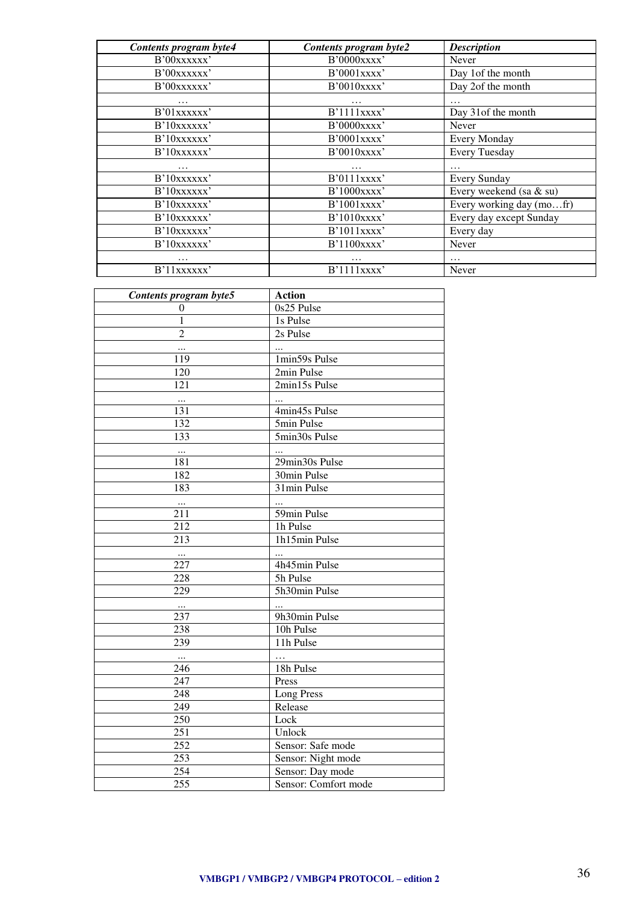| *Contents program byte4* | *Contents program byte2* | *Description* |
|---|---|---|
| B'00xxxxxx' | B'0000xxxx' | Never |
| B'00xxxxxx' | B'0001xxxx' | Day 1of the month |
| B'00xxxxxx' | B'0010xxxx' | Day 2of the month |
| … | … | … |
| B'01xxxxxx' | B'1111xxxx' | Day 31of the month |
| B'10xxxxxx' | B'0000xxxx' | Never |
| B'10xxxxxx' | B'0001xxxx' | Every Monday |
| B'10xxxxxx' | B'0010xxxx' | Every Tuesday |
| … | … | … |
| B'10xxxxxx' | B'0111xxxx' | Every Sunday |
| B'10xxxxxx' | B'1000xxxx' | Every weekend (sa & su) |
| B'10xxxxxx' | B'1001xxxx' | Every working day (mo…fr) |
| B'10xxxxxx' | B'1010xxxx' | Every day except Sunday |
| B'10xxxxxx' | B'1011xxxx' | Every day |
| B'10xxxxxx' | B'1100xxxx' | Never |
| … | … | … |
| B'11xxxxxx' | B'1111xxxx' | Never |

| *Contents program byte5* | **Action** |
|---|---|
| 0 | 0s25 Pulse |
| 1 | 1s Pulse |
| 2 | 2s Pulse |
| ... | ... |
| 119 | 1min59s Pulse |
| 120 | 2min Pulse |
| 121 | 2min15s Pulse |
| ... | ... |
| 131 | 4min45s Pulse |
| 132 | 5min Pulse |
| 133 | 5min30s Pulse |
| ... | ... |
| 181 | 29min30s Pulse |
| 182 | 30min Pulse |
| 183 | 31min Pulse |
| ... | ... |
| 211 | 59min Pulse |
| 212 | 1h Pulse |
| 213 | 1h15min Pulse |
| ... | ... |
| 227 | 4h45min Pulse |
| 228 | 5h Pulse |
| 229 | 5h30min Pulse |
| ... | ... |
| 237 | 9h30min Pulse |
| 238 | 10h Pulse |
| 239 | 11h Pulse |
| … | … |
| 246 | 18h Pulse |
| 247 | Press |
| 248 | Long Press |
| 249 | Release |
| 250 | Lock |
| 251 | Unlock |
| 252 | Sensor: Safe mode |
| 253 | Sensor: Night mode |
| 254 | Sensor: Day mode |
| 255 | Sensor: Comfort mode |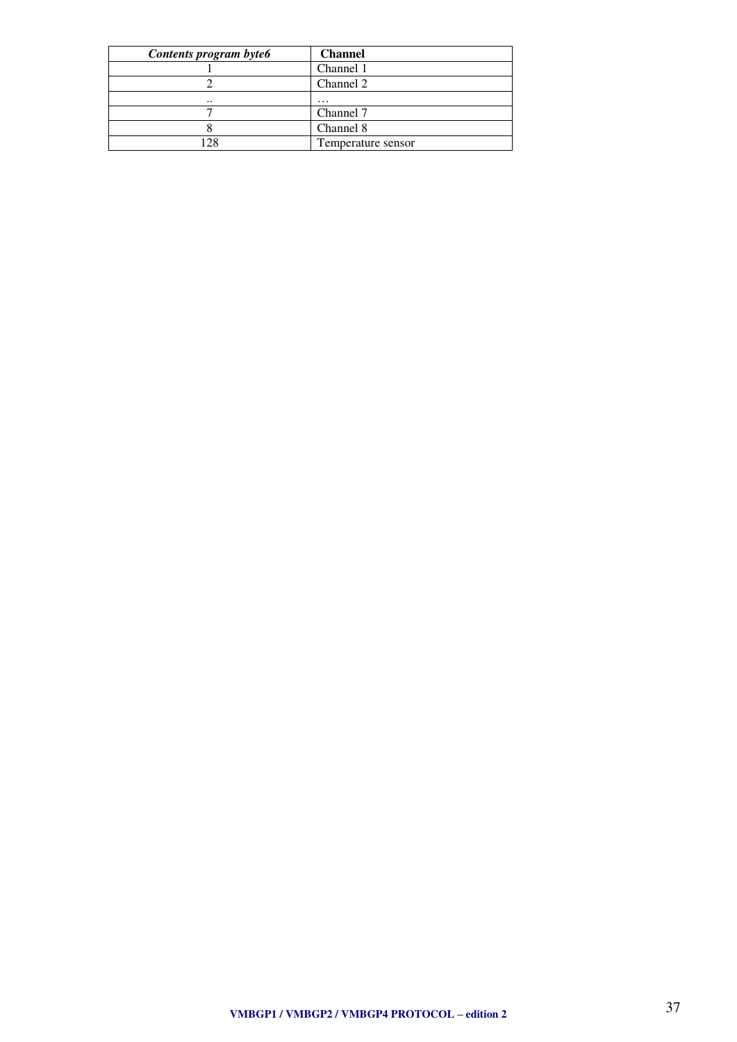| *Contents program byte6* | **Channel** |
|---|---|
| 1 | Channel 1 |
| 2 | Channel 2 |
| .. | … |
| 7 | Channel 7 |
| 8 | Channel 8 |
| 128 | Temperature sensor |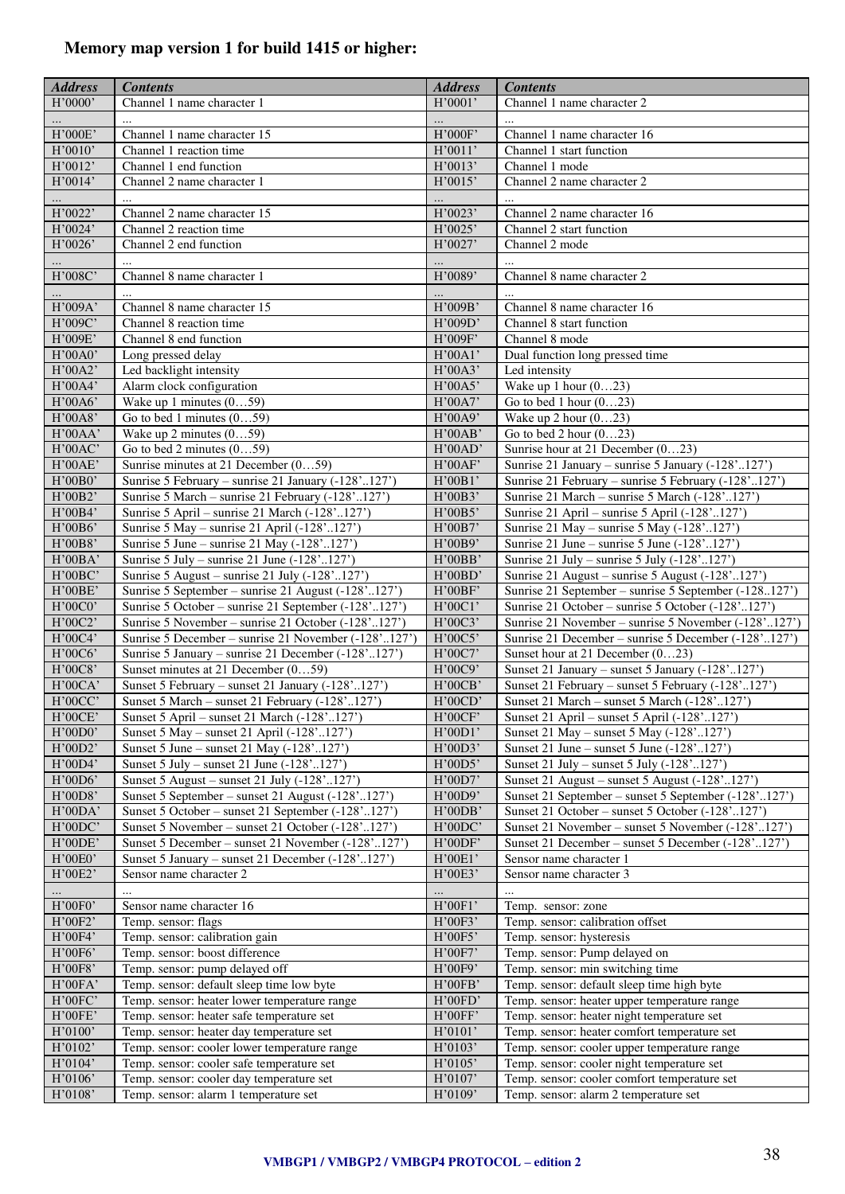# Memory map version 1 for build 1415 or higher:

| *Address* | *Contents* | *Address* | *Contents* |
|---|---|---|---|
| H'0000' | Channel 1 name character 1 | H'0001' | Channel 1 name character 2 |
| … | … | … | … |
| H'000E' | Channel 1 name character 15 | H'000F' | Channel 1 name character 16 |
| H'0010' | Channel 1 reaction time | H'0011' | Channel 1 start function |
| H'0012' | Channel 1 end function | H'0013' | Channel 1 mode |
| H'0014' | Channel 2 name character 1 | H'0015' | Channel 2 name character 2 |
| … | … | … | … |
| H'0022' | Channel 2 name character 15 | H'0023' | Channel 2 name character 16 |
| H'0024' | Channel 2 reaction time | H'0025' | Channel 2 start function |
| H'0026' | Channel 2 end function | H'0027' | Channel 2 mode |
| … | … | … | … |
| H'008C' | Channel 8 name character 1 | H'0089' | Channel 8 name character 2 |
| … | … | … | … |
| H'009A' | Channel 8 name character 15 | H'009B' | Channel 8 name character 16 |
| H'009C' | Channel 8 reaction time | H'009D' | Channel 8 start function |
| H'009E' | Channel 8 end function | H'009F' | Channel 8 mode |
| H'00A0' | Long pressed delay | H'00A1' | Dual function long pressed time |
| H'00A2' | Led backlight intensity | H'00A3' | Led intensity |
| H'00A4' | Alarm clock configuration | H'00A5' | Wake up 1 hour (0…23) |
| H'00A6' | Wake up 1 minutes (0…59) | H'00A7' | Go to bed 1 hour (0…23) |
| H'00A8' | Go to bed 1 minutes (0…59) | H'00A9' | Wake up 2 hour (0…23) |
| H'00AA' | Wake up 2 minutes (0…59) | H'00AB' | Go to bed 2 hour (0…23) |
| H'00AC' | Go to bed 2 minutes (0…59) | H'00AD' | Sunrise hour at 21 December (0…23) |
| H'00AE' | Sunrise minutes at 21 December (0…59) | H'00AF' | Sunrise 21 January – sunrise 5 January (-128'..127') |
| H'00B0' | Sunrise 5 February – sunrise 21 January (-128'..127') | H'00B1' | Sunrise 21 February – sunrise 5 February (-128'..127') |
| H'00B2' | Sunrise 5 March – sunrise 21 February (-128'..127') | H'00B3' | Sunrise 21 March – sunrise 5 March (-128'..127') |
| H'00B4' | Sunrise 5 April – sunrise 21 March (-128'..127') | H'00B5' | Sunrise 21 April – sunrise 5 April (-128'..127') |
| H'00B6' | Sunrise 5 May – sunrise 21 April (-128'..127') | H'00B7' | Sunrise 21 May – sunrise 5 May (-128'..127') |
| H'00B8' | Sunrise 5 June – sunrise 21 May (-128'..127') | H'00B9' | Sunrise 21 June – sunrise 5 June (-128'..127') |
| H'00BA' | Sunrise 5 July – sunrise 21 June (-128'..127') | H'00BB' | Sunrise 21 July – sunrise 5 July (-128'..127') |
| H'00BC' | Sunrise 5 August – sunrise 21 July (-128'..127') | H'00BD' | Sunrise 21 August – sunrise 5 August (-128'..127') |
| H'00BE' | Sunrise 5 September – sunrise 21 August (-128'..127') | H'00BF' | Sunrise 21 September – sunrise 5 September (-128..127') |
| H'00C0' | Sunrise 5 October – sunrise 21 September (-128'..127') | H'00C1' | Sunrise 21 October – sunrise 5 October (-128'..127') |
| H'00C2' | Sunrise 5 November – sunrise 21 October (-128'..127') | H'00C3' | Sunrise 21 November – sunrise 5 November (-128'..127') |
| H'00C4' | Sunrise 5 December – sunrise 21 November (-128'..127') | H'00C5' | Sunrise 21 December – sunrise 5 December (-128'..127') |
| H'00C6' | Sunrise 5 January – sunrise 21 December (-128'..127') | H'00C7' | Sunset hour at 21 December (0…23) |
| H'00C8' | Sunset minutes at 21 December (0…59) | H'00C9' | Sunset 21 January – sunset 5 January (-128'..127') |
| H'00CA' | Sunset 5 February – sunset 21 January (-128'..127') | H'00CB' | Sunset 21 February – sunset 5 February (-128'..127') |
| H'00CC' | Sunset 5 March – sunset 21 February (-128'..127') | H'00CD' | Sunset 21 March – sunset 5 March (-128'..127') |
| H'00CE' | Sunset 5 April – sunset 21 March (-128'..127') | H'00CF' | Sunset 21 April – sunset 5 April (-128'..127') |
| H'00D0' | Sunset 5 May – sunset 21 April (-128'..127') | H'00D1' | Sunset 21 May – sunset 5 May (-128'..127') |
| H'00D2' | Sunset 5 June – sunset 21 May (-128'..127') | H'00D3' | Sunset 21 June – sunset 5 June (-128'..127') |
| H'00D4' | Sunset 5 July – sunset 21 June (-128'..127') | H'00D5' | Sunset 21 July – sunset 5 July (-128'..127') |
| H'00D6' | Sunset 5 August – sunset 21 July (-128'..127') | H'00D7' | Sunset 21 August – sunset 5 August (-128'..127') |
| H'00D8' | Sunset 5 September – sunset 21 August (-128'..127') | H'00D9' | Sunset 21 September – sunset 5 September (-128'..127') |
| H'00DA' | Sunset 5 October – sunset 21 September (-128'..127') | H'00DB' | Sunset 21 October – sunset 5 October (-128'..127') |
| H'00DC' | Sunset 5 November – sunset 21 October (-128'..127') | H'00DC' | Sunset 21 November – sunset 5 November (-128'..127') |
| H'00DE' | Sunset 5 December – sunset 21 November (-128'..127') | H'00DF' | Sunset 21 December – sunset 5 December (-128'..127') |
| H'00E0' | Sunset 5 January – sunset 21 December (-128'..127') | H'00E1' | Sensor name character 1 |
| H'00E2' | Sensor name character 2 | H'00E3' | Sensor name character 3 |
| … | … | … | … |
| H'00F0' | Sensor name character 16 | H'00F1' | Temp. sensor: zone |
| H'00F2' | Temp. sensor: flags | H'00F3' | Temp. sensor: calibration offset |
| H'00F4' | Temp. sensor: calibration gain | H'00F5' | Temp. sensor: hysteresis |
| H'00F6' | Temp. sensor: boost difference | H'00F7' | Temp. sensor: Pump delayed on |
| H'00F8' | Temp. sensor: pump delayed off | H'00F9' | Temp. sensor: min switching time |
| H'00FA' | Temp. sensor: default sleep time low byte | H'00FB' | Temp. sensor: default sleep time high byte |
| H'00FC' | Temp. sensor: heater lower temperature range | H'00FD' | Temp. sensor: heater upper temperature range |
| H'00FE' | Temp. sensor: heater safe temperature set | H'00FF' | Temp. sensor: heater night temperature set |
| H'0100' | Temp. sensor: heater day temperature set | H'0101' | Temp. sensor: heater comfort temperature set |
| H'0102' | Temp. sensor: cooler lower temperature range | H'0103' | Temp. sensor: cooler upper temperature range |
| H'0104' | Temp. sensor: cooler safe temperature set | H'0105' | Temp. sensor: cooler night temperature set |
| H'0106' | Temp. sensor: cooler day temperature set | H'0107' | Temp. sensor: cooler comfort temperature set |
| H'0108' | Temp. sensor: alarm 1 temperature set | H'0109' | Temp. sensor: alarm 2 temperature set |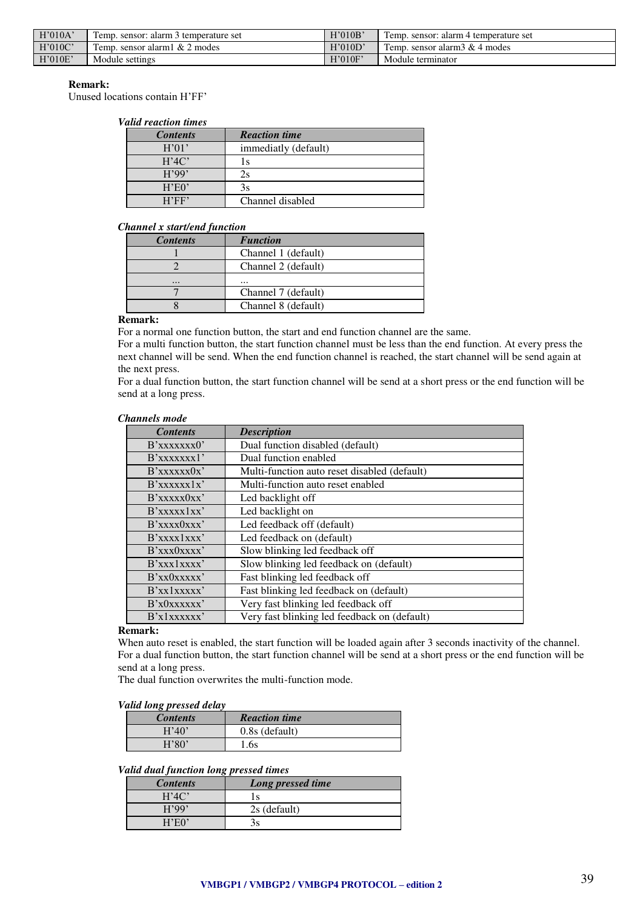| H'010A' | Temp. sensor: alarm 3 temperature set | H'010B' | Temp. sensor: alarm 4 temperature set |
|---|---|---|---|
| H'010C' | Temp. sensor alarm1 & 2 modes | H'010D' | Temp. sensor alarm3 & 4 modes |
| H'010E' | Module settings | H'010F' | Module terminator |

**Remark:**
Unused locations contain H'FF'

***Valid reaction times***

| *Contents* | *Reaction time* |
|---|---|
| H'01' | immediatly (default) |
| H'4C' | 1s |
| H'99' | 2s |
| H'E0' | 3s |
| H'FF' | Channel disabled |

***Channel x start/end function***

| *Contents* | *Function* |
|---|---|
| 1 | Channel 1 (default) |
| 2 | Channel 2 (default) |
| ... | ... |
| 7 | Channel 7 (default) |
| 8 | Channel 8 (default) |

**Remark:**
For a normal one function button, the start and end function channel are the same.
For a multi function button, the start function channel must be less than the end function. At every press the next channel will be send. When the end function channel is reached, the start channel will be send again at the next press.
For a dual function button, the start function channel will be send at a short press or the end function will be send at a long press.

***Channels mode***

| *Contents* | *Description* |
|---|---|
| B'xxxxxxx0' | Dual function disabled (default) |
| B'xxxxxxx1' | Dual function enabled |
| B'xxxxxx0x' | Multi-function auto reset disabled (default) |
| B'xxxxxx1x' | Multi-function auto reset enabled |
| B'xxxxx0xx' | Led backlight off |
| B'xxxxx1xx' | Led backlight on |
| B'xxxx0xxx' | Led feedback off (default) |
| B'xxxx1xxx' | Led feedback on (default) |
| B'xxx0xxxx' | Slow blinking led feedback off |
| B'xxx1xxxx' | Slow blinking led feedback on (default) |
| B'xx0xxxxx' | Fast blinking led feedback off |
| B'xx1xxxxx' | Fast blinking led feedback on (default) |
| B'x0xxxxxx' | Very fast blinking led feedback off |
| B'x1xxxxxx' | Very fast blinking led feedback on (default) |

**Remark:**
When auto reset is enabled, the start function will be loaded again after 3 seconds inactivity of the channel.
For a dual function button, the start function channel will be send at a short press or the end function will be send at a long press.
The dual function overwrites the multi-function mode.

***Valid long pressed delay***

| *Contents* | *Reaction time* |
|---|---|
| H'40' | 0.8s (default) |
| H'80' | 1.6s |

***Valid dual function long pressed times***

| *Contents* | *Long pressed time* |
|---|---|
| H'4C' | 1s |
| H'99' | 2s (default) |
| H'E0' | 3s |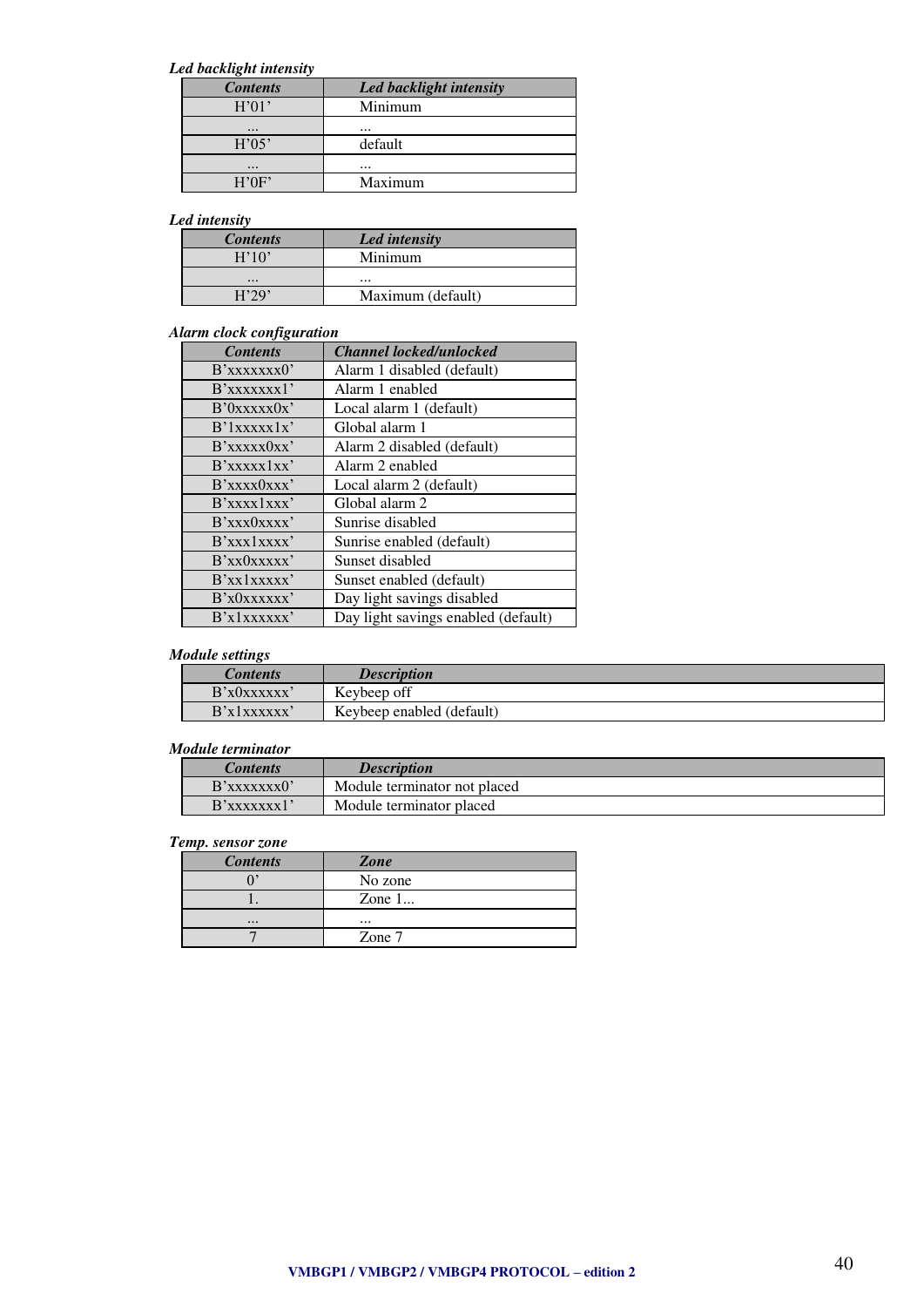***Led backlight intensity***

| *Contents* | *Led backlight intensity* |
|---|---|
| H'01' | Minimum |
| ... | ... |
| H'05' | default |
| ... | ... |
| H'0F' | Maximum |

***Led intensity***

| *Contents* | *Led intensity* |
|---|---|
| H'10' | Minimum |
| ... | ... |
| H'29' | Maximum (default) |

***Alarm clock configuration***

| *Contents* | *Channel locked/unlocked* |
|---|---|
| B'xxxxxxx0' | Alarm 1 disabled (default) |
| B'xxxxxxx1' | Alarm 1 enabled |
| B'0xxxxx0x' | Local alarm 1 (default) |
| B'1xxxxx1x' | Global alarm 1 |
| B'xxxxx0xx' | Alarm 2 disabled (default) |
| B'xxxxx1xx' | Alarm 2 enabled |
| B'xxxx0xxx' | Local alarm 2 (default) |
| B'xxxx1xxx' | Global alarm 2 |
| B'xxx0xxxx' | Sunrise disabled |
| B'xxx1xxxx' | Sunrise enabled (default) |
| B'xx0xxxxx' | Sunset disabled |
| B'xx1xxxxx' | Sunset enabled (default) |
| B'x0xxxxxx' | Day light savings disabled |
| B'x1xxxxxx' | Day light savings enabled (default) |

***Module settings***

| *Contents* | *Description* |
|---|---|
| B'x0xxxxxx' | Keybeep off |
| B'x1xxxxxx' | Keybeep enabled (default) |

***Module terminator***

| *Contents* | *Description* |
|---|---|
| B'xxxxxxx0' | Module terminator not placed |
| B'xxxxxxx1' | Module terminator placed |

***Temp. sensor zone***

| *Contents* | *Zone* |
|---|---|
| 0' | No zone |
| 1. | Zone 1... |
| ... | ... |
| 7 | Zone 7 |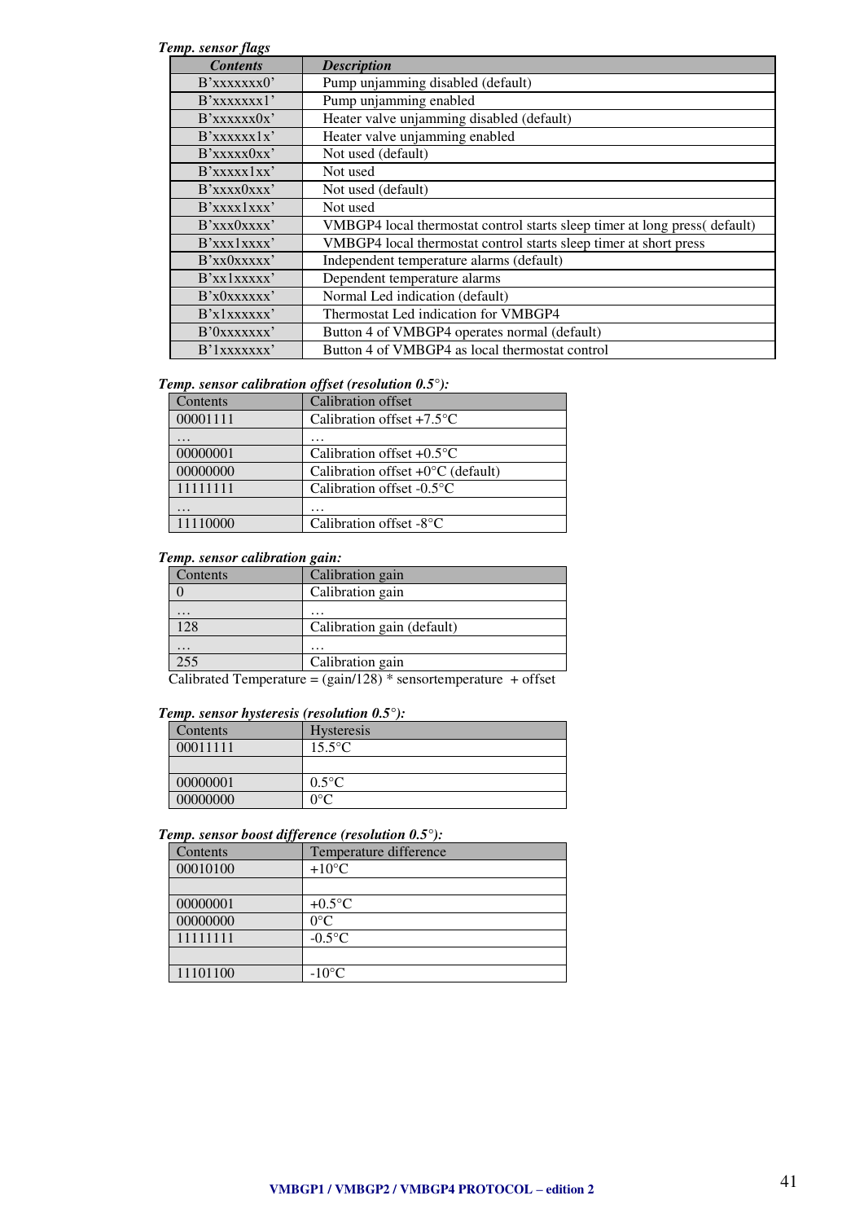*Temp. sensor flags*

| ***Contents*** | ***Description*** |
|---|---|
| B'xxxxxxx0' | Pump unjamming disabled (default) |
| B'xxxxxxx1' | Pump unjamming enabled |
| B'xxxxxx0x' | Heater valve unjamming disabled (default) |
| B'xxxxxx1x' | Heater valve unjamming enabled |
| B'xxxxx0xx' | Not used (default) |
| B'xxxxx1xx' | Not used |
| B'xxxx0xxx' | Not used (default) |
| B'xxxx1xxx' | Not used |
| B'xxx0xxxx' | VMBGP4 local thermostat control starts sleep timer at long press( default) |
| B'xxx1xxxx' | VMBGP4 local thermostat control starts sleep timer at short press |
| B'xx0xxxxx' | Independent temperature alarms (default) |
| B'xx1xxxxx' | Dependent temperature alarms |
| B'x0xxxxxx' | Normal Led indication (default) |
| B'x1xxxxxx' | Thermostat Led indication for VMBGP4 |
| B'0xxxxxxx' | Button 4 of VMBGP4 operates normal (default) |
| B'1xxxxxxx' | Button 4 of VMBGP4 as local thermostat control |

***Temp. sensor calibration offset (resolution 0.5°):***

| Contents | Calibration offset |
|---|---|
| 00001111 | Calibration offset +7.5°C |
| … | … |
| 00000001 | Calibration offset +0.5°C |
| 00000000 | Calibration offset +0°C (default) |
| 11111111 | Calibration offset -0.5°C |
| … | … |
| 11110000 | Calibration offset -8°C |

***Temp. sensor calibration gain:***

| Contents | Calibration gain |
|---|---|
| 0 | Calibration gain |
| … | … |
| 128 | Calibration gain (default) |
| … | … |
| 255 | Calibration gain |

Calibrated Temperature = (gain/128) * sensortemperature + offset

***Temp. sensor hysteresis (resolution 0.5°):***

| Contents | Hysteresis |
|---|---|
| 00011111 | 15.5°C |
| | |
| 00000001 | 0.5°C |
| 00000000 | 0°C |

***Temp. sensor boost difference (resolution 0.5°):***

| Contents | Temperature difference |
|---|---|
| 00010100 | +10°C |
| | |
| 00000001 | +0.5°C |
| 00000000 | 0°C |
| 11111111 | -0.5°C |
| | |
| 11101100 | -10°C |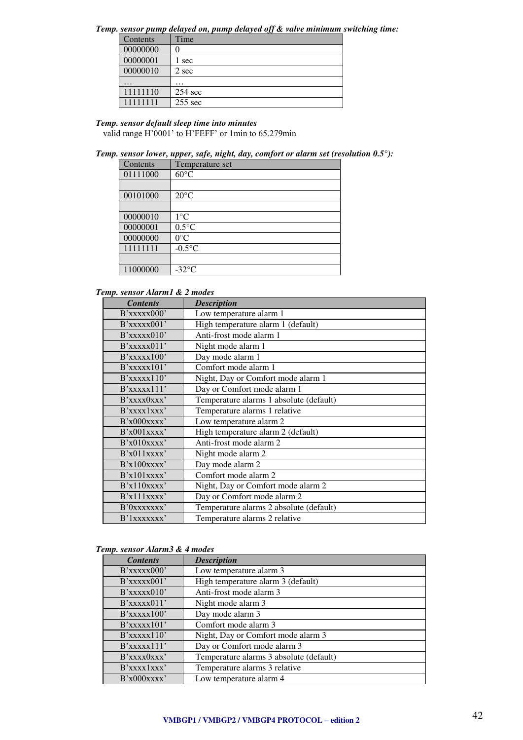*Temp. sensor pump delayed on, pump delayed off & valve minimum switching time:*

| Contents | Time |
|---|---|
| 00000000 | 0 |
| 00000001 | 1 sec |
| 00000010 | 2 sec |
| … | … |
| 11111110 | 254 sec |
| 11111111 | 255 sec |

*Temp. sensor default sleep time into minutes*
valid range H'0001' to H'FEFF' or 1min to 65.279min

*Temp. sensor lower, upper, safe, night, day, comfort or alarm set (resolution 0.5°):*

| Contents | Temperature set |
|---|---|
| 01111000 | 60°C |
| | |
| 00101000 | 20°C |
| | |
| 00000010 | 1°C |
| 00000001 | 0.5°C |
| 00000000 | 0°C |
| 11111111 | -0.5°C |
| | |
| 11000000 | -32°C |

*Temp. sensor Alarm1 & 2 modes*

| Contents | Description |
|---|---|
| B'xxxxx000' | Low temperature alarm 1 |
| B'xxxxx001' | High temperature alarm 1 (default) |
| B'xxxxx010' | Anti-frost mode alarm 1 |
| B'xxxxx011' | Night mode alarm 1 |
| B'xxxxx100' | Day mode alarm 1 |
| B'xxxxx101' | Comfort mode alarm 1 |
| B'xxxxx110' | Night, Day or Comfort mode alarm 1 |
| B'xxxxx111' | Day or Comfort mode alarm 1 |
| B'xxxx0xxx' | Temperature alarms 1 absolute (default) |
| B'xxxx1xxx' | Temperature alarms 1 relative |
| B'x000xxxx' | Low temperature alarm 2 |
| B'x001xxxx' | High temperature alarm 2 (default) |
| B'x010xxxx' | Anti-frost mode alarm 2 |
| B'x011xxxx' | Night mode alarm 2 |
| B'x100xxxx' | Day mode alarm 2 |
| B'x101xxxx' | Comfort mode alarm 2 |
| B'x110xxxx' | Night, Day or Comfort mode alarm 2 |
| B'x111xxxx' | Day or Comfort mode alarm 2 |
| B'0xxxxxxx' | Temperature alarms 2 absolute (default) |
| B'1xxxxxxx' | Temperature alarms 2 relative |

*Temp. sensor Alarm3 & 4 modes*

| Contents | Description |
|---|---|
| B'xxxxx000' | Low temperature alarm 3 |
| B'xxxxx001' | High temperature alarm 3 (default) |
| B'xxxxx010' | Anti-frost mode alarm 3 |
| B'xxxxx011' | Night mode alarm 3 |
| B'xxxxx100' | Day mode alarm 3 |
| B'xxxxx101' | Comfort mode alarm 3 |
| B'xxxxx110' | Night, Day or Comfort mode alarm 3 |
| B'xxxxx111' | Day or Comfort mode alarm 3 |
| B'xxxx0xxx' | Temperature alarms 3 absolute (default) |
| B'xxxx1xxx' | Temperature alarms 3 relative |
| B'x000xxxx' | Low temperature alarm 4 |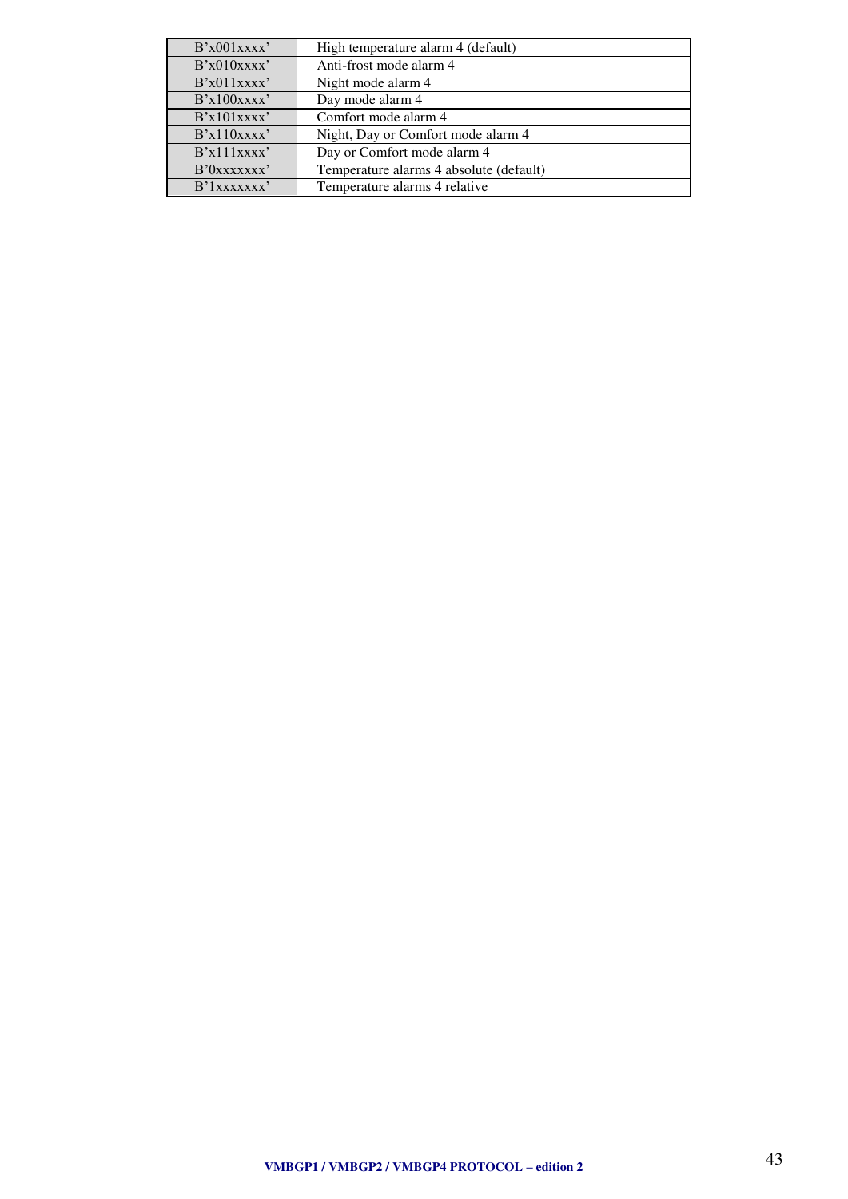| | |
|---|---|
| B'x001xxxx' | High temperature alarm 4 (default) |
| B'x010xxxx' | Anti-frost mode alarm 4 |
| B'x011xxxx' | Night mode alarm 4 |
| B'x100xxxx' | Day mode alarm 4 |
| B'x101xxxx' | Comfort mode alarm 4 |
| B'x110xxxx' | Night, Day or Comfort mode alarm 4 |
| B'x111xxxx' | Day or Comfort mode alarm 4 |
| B'0xxxxxxx' | Temperature alarms 4 absolute (default) |
| B'1xxxxxxx' | Temperature alarms 4 relative |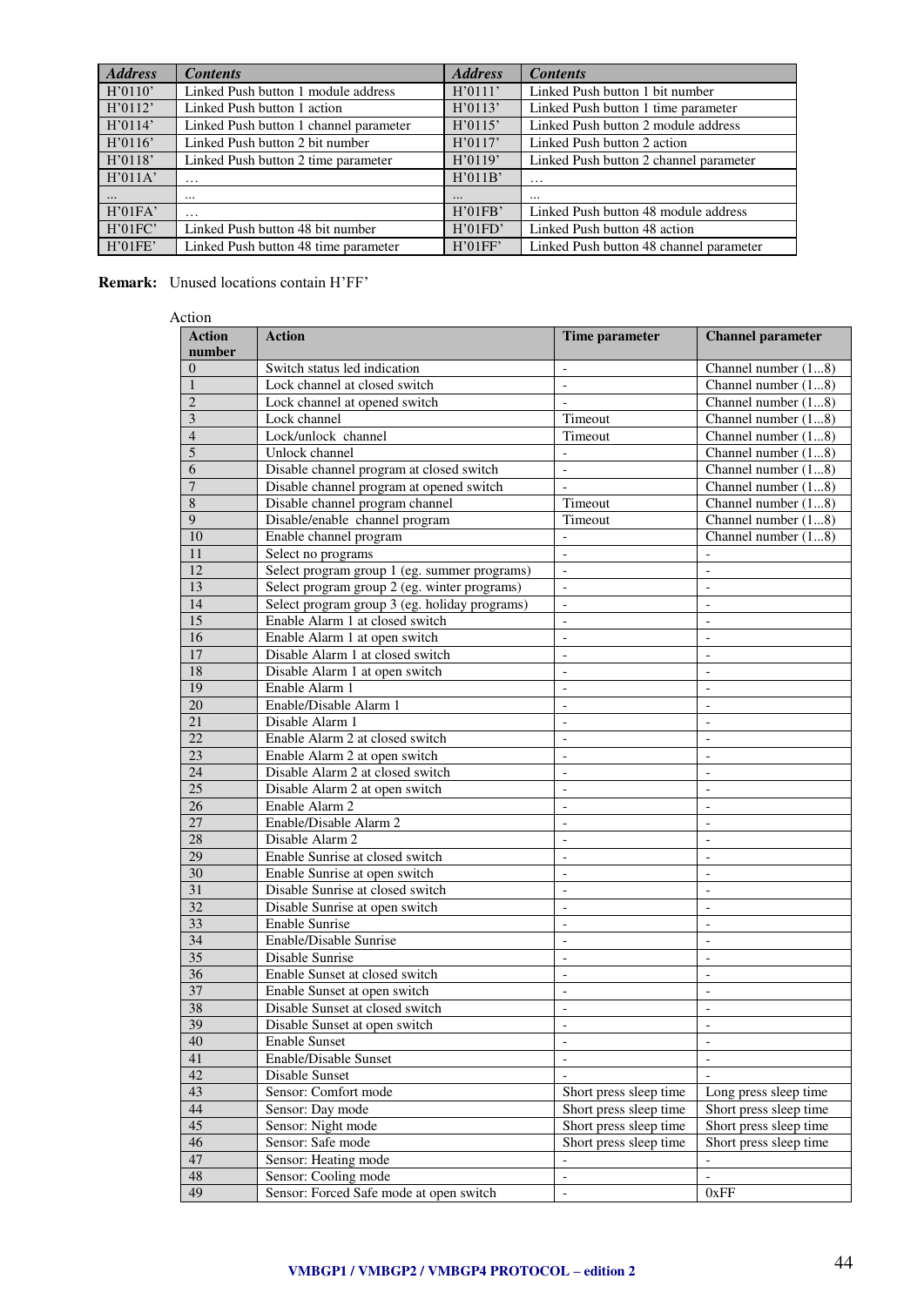| *Address* | *Contents* | *Address* | *Contents* |
|---|---|---|---|
| H'0110' | Linked Push button 1 module address | H'0111' | Linked Push button 1 bit number |
| H'0112' | Linked Push button 1 action | H'0113' | Linked Push button 1 time parameter |
| H'0114' | Linked Push button 1 channel parameter | H'0115' | Linked Push button 2 module address |
| H'0116' | Linked Push button 2 bit number | H'0117' | Linked Push button 2 action |
| H'0118' | Linked Push button 2 time parameter | H'0119' | Linked Push button 2 channel parameter |
| H'011A' | … | H'011B' | … |
| … | … | … | … |
| H'01FA' | … | H'01FB' | Linked Push button 48 module address |
| H'01FC' | Linked Push button 48 bit number | H'01FD' | Linked Push button 48 action |
| H'01FE' | Linked Push button 48 time parameter | H'01FF' | Linked Push button 48 channel parameter |

**Remark:** Unused locations contain H'FF'

Action

| Action number | Action | Time parameter | Channel parameter |
|---|---|---|---|
| 0 | Switch status led indication | - | Channel number (1...8) |
| 1 | Lock channel at closed switch | - | Channel number (1...8) |
| 2 | Lock channel at opened switch | - | Channel number (1...8) |
| 3 | Lock channel | Timeout | Channel number (1...8) |
| 4 | Lock/unlock channel | Timeout | Channel number (1...8) |
| 5 | Unlock channel | - | Channel number (1...8) |
| 6 | Disable channel program at closed switch | - | Channel number (1...8) |
| 7 | Disable channel program at opened switch | - | Channel number (1...8) |
| 8 | Disable channel program channel | Timeout | Channel number (1...8) |
| 9 | Disable/enable channel program | Timeout | Channel number (1...8) |
| 10 | Enable channel program | - | Channel number (1...8) |
| 11 | Select no programs | - | - |
| 12 | Select program group 1 (eg. summer programs) | - | - |
| 13 | Select program group 2 (eg. winter programs) | - | - |
| 14 | Select program group 3 (eg. holiday programs) | - | - |
| 15 | Enable Alarm 1 at closed switch | - | - |
| 16 | Enable Alarm 1 at open switch | - | - |
| 17 | Disable Alarm 1 at closed switch | - | - |
| 18 | Disable Alarm 1 at open switch | - | - |
| 19 | Enable Alarm 1 | - | - |
| 20 | Enable/Disable Alarm 1 | - | - |
| 21 | Disable Alarm 1 | - | - |
| 22 | Enable Alarm 2 at closed switch | - | - |
| 23 | Enable Alarm 2 at open switch | - | - |
| 24 | Disable Alarm 2 at closed switch | - | - |
| 25 | Disable Alarm 2 at open switch | - | - |
| 26 | Enable Alarm 2 | - | - |
| 27 | Enable/Disable Alarm 2 | - | - |
| 28 | Disable Alarm 2 | - | - |
| 29 | Enable Sunrise at closed switch | - | - |
| 30 | Enable Sunrise at open switch | - | - |
| 31 | Disable Sunrise at closed switch | - | - |
| 32 | Disable Sunrise at open switch | - | - |
| 33 | Enable Sunrise | - | - |
| 34 | Enable/Disable Sunrise | - | - |
| 35 | Disable Sunrise | - | - |
| 36 | Enable Sunset at closed switch | - | - |
| 37 | Enable Sunset at open switch | - | - |
| 38 | Disable Sunset at closed switch | - | - |
| 39 | Disable Sunset at open switch | - | - |
| 40 | Enable Sunset | - | - |
| 41 | Enable/Disable Sunset | - | - |
| 42 | Disable Sunset | - | - |
| 43 | Sensor: Comfort mode | Short press sleep time | Long press sleep time |
| 44 | Sensor: Day mode | Short press sleep time | Short press sleep time |
| 45 | Sensor: Night mode | Short press sleep time | Short press sleep time |
| 46 | Sensor: Safe mode | Short press sleep time | Short press sleep time |
| 47 | Sensor: Heating mode | - | - |
| 48 | Sensor: Cooling mode | - | - |
| 49 | Sensor: Forced Safe mode at open switch | - | 0xFF |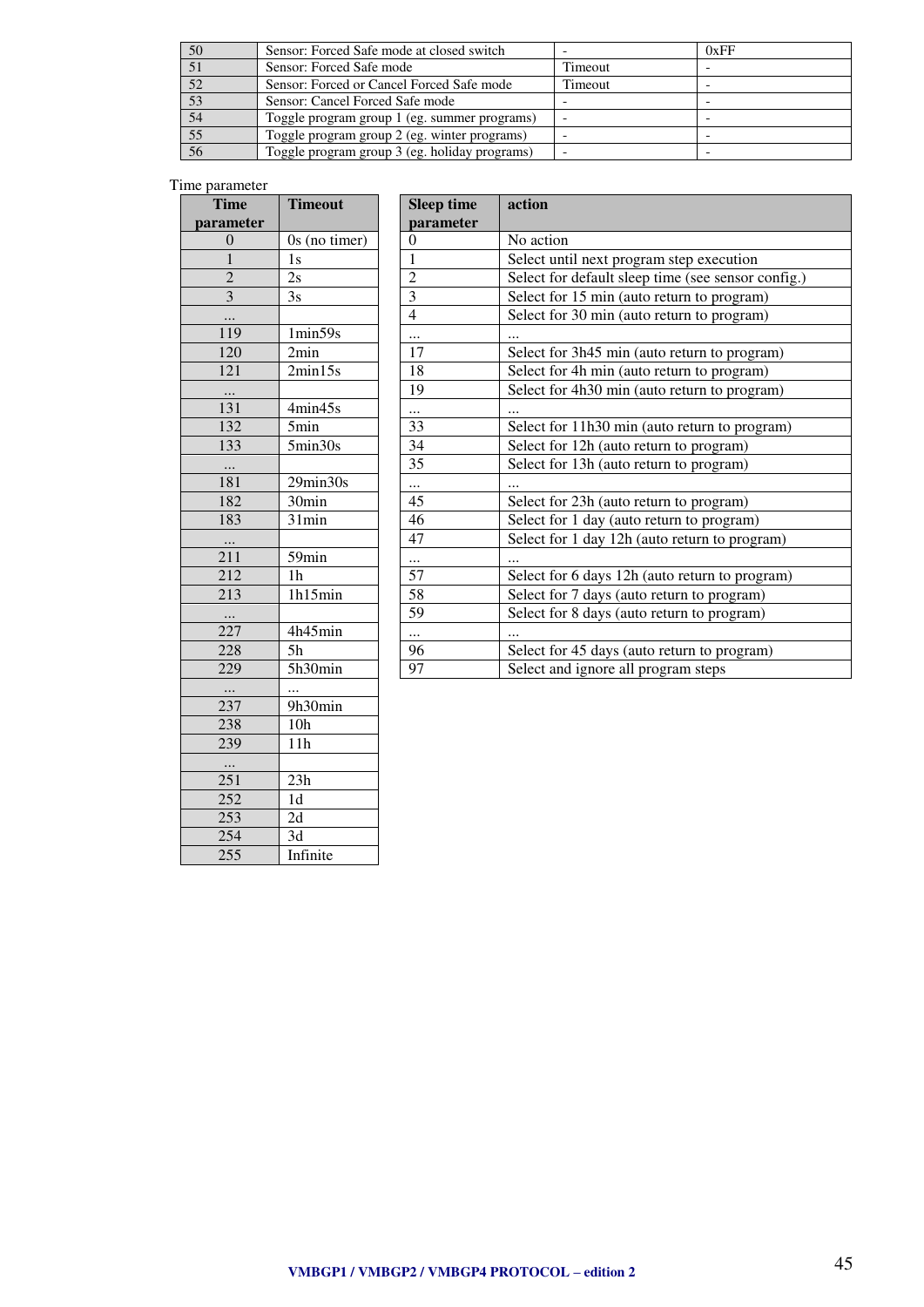| 50 | Sensor: Forced Safe mode at closed switch | - | 0xFF |
|---|---|---|---|
| 51 | Sensor: Forced Safe mode | Timeout | - |
| 52 | Sensor: Forced or Cancel Forced Safe mode | Timeout | - |
| 53 | Sensor: Cancel Forced Safe mode | - | - |
| 54 | Toggle program group 1 (eg. summer programs) | - | - |
| 55 | Toggle program group 2 (eg. winter programs) | - | - |
| 56 | Toggle program group 3 (eg. holiday programs) | - | - |

Time parameter

| Time parameter | Timeout |
|---|---|
| 0 | 0s (no timer) |
| 1 | 1s |
| 2 | 2s |
| 3 | 3s |
| ... | |
| 119 | 1min59s |
| 120 | 2min |
| 121 | 2min15s |
| ... | |
| 131 | 4min45s |
| 132 | 5min |
| 133 | 5min30s |
| ... | |
| 181 | 29min30s |
| 182 | 30min |
| 183 | 31min |
| ... | |
| 211 | 59min |
| 212 | 1h |
| 213 | 1h15min |
| ... | |
| 227 | 4h45min |
| 228 | 5h |
| 229 | 5h30min |
| ... | ... |
| 237 | 9h30min |
| 238 | 10h |
| 239 | 11h |
| ... | |
| 251 | 23h |
| 252 | 1d |
| 253 | 2d |
| 254 | 3d |
| 255 | Infinite |

| Sleep time parameter | action |
|---|---|
| 0 | No action |
| 1 | Select until next program step execution |
| 2 | Select for default sleep time (see sensor config.) |
| 3 | Select for 15 min (auto return to program) |
| 4 | Select for 30 min (auto return to program) |
| ... | ... |
| 17 | Select for 3h45 min (auto return to program) |
| 18 | Select for 4h min (auto return to program) |
| 19 | Select for 4h30 min (auto return to program) |
| ... | ... |
| 33 | Select for 11h30 min (auto return to program) |
| 34 | Select for 12h (auto return to program) |
| 35 | Select for 13h (auto return to program) |
| ... | ... |
| 45 | Select for 23h (auto return to program) |
| 46 | Select for 1 day (auto return to program) |
| 47 | Select for 1 day 12h (auto return to program) |
| ... | ... |
| 57 | Select for 6 days 12h (auto return to program) |
| 58 | Select for 7 days (auto return to program) |
| 59 | Select for 8 days (auto return to program) |
| ... | ... |
| 96 | Select for 45 days (auto return to program) |
| 97 | Select and ignore all program steps |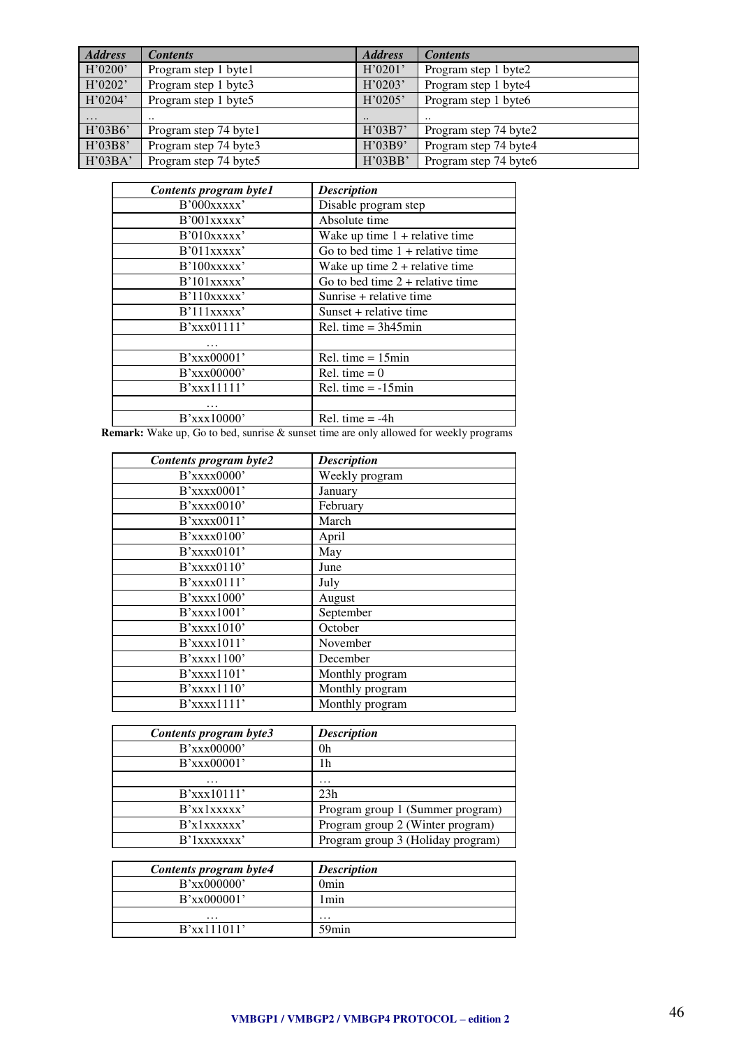| *Address* | *Contents* | *Address* | *Contents* |
|---|---|---|---|
| H'0200' | Program step 1 byte1 | H'0201' | Program step 1 byte2 |
| H'0202' | Program step 1 byte3 | H'0203' | Program step 1 byte4 |
| H'0204' | Program step 1 byte5 | H'0205' | Program step 1 byte6 |
| … | .. | .. | .. |
| H'03B6' | Program step 74 byte1 | H'03B7' | Program step 74 byte2 |
| H'03B8' | Program step 74 byte3 | H'03B9' | Program step 74 byte4 |
| H'03BA' | Program step 74 byte5 | H'03BB' | Program step 74 byte6 |

| *Contents program byte1* | *Description* |
|---|---|
| B'000xxxxx' | Disable program step |
| B'001xxxxx' | Absolute time |
| B'010xxxxx' | Wake up time 1 + relative time |
| B'011xxxxx' | Go to bed time 1 + relative time |
| B'100xxxxx' | Wake up time 2 + relative time |
| B'101xxxxx' | Go to bed time 2 + relative time |
| B'110xxxxx' | Sunrise + relative time |
| B'111xxxxx' | Sunset + relative time |
| B'xxx01111' | Rel. time = 3h45min |
| … | |
| B'xxx00001' | Rel. time = 15min |
| B'xxx00000' | Rel. time = 0 |
| B'xxx11111' | Rel. time = -15min |
| … | |
| B'xxx10000' | Rel. time = -4h |

**Remark:** Wake up, Go to bed, sunrise & sunset time are only allowed for weekly programs

| *Contents program byte2* | *Description* |
|---|---|
| B'xxxx0000' | Weekly program |
| B'xxxx0001' | January |
| B'xxxx0010' | February |
| B'xxxx0011' | March |
| B'xxxx0100' | April |
| B'xxxx0101' | May |
| B'xxxx0110' | June |
| B'xxxx0111' | July |
| B'xxxx1000' | August |
| B'xxxx1001' | September |
| B'xxxx1010' | October |
| B'xxxx1011' | November |
| B'xxxx1100' | December |
| B'xxxx1101' | Monthly program |
| B'xxxx1110' | Monthly program |
| B'xxxx1111' | Monthly program |

| *Contents program byte3* | *Description* |
|---|---|
| B'xxx00000' | 0h |
| B'xxx00001' | 1h |
| … | … |
| B'xxx10111' | 23h |
| B'xx1xxxxx' | Program group 1 (Summer program) |
| B'x1xxxxxx' | Program group 2 (Winter program) |
| B'1xxxxxxx' | Program group 3 (Holiday program) |

| *Contents program byte4* | *Description* |
|---|---|
| B'xx000000' | 0min |
| B'xx000001' | 1min |
| … | … |
| B'xx111011' | 59min |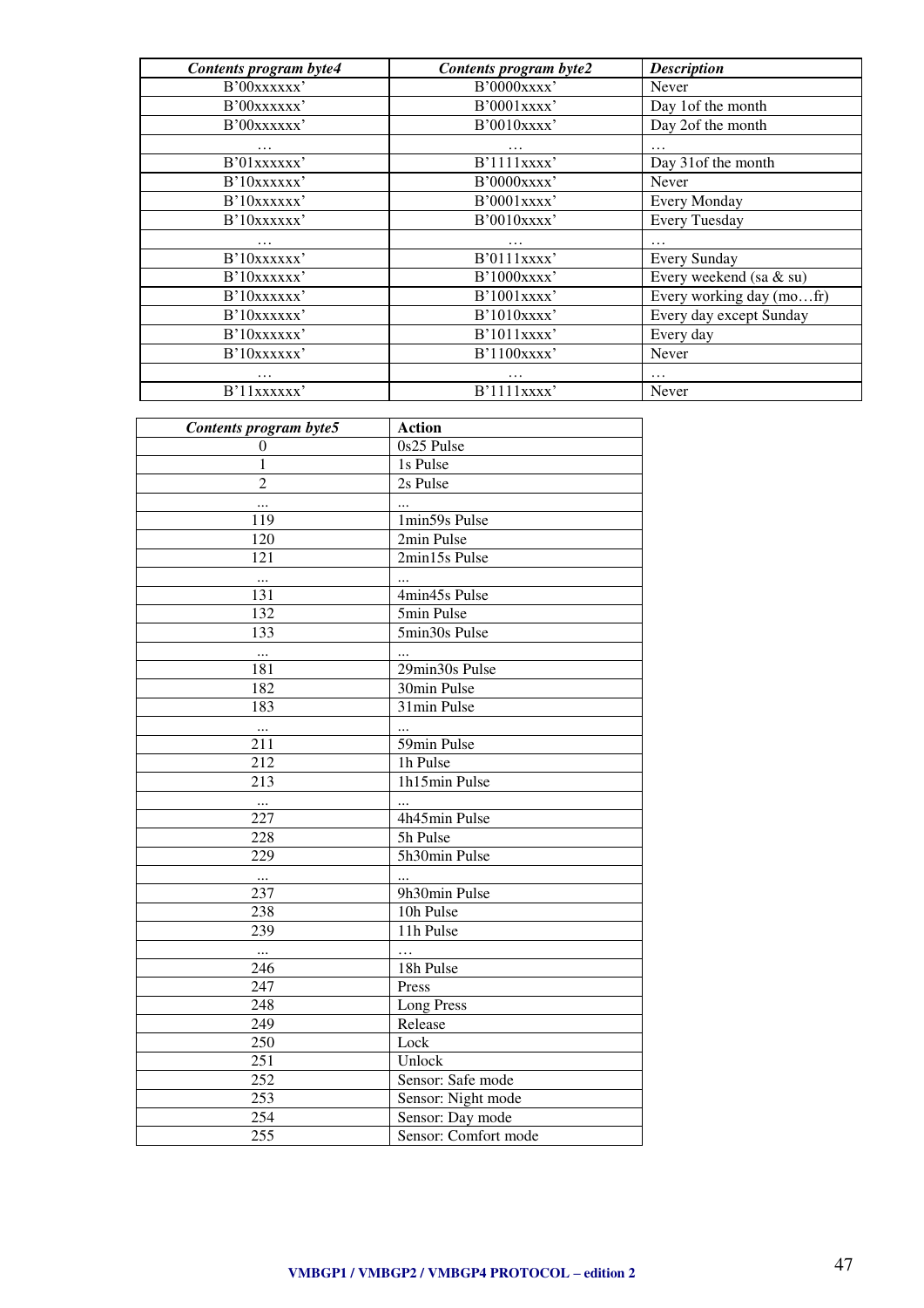| *Contents program byte4* | *Contents program byte2* | *Description* |
|---|---|---|
| B'00xxxxxx' | B'0000xxxx' | Never |
| B'00xxxxxx' | B'0001xxxx' | Day 1of the month |
| B'00xxxxxx' | B'0010xxxx' | Day 2of the month |
| … | … | … |
| B'01xxxxxx' | B'1111xxxx' | Day 31of the month |
| B'10xxxxxx' | B'0000xxxx' | Never |
| B'10xxxxxx' | B'0001xxxx' | Every Monday |
| B'10xxxxxx' | B'0010xxxx' | Every Tuesday |
| … | … | … |
| B'10xxxxxx' | B'0111xxxx' | Every Sunday |
| B'10xxxxxx' | B'1000xxxx' | Every weekend (sa & su) |
| B'10xxxxxx' | B'1001xxxx' | Every working day (mo…fr) |
| B'10xxxxxx' | B'1010xxxx' | Every day except Sunday |
| B'10xxxxxx' | B'1011xxxx' | Every day |
| B'10xxxxxx' | B'1100xxxx' | Never |
| … | … | … |
| B'11xxxxxx' | B'1111xxxx' | Never |

| *Contents program byte5* | **Action** |
|---|---|
| 0 | 0s25 Pulse |
| 1 | 1s Pulse |
| 2 | 2s Pulse |
| ... | ... |
| 119 | 1min59s Pulse |
| 120 | 2min Pulse |
| 121 | 2min15s Pulse |
| ... | ... |
| 131 | 4min45s Pulse |
| 132 | 5min Pulse |
| 133 | 5min30s Pulse |
| ... | ... |
| 181 | 29min30s Pulse |
| 182 | 30min Pulse |
| 183 | 31min Pulse |
| ... | ... |
| 211 | 59min Pulse |
| 212 | 1h Pulse |
| 213 | 1h15min Pulse |
| ... | ... |
| 227 | 4h45min Pulse |
| 228 | 5h Pulse |
| 229 | 5h30min Pulse |
| ... | ... |
| 237 | 9h30min Pulse |
| 238 | 10h Pulse |
| 239 | 11h Pulse |
| ... | … |
| 246 | 18h Pulse |
| 247 | Press |
| 248 | Long Press |
| 249 | Release |
| 250 | Lock |
| 251 | Unlock |
| 252 | Sensor: Safe mode |
| 253 | Sensor: Night mode |
| 254 | Sensor: Day mode |
| 255 | Sensor: Comfort mode |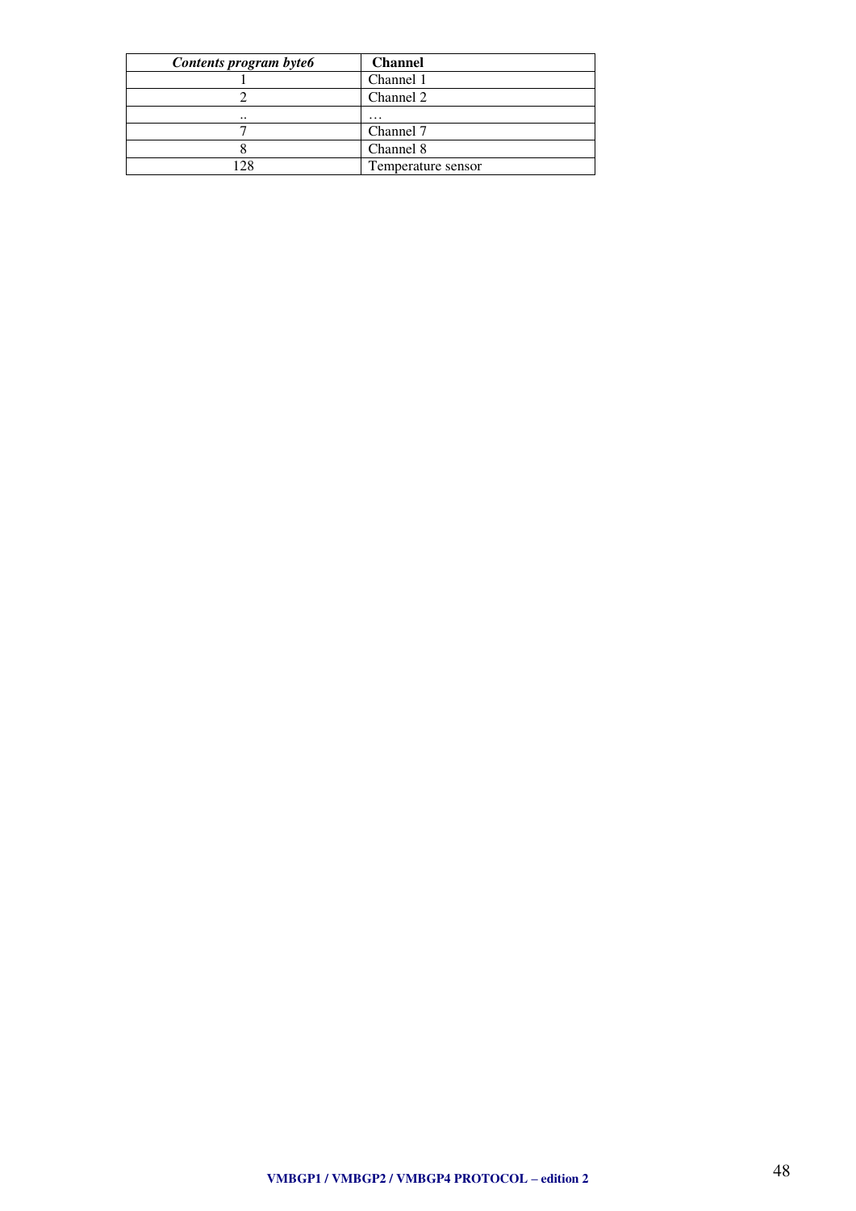| ***Contents program byte6*** | **Channel** |
|---|---|
| 1 | Channel 1 |
| 2 | Channel 2 |
| .. | … |
| 7 | Channel 7 |
| 8 | Channel 8 |
| 128 | Temperature sensor |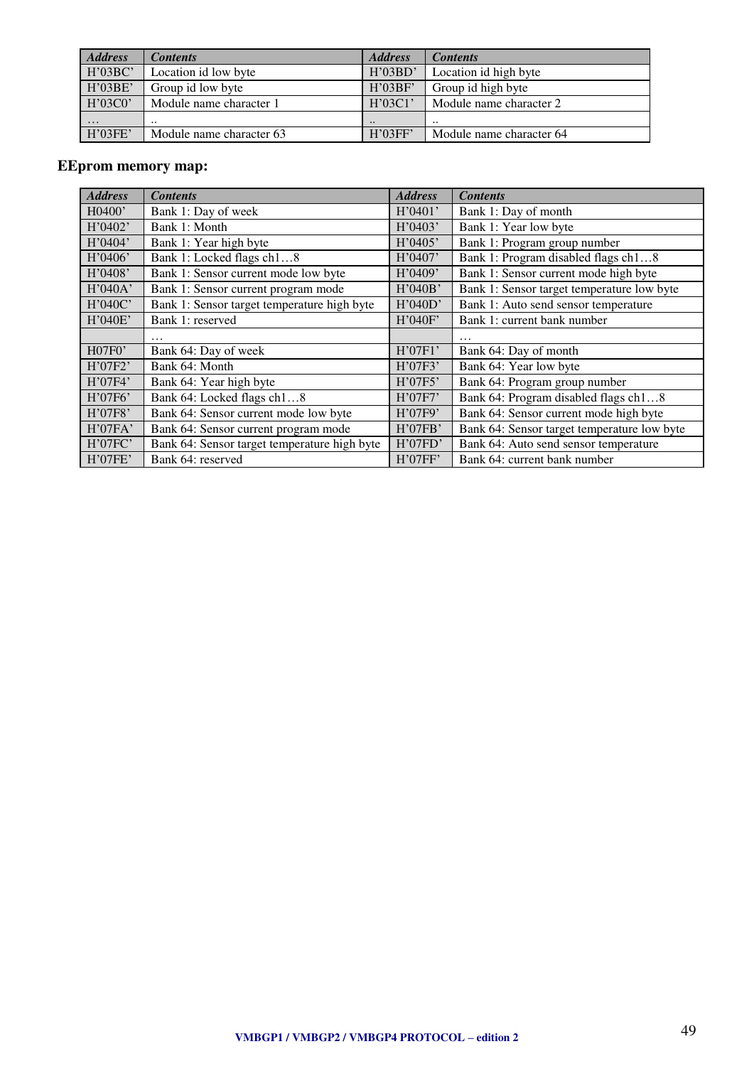| Address | Contents | Address | Contents |
|---|---|---|---|
| H'03BC' | Location id low byte | H'03BD' | Location id high byte |
| H'03BE' | Group id low byte | H'03BF' | Group id high byte |
| H'03C0' | Module name character 1 | H'03C1' | Module name character 2 |
| … | .. | .. | .. |
| H'03FE' | Module name character 63 | H'03FF' | Module name character 64 |

## EEprom memory map:

| Address | Contents | Address | Contents |
|---|---|---|---|
| H0400' | Bank 1: Day of week | H'0401' | Bank 1: Day of month |
| H'0402' | Bank 1: Month | H'0403' | Bank 1: Year low byte |
| H'0404' | Bank 1: Year high byte | H'0405' | Bank 1: Program group number |
| H'0406' | Bank 1: Locked flags ch1…8 | H'0407' | Bank 1: Program disabled flags ch1…8 |
| H'0408' | Bank 1: Sensor current mode low byte | H'0409' | Bank 1: Sensor current mode high byte |
| H'040A' | Bank 1: Sensor current program mode | H'040B' | Bank 1: Sensor target temperature low byte |
| H'040C' | Bank 1: Sensor target temperature high byte | H'040D' | Bank 1: Auto send sensor temperature |
| H'040E' | Bank 1: reserved | H'040F' | Bank 1: current bank number |
| | … | | … |
| H07F0' | Bank 64: Day of week | H'07F1' | Bank 64: Day of month |
| H'07F2' | Bank 64: Month | H'07F3' | Bank 64: Year low byte |
| H'07F4' | Bank 64: Year high byte | H'07F5' | Bank 64: Program group number |
| H'07F6' | Bank 64: Locked flags ch1…8 | H'07F7' | Bank 64: Program disabled flags ch1…8 |
| H'07F8' | Bank 64: Sensor current mode low byte | H'07F9' | Bank 64: Sensor current mode high byte |
| H'07FA' | Bank 64: Sensor current program mode | H'07FB' | Bank 64: Sensor target temperature low byte |
| H'07FC' | Bank 64: Sensor target temperature high byte | H'07FD' | Bank 64: Auto send sensor temperature |
| H'07FE' | Bank 64: reserved | H'07FF' | Bank 64: current bank number |